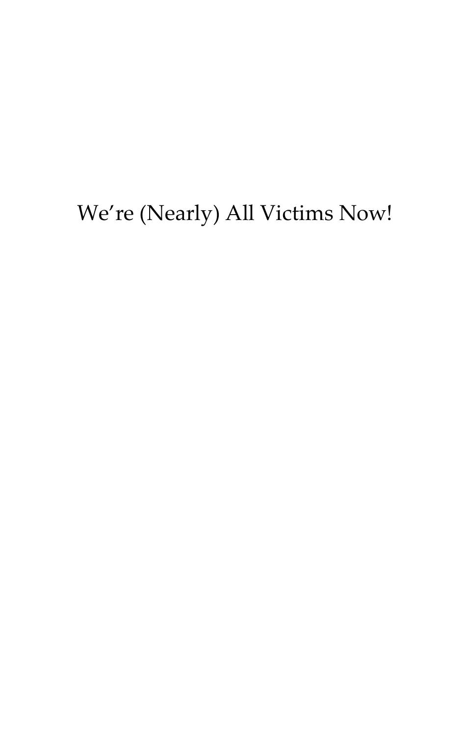# We're (Nearly) All Victims Now!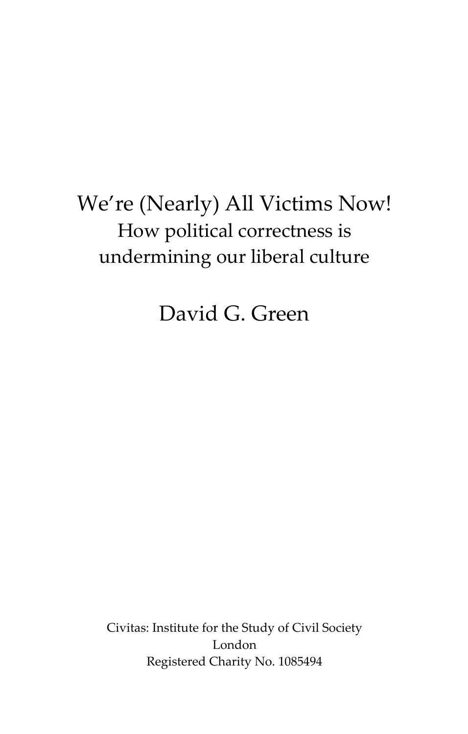# We're (Nearly) All Victims Now!

## How political correctness is undermining our liberal culture

David G. Green

Civitas: Institute for the Study of Civil Society
London
Registered Charity No. 1085494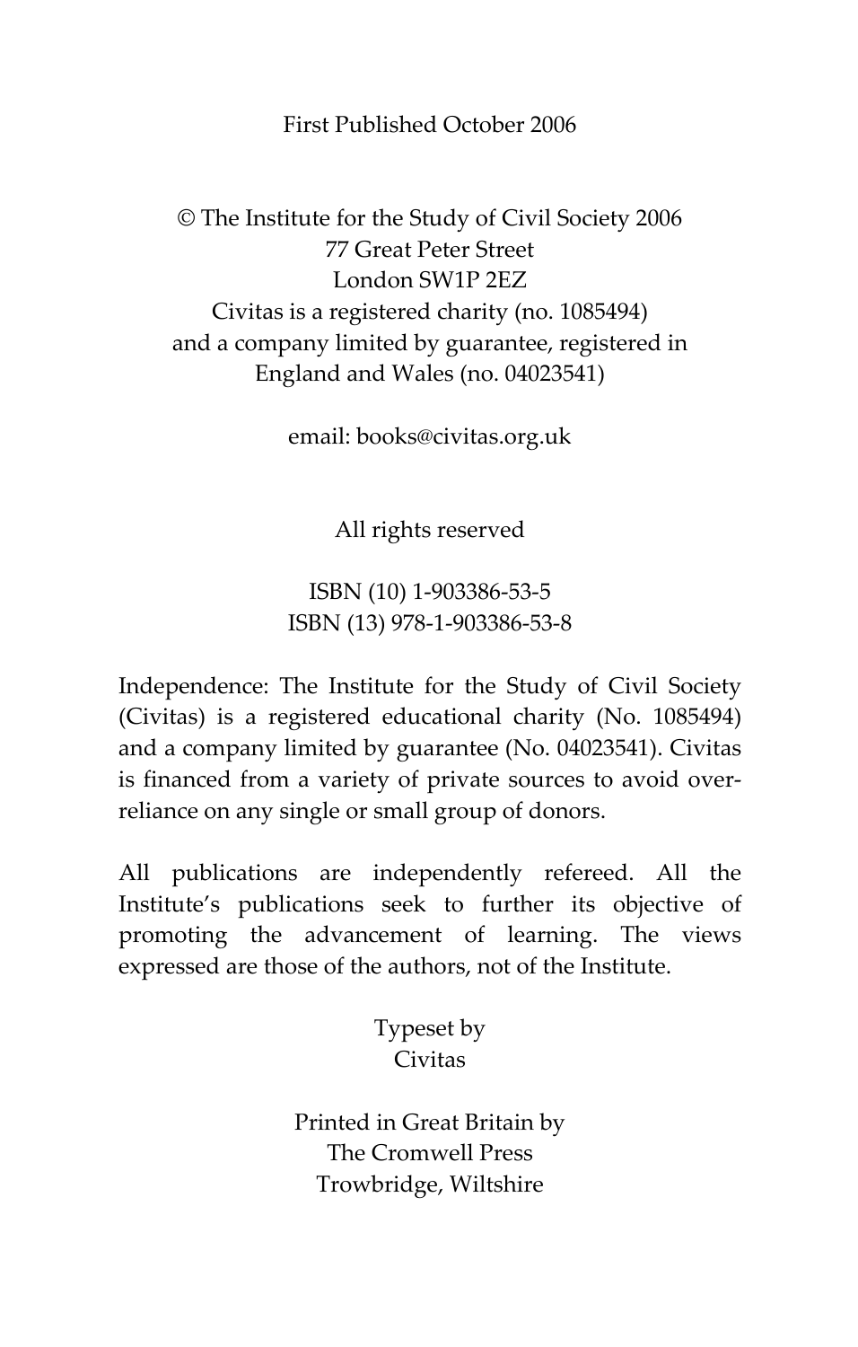First Published October 2006

© The Institute for the Study of Civil Society 2006
77 Great Peter Street
London SW1P 2EZ
Civitas is a registered charity (no. 1085494)
and a company limited by guarantee, registered in
England and Wales (no. 04023541)

email: books@civitas.org.uk

All rights reserved

ISBN (10) 1-903386-53-5
ISBN (13) 978-1-903386-53-8

Independence: The Institute for the Study of Civil Society (Civitas) is a registered educational charity (No. 1085494) and a company limited by guarantee (No. 04023541). Civitas is financed from a variety of private sources to avoid over-reliance on any single or small group of donors.

All publications are independently refereed. All the Institute's publications seek to further its objective of promoting the advancement of learning. The views expressed are those of the authors, not of the Institute.

Typeset by
Civitas

Printed in Great Britain by
The Cromwell Press
Trowbridge, Wiltshire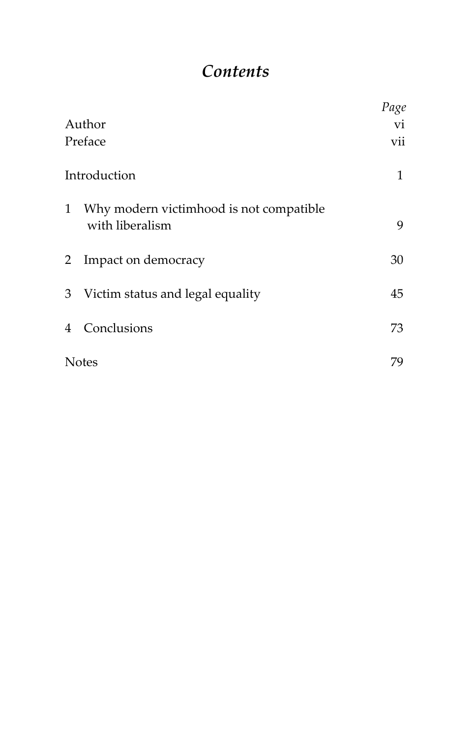# *Contents*

| | *Page* |
|---|---|
| Author | vi |
| Preface | vii |
| Introduction | 1 |
| 1 Why modern victimhood is not compatible with liberalism | 9 |
| 2 Impact on democracy | 30 |
| 3 Victim status and legal equality | 45 |
| 4 Conclusions | 73 |
| Notes | 79 |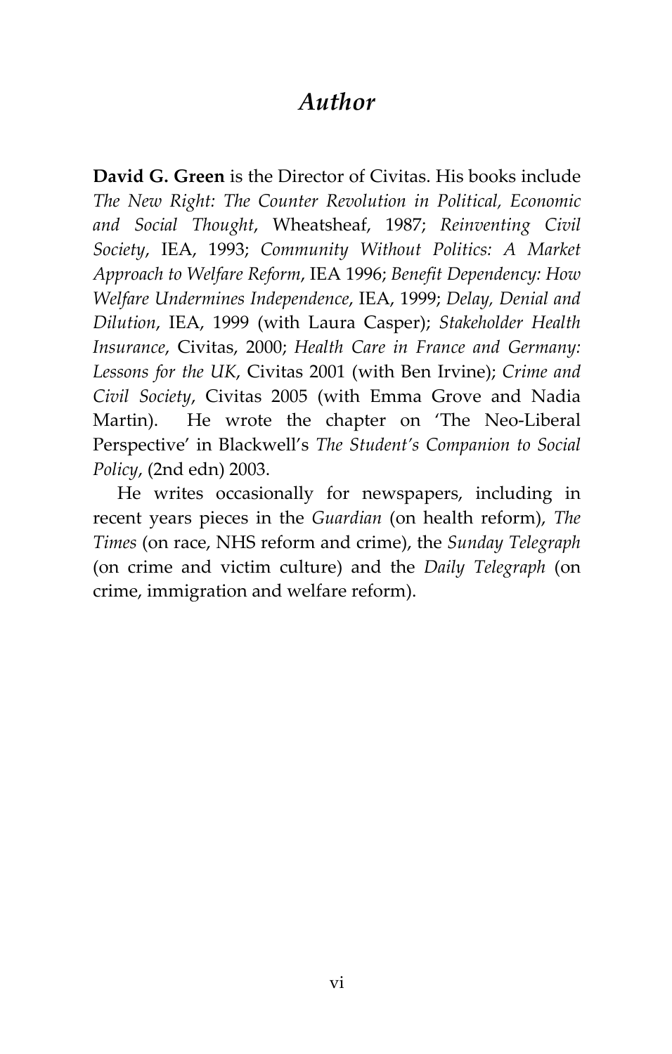# *Author*

**David G. Green** is the Director of Civitas. His books include *The New Right: The Counter Revolution in Political, Economic and Social Thought*, Wheatsheaf, 1987; *Reinventing Civil Society*, IEA, 1993; *Community Without Politics: A Market Approach to Welfare Reform*, IEA 1996; *Benefit Dependency: How Welfare Undermines Independence*, IEA, 1999; *Delay, Denial and Dilution*, IEA, 1999 (with Laura Casper); *Stakeholder Health Insurance*, Civitas, 2000; *Health Care in France and Germany: Lessons for the UK*, Civitas 2001 (with Ben Irvine); *Crime and Civil Society*, Civitas 2005 (with Emma Grove and Nadia Martin). He wrote the chapter on 'The Neo-Liberal Perspective' in Blackwell's *The Student's Companion to Social Policy*, (2nd edn) 2003.

He writes occasionally for newspapers, including in recent years pieces in the *Guardian* (on health reform), *The Times* (on race, NHS reform and crime), the *Sunday Telegraph* (on crime and victim culture) and the *Daily Telegraph* (on crime, immigration and welfare reform).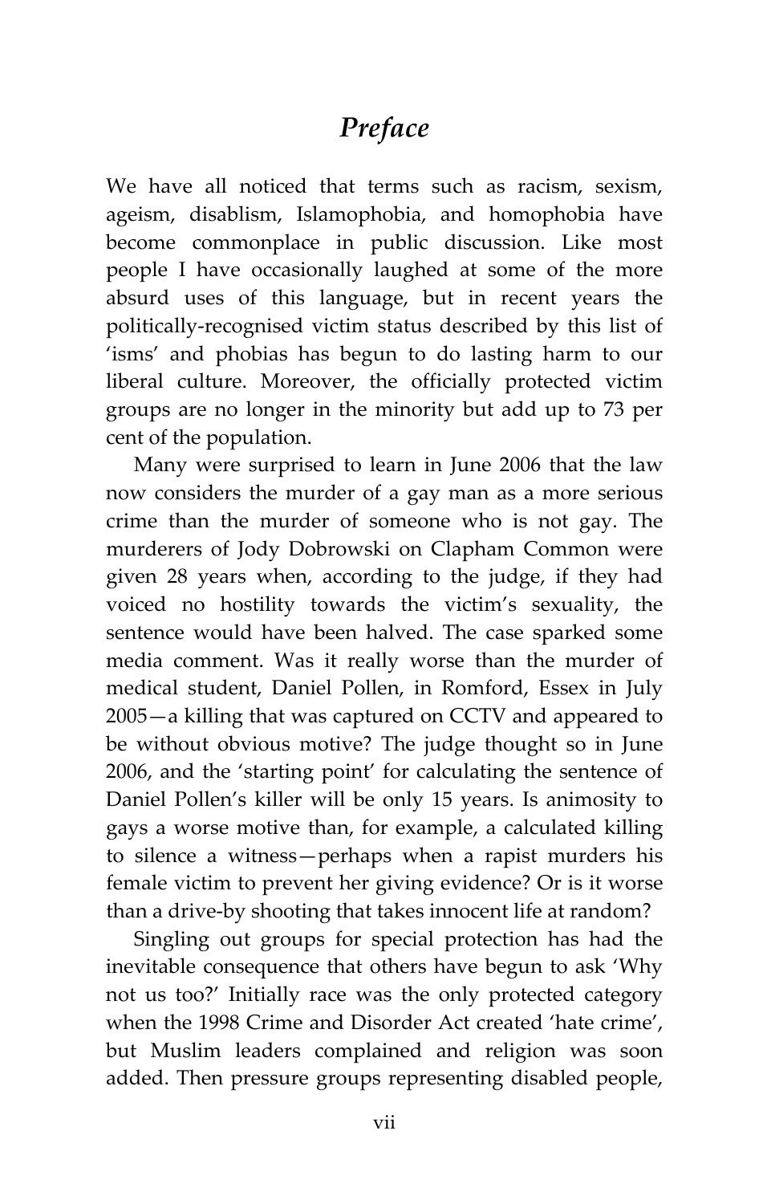# *Preface*

We have all noticed that terms such as racism, sexism, ageism, disablism, Islamophobia, and homophobia have become commonplace in public discussion. Like most people I have occasionally laughed at some of the more absurd uses of this language, but in recent years the politically-recognised victim status described by this list of 'isms' and phobias has begun to do lasting harm to our liberal culture. Moreover, the officially protected victim groups are no longer in the minority but add up to 73 per cent of the population.

Many were surprised to learn in June 2006 that the law now considers the murder of a gay man as a more serious crime than the murder of someone who is not gay. The murderers of Jody Dobrowski on Clapham Common were given 28 years when, according to the judge, if they had voiced no hostility towards the victim's sexuality, the sentence would have been halved. The case sparked some media comment. Was it really worse than the murder of medical student, Daniel Pollen, in Romford, Essex in July 2005—a killing that was captured on CCTV and appeared to be without obvious motive? The judge thought so in June 2006, and the 'starting point' for calculating the sentence of Daniel Pollen's killer will be only 15 years. Is animosity to gays a worse motive than, for example, a calculated killing to silence a witness—perhaps when a rapist murders his female victim to prevent her giving evidence? Or is it worse than a drive-by shooting that takes innocent life at random?

Singling out groups for special protection has had the inevitable consequence that others have begun to ask 'Why not us too?' Initially race was the only protected category when the 1998 Crime and Disorder Act created 'hate crime', but Muslim leaders complained and religion was soon added. Then pressure groups representing disabled people,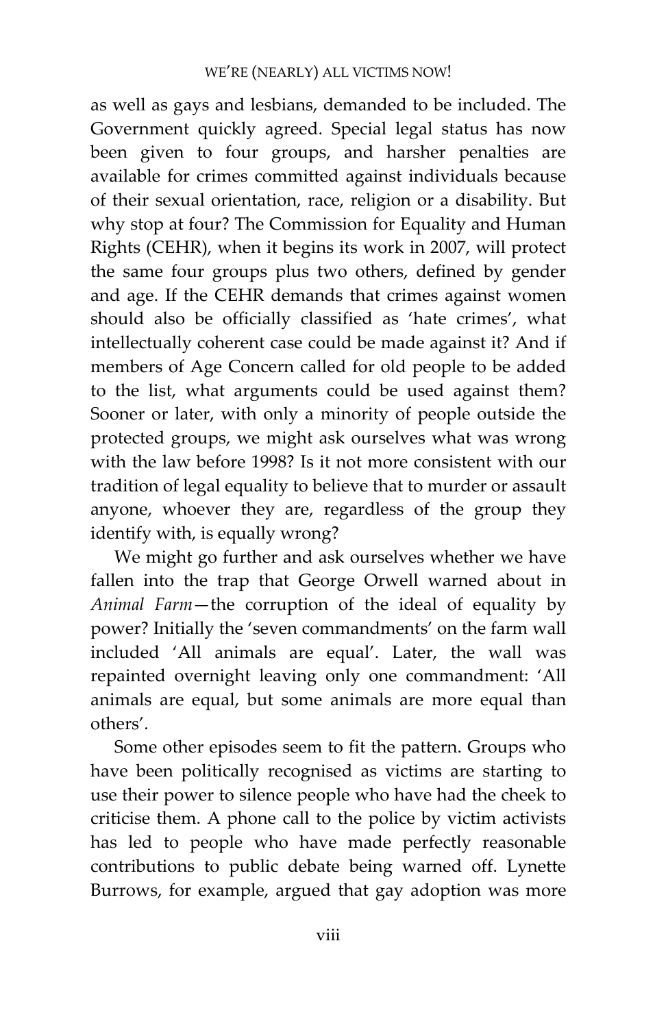as well as gays and lesbians, demanded to be included. The Government quickly agreed. Special legal status has now been given to four groups, and harsher penalties are available for crimes committed against individuals because of their sexual orientation, race, religion or a disability. But why stop at four? The Commission for Equality and Human Rights (CEHR), when it begins its work in 2007, will protect the same four groups plus two others, defined by gender and age. If the CEHR demands that crimes against women should also be officially classified as 'hate crimes', what intellectually coherent case could be made against it? And if members of Age Concern called for old people to be added to the list, what arguments could be used against them? Sooner or later, with only a minority of people outside the protected groups, we might ask ourselves what was wrong with the law before 1998? Is it not more consistent with our tradition of legal equality to believe that to murder or assault anyone, whoever they are, regardless of the group they identify with, is equally wrong?

We might go further and ask ourselves whether we have fallen into the trap that George Orwell warned about in *Animal Farm*—the corruption of the ideal of equality by power? Initially the 'seven commandments' on the farm wall included 'All animals are equal'. Later, the wall was repainted overnight leaving only one commandment: 'All animals are equal, but some animals are more equal than others'.

Some other episodes seem to fit the pattern. Groups who have been politically recognised as victims are starting to use their power to silence people who have had the cheek to criticise them. A phone call to the police by victim activists has led to people who have made perfectly reasonable contributions to public debate being warned off. Lynette Burrows, for example, argued that gay adoption was more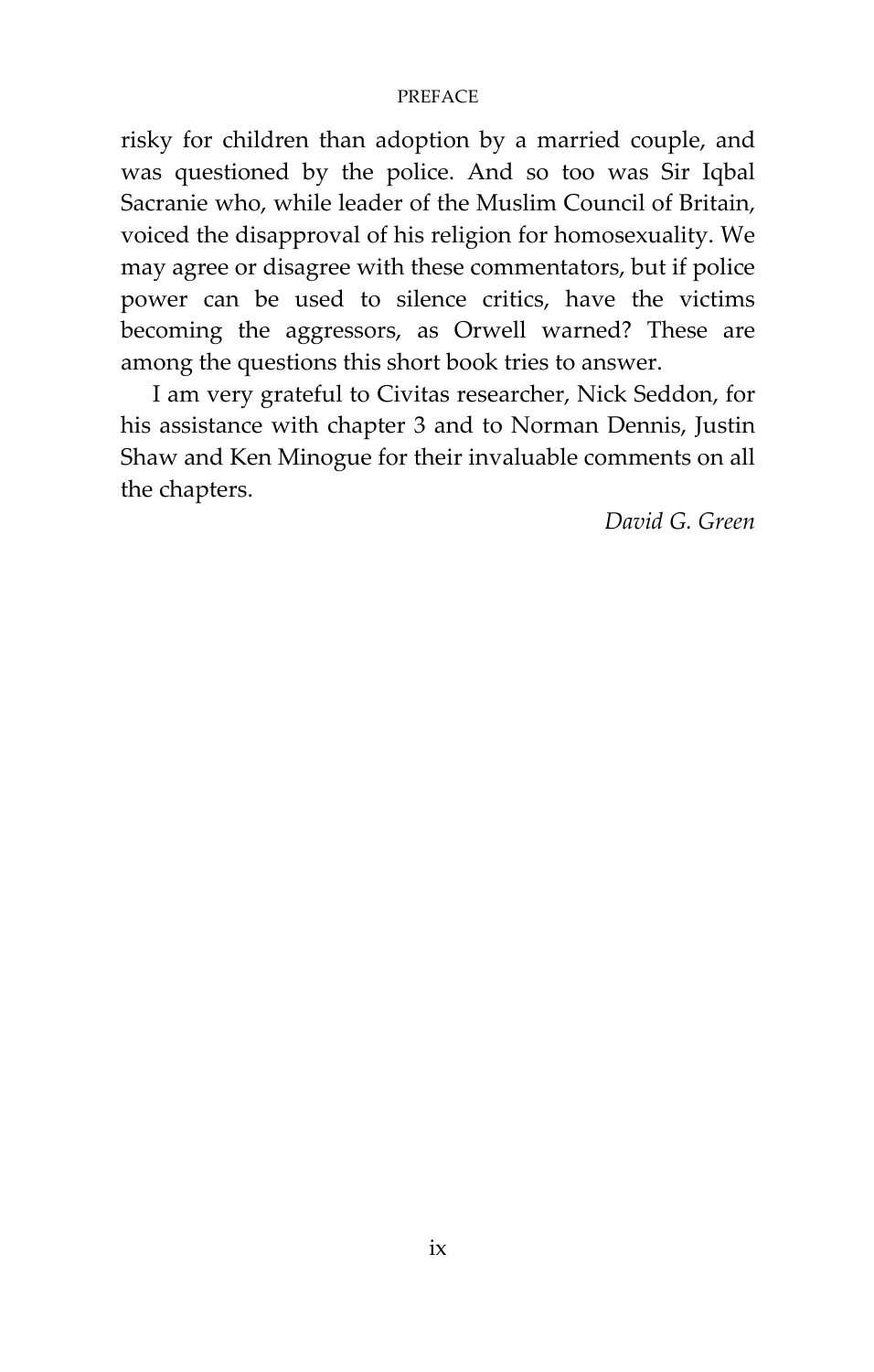risky for children than adoption by a married couple, and was questioned by the police. And so too was Sir Iqbal Sacranie who, while leader of the Muslim Council of Britain, voiced the disapproval of his religion for homosexuality. We may agree or disagree with these commentators, but if police power can be used to silence critics, have the victims becoming the aggressors, as Orwell warned? These are among the questions this short book tries to answer.

I am very grateful to Civitas researcher, Nick Seddon, for his assistance with chapter 3 and to Norman Dennis, Justin Shaw and Ken Minogue for their invaluable comments on all the chapters.

*David G. Green*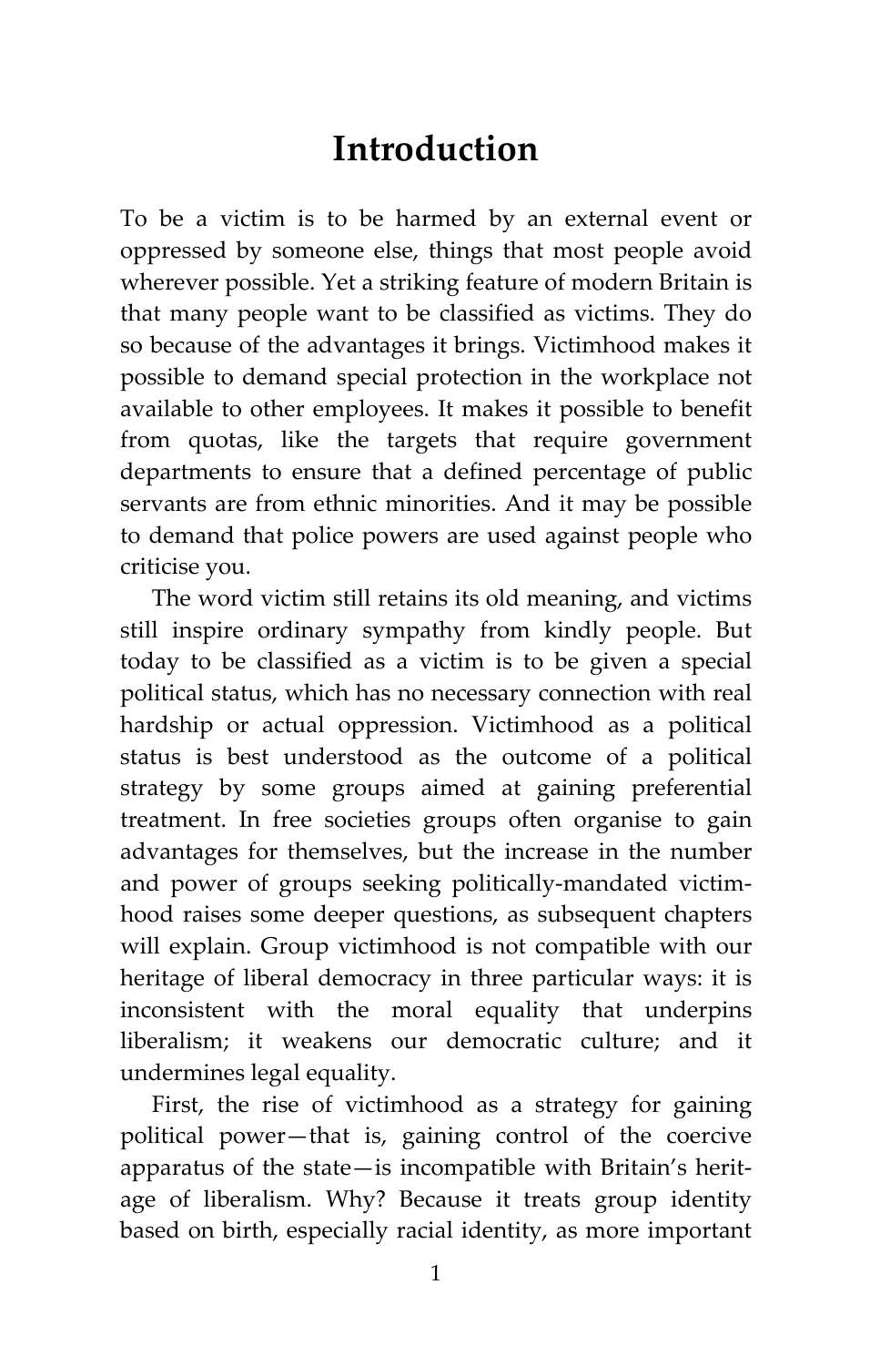# Introduction

To be a victim is to be harmed by an external event or oppressed by someone else, things that most people avoid wherever possible. Yet a striking feature of modern Britain is that many people want to be classified as victims. They do so because of the advantages it brings. Victimhood makes it possible to demand special protection in the workplace not available to other employees. It makes it possible to benefit from quotas, like the targets that require government departments to ensure that a defined percentage of public servants are from ethnic minorities. And it may be possible to demand that police powers are used against people who criticise you.

The word victim still retains its old meaning, and victims still inspire ordinary sympathy from kindly people. But today to be classified as a victim is to be given a special political status, which has no necessary connection with real hardship or actual oppression. Victimhood as a political status is best understood as the outcome of a political strategy by some groups aimed at gaining preferential treatment. In free societies groups often organise to gain advantages for themselves, but the increase in the number and power of groups seeking politically-mandated victimhood raises some deeper questions, as subsequent chapters will explain. Group victimhood is not compatible with our heritage of liberal democracy in three particular ways: it is inconsistent with the moral equality that underpins liberalism; it weakens our democratic culture; and it undermines legal equality.

First, the rise of victimhood as a strategy for gaining political power—that is, gaining control of the coercive apparatus of the state—is incompatible with Britain's heritage of liberalism. Why? Because it treats group identity based on birth, especially racial identity, as more important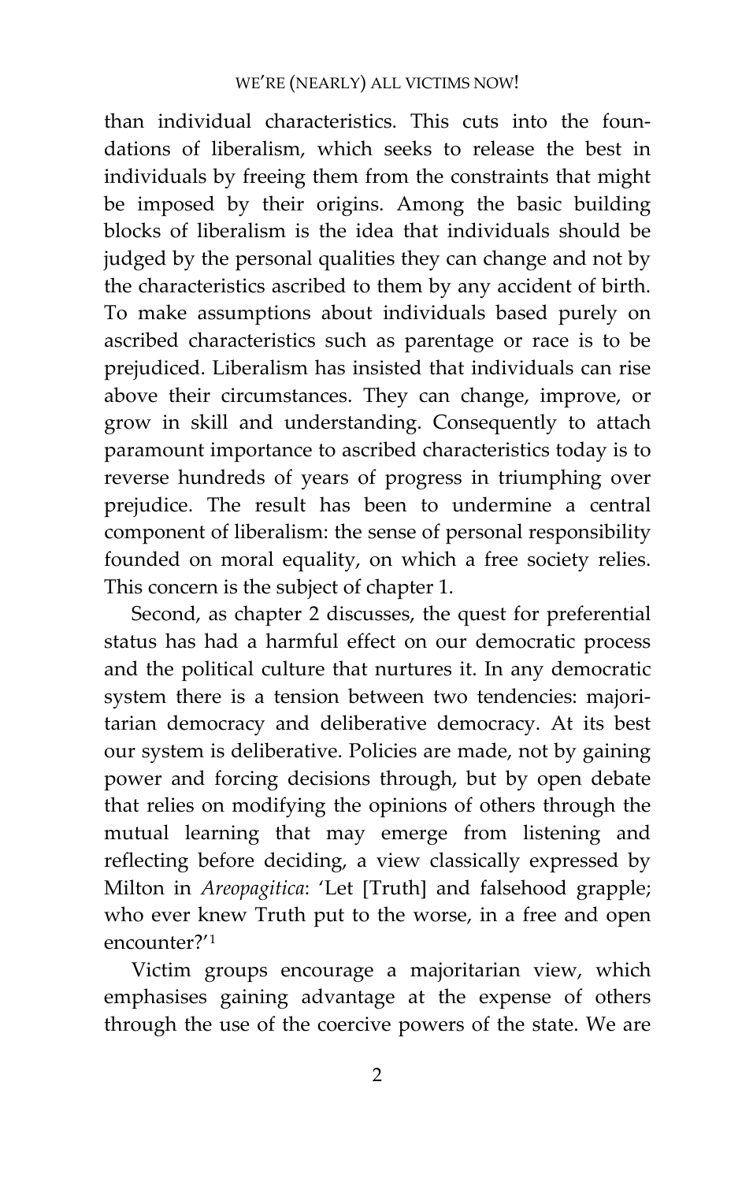than individual characteristics. This cuts into the foundations of liberalism, which seeks to release the best in individuals by freeing them from the constraints that might be imposed by their origins. Among the basic building blocks of liberalism is the idea that individuals should be judged by the personal qualities they can change and not by the characteristics ascribed to them by any accident of birth. To make assumptions about individuals based purely on ascribed characteristics such as parentage or race is to be prejudiced. Liberalism has insisted that individuals can rise above their circumstances. They can change, improve, or grow in skill and understanding. Consequently to attach paramount importance to ascribed characteristics today is to reverse hundreds of years of progress in triumphing over prejudice. The result has been to undermine a central component of liberalism: the sense of personal responsibility founded on moral equality, on which a free society relies. This concern is the subject of chapter 1.

Second, as chapter 2 discusses, the quest for preferential status has had a harmful effect on our democratic process and the political culture that nurtures it. In any democratic system there is a tension between two tendencies: majoritarian democracy and deliberative democracy. At its best our system is deliberative. Policies are made, not by gaining power and forcing decisions through, but by open debate that relies on modifying the opinions of others through the mutual learning that may emerge from listening and reflecting before deciding, a view classically expressed by Milton in *Areopagitica*: 'Let [Truth] and falsehood grapple; who ever knew Truth put to the worse, in a free and open encounter?'[1]

Victim groups encourage a majoritarian view, which emphasises gaining advantage at the expense of others through the use of the coercive powers of the state. We are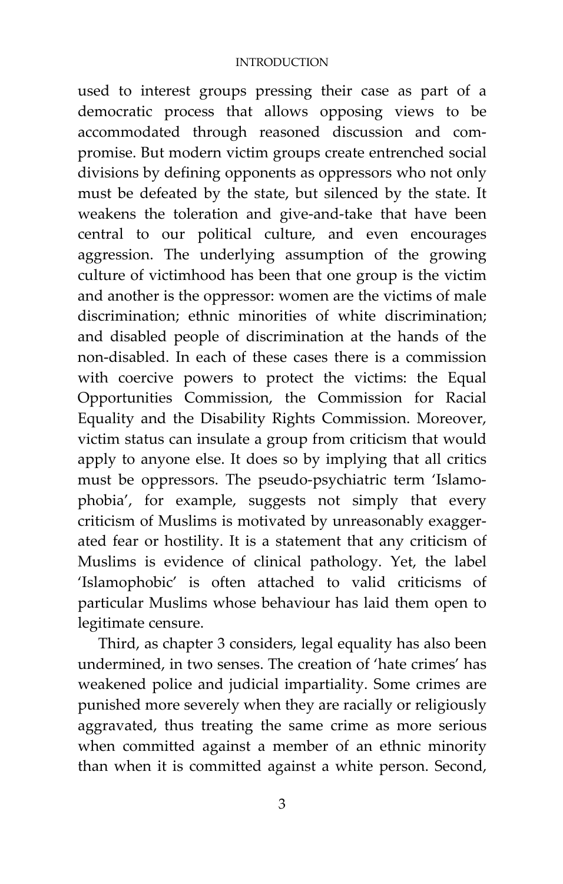used to interest groups pressing their case as part of a democratic process that allows opposing views to be accommodated through reasoned discussion and compromise. But modern victim groups create entrenched social divisions by defining opponents as oppressors who not only must be defeated by the state, but silenced by the state. It weakens the toleration and give-and-take that have been central to our political culture, and even encourages aggression. The underlying assumption of the growing culture of victimhood has been that one group is the victim and another is the oppressor: women are the victims of male discrimination; ethnic minorities of white discrimination; and disabled people of discrimination at the hands of the non-disabled. In each of these cases there is a commission with coercive powers to protect the victims: the Equal Opportunities Commission, the Commission for Racial Equality and the Disability Rights Commission. Moreover, victim status can insulate a group from criticism that would apply to anyone else. It does so by implying that all critics must be oppressors. The pseudo-psychiatric term 'Islamophobia', for example, suggests not simply that every criticism of Muslims is motivated by unreasonably exaggerated fear or hostility. It is a statement that any criticism of Muslims is evidence of clinical pathology. Yet, the label 'Islamophobic' is often attached to valid criticisms of particular Muslims whose behaviour has laid them open to legitimate censure.

Third, as chapter 3 considers, legal equality has also been undermined, in two senses. The creation of 'hate crimes' has weakened police and judicial impartiality. Some crimes are punished more severely when they are racially or religiously aggravated, thus treating the same crime as more serious when committed against a member of an ethnic minority than when it is committed against a white person. Second,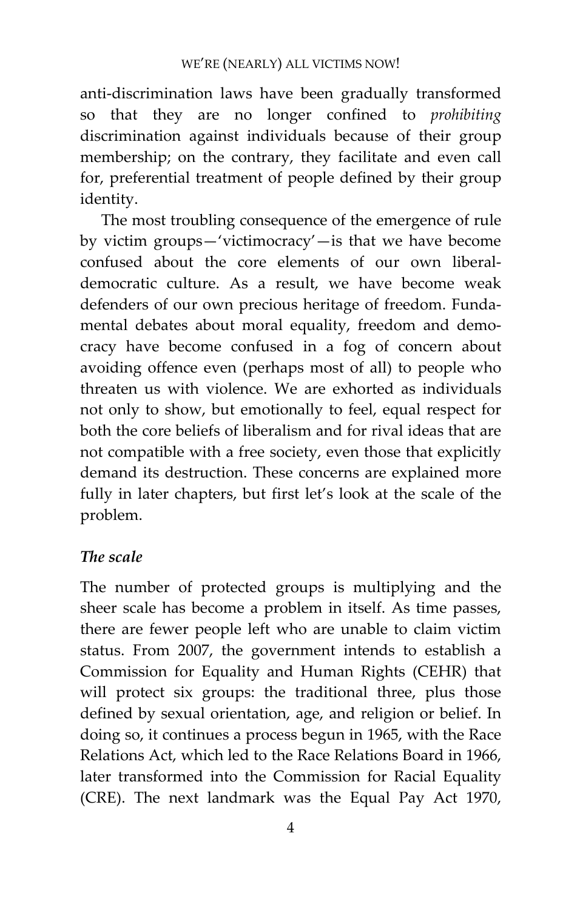anti-discrimination laws have been gradually transformed so that they are no longer confined to *prohibiting* discrimination against individuals because of their group membership; on the contrary, they facilitate and even call for, preferential treatment of people defined by their group identity.

The most troubling consequence of the emergence of rule by victim groups—'victimocracy'—is that we have become confused about the core elements of our own liberal-democratic culture. As a result, we have become weak defenders of our own precious heritage of freedom. Fundamental debates about moral equality, freedom and democracy have become confused in a fog of concern about avoiding offence even (perhaps most of all) to people who threaten us with violence. We are exhorted as individuals not only to show, but emotionally to feel, equal respect for both the core beliefs of liberalism and for rival ideas that are not compatible with a free society, even those that explicitly demand its destruction. These concerns are explained more fully in later chapters, but first let's look at the scale of the problem.

### *The scale*

The number of protected groups is multiplying and the sheer scale has become a problem in itself. As time passes, there are fewer people left who are unable to claim victim status. From 2007, the government intends to establish a Commission for Equality and Human Rights (CEHR) that will protect six groups: the traditional three, plus those defined by sexual orientation, age, and religion or belief. In doing so, it continues a process begun in 1965, with the Race Relations Act, which led to the Race Relations Board in 1966, later transformed into the Commission for Racial Equality (CRE). The next landmark was the Equal Pay Act 1970,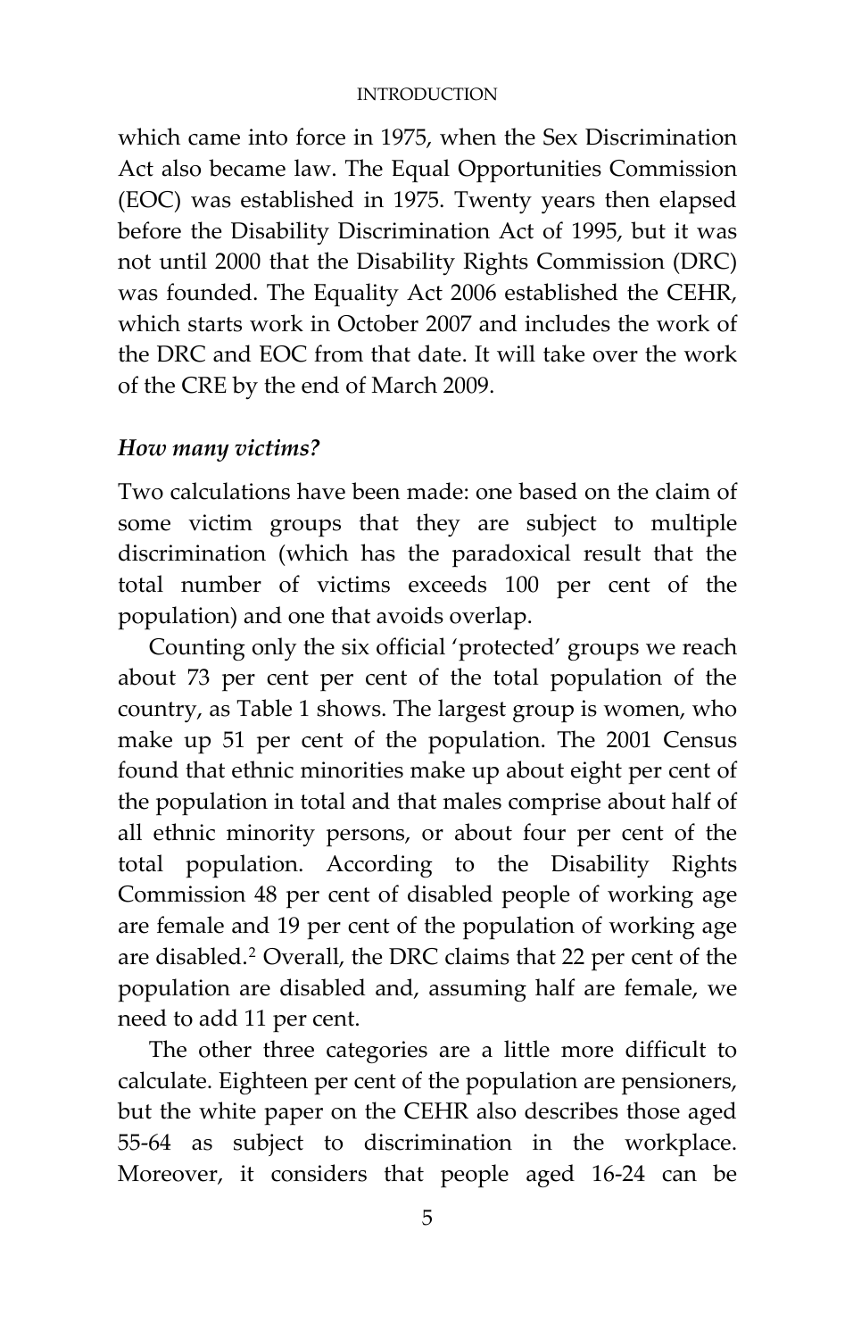which came into force in 1975, when the Sex Discrimination Act also became law. The Equal Opportunities Commission (EOC) was established in 1975. Twenty years then elapsed before the Disability Discrimination Act of 1995, but it was not until 2000 that the Disability Rights Commission (DRC) was founded. The Equality Act 2006 established the CEHR, which starts work in October 2007 and includes the work of the DRC and EOC from that date. It will take over the work of the CRE by the end of March 2009.

### *How many victims?*

Two calculations have been made: one based on the claim of some victim groups that they are subject to multiple discrimination (which has the paradoxical result that the total number of victims exceeds 100 per cent of the population) and one that avoids overlap.

Counting only the six official 'protected' groups we reach about 73 per cent per cent of the total population of the country, as Table 1 shows. The largest group is women, who make up 51 per cent of the population. The 2001 Census found that ethnic minorities make up about eight per cent of the population in total and that males comprise about half of all ethnic minority persons, or about four per cent of the total population. According to the Disability Rights Commission 48 per cent of disabled people of working age are female and 19 per cent of the population of working age are disabled.[2] Overall, the DRC claims that 22 per cent of the population are disabled and, assuming half are female, we need to add 11 per cent.

The other three categories are a little more difficult to calculate. Eighteen per cent of the population are pensioners, but the white paper on the CEHR also describes those aged 55-64 as subject to discrimination in the workplace. Moreover, it considers that people aged 16-24 can be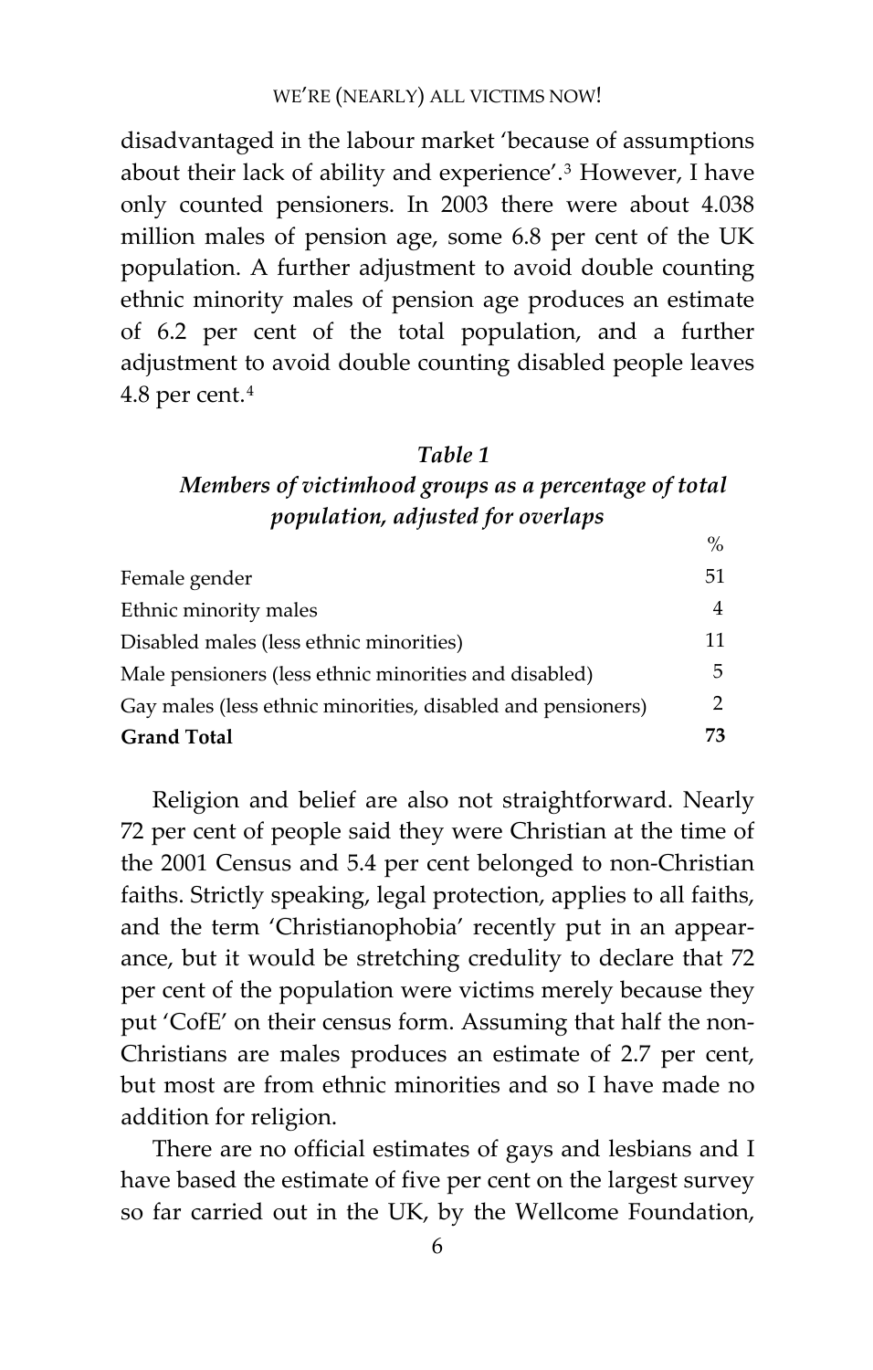disadvantaged in the labour market 'because of assumptions about their lack of ability and experience'.[3] However, I have only counted pensioners. In 2003 there were about 4.038 million males of pension age, some 6.8 per cent of the UK population. A further adjustment to avoid double counting ethnic minority males of pension age produces an estimate of 6.2 per cent of the total population, and a further adjustment to avoid double counting disabled people leaves 4.8 per cent.[4]

***Table 1***
***Members of victimhood groups as a percentage of total population, adjusted for overlaps***

| | % |
|---|---|
| Female gender | 51 |
| Ethnic minority males | 4 |
| Disabled males (less ethnic minorities) | 11 |
| Male pensioners (less ethnic minorities and disabled) | 5 |
| Gay males (less ethnic minorities, disabled and pensioners) | 2 |
| **Grand Total** | **73** |

Religion and belief are also not straightforward. Nearly 72 per cent of people said they were Christian at the time of the 2001 Census and 5.4 per cent belonged to non-Christian faiths. Strictly speaking, legal protection, applies to all faiths, and the term 'Christianophobia' recently put in an appearance, but it would be stretching credulity to declare that 72 per cent of the population were victims merely because they put 'CofE' on their census form. Assuming that half the non-Christians are males produces an estimate of 2.7 per cent, but most are from ethnic minorities and so I have made no addition for religion.

There are no official estimates of gays and lesbians and I have based the estimate of five per cent on the largest survey so far carried out in the UK, by the Wellcome Foundation,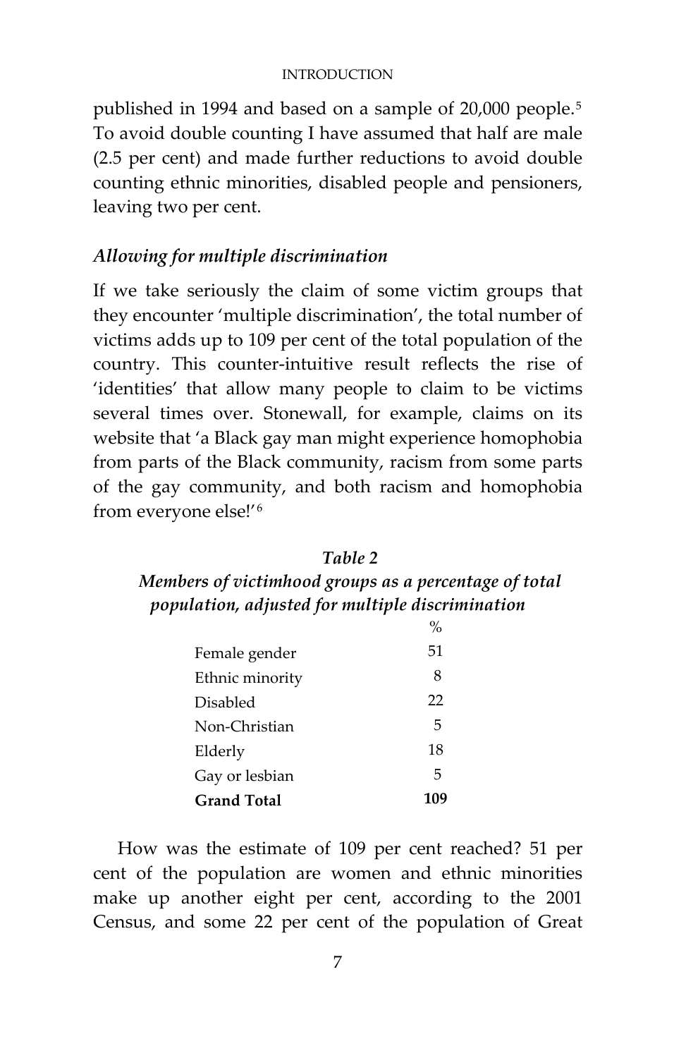published in 1994 and based on a sample of 20,000 people.[5] To avoid double counting I have assumed that half are male (2.5 per cent) and made further reductions to avoid double counting ethnic minorities, disabled people and pensioners, leaving two per cent.

### *Allowing for multiple discrimination*

If we take seriously the claim of some victim groups that they encounter 'multiple discrimination', the total number of victims adds up to 109 per cent of the total population of the country. This counter-intuitive result reflects the rise of 'identities' that allow many people to claim to be victims several times over. Stonewall, for example, claims on its website that 'a Black gay man might experience homophobia from parts of the Black community, racism from some parts of the gay community, and both racism and homophobia from everyone else!'[6]

***Table 2***
***Members of victimhood groups as a percentage of total population, adjusted for multiple discrimination***

| | % |
|---|---|
| Female gender | 51 |
| Ethnic minority | 8 |
| Disabled | 22 |
| Non-Christian | 5 |
| Elderly | 18 |
| Gay or lesbian | 5 |
| **Grand Total** | **109** |

How was the estimate of 109 per cent reached? 51 per cent of the population are women and ethnic minorities make up another eight per cent, according to the 2001 Census, and some 22 per cent of the population of Great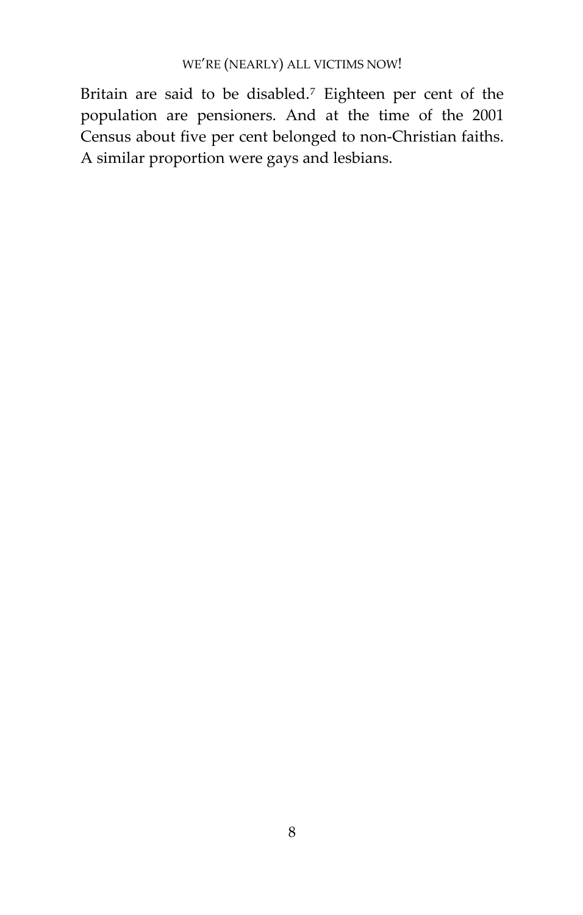Britain are said to be disabled.[7] Eighteen per cent of the population are pensioners. And at the time of the 2001 Census about five per cent belonged to non-Christian faiths. A similar proportion were gays and lesbians.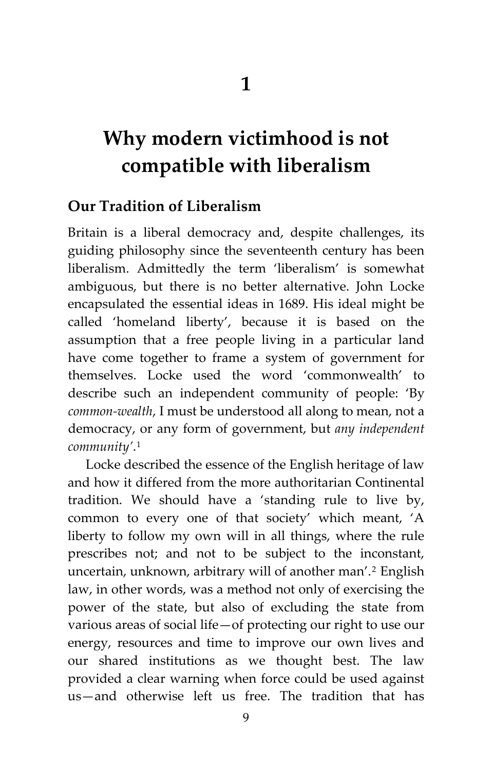# 1

# Why modern victimhood is not compatible with liberalism

## Our Tradition of Liberalism

Britain is a liberal democracy and, despite challenges, its guiding philosophy since the seventeenth century has been liberalism. Admittedly the term 'liberalism' is somewhat ambiguous, but there is no better alternative. John Locke encapsulated the essential ideas in 1689. His ideal might be called 'homeland liberty', because it is based on the assumption that a free people living in a particular land have come together to frame a system of government for themselves. Locke used the word 'commonwealth' to describe such an independent community of people: 'By *common-wealth*, I must be understood all along to mean, not a democracy, or any form of government, but *any independent community*'.[1]

Locke described the essence of the English heritage of law and how it differed from the more authoritarian Continental tradition. We should have a 'standing rule to live by, common to every one of that society' which meant, 'A liberty to follow my own will in all things, where the rule prescribes not; and not to be subject to the inconstant, uncertain, unknown, arbitrary will of another man'.[2] English law, in other words, was a method not only of exercising the power of the state, but also of excluding the state from various areas of social life—of protecting our right to use our energy, resources and time to improve our own lives and our shared institutions as we thought best. The law provided a clear warning when force could be used against us—and otherwise left us free. The tradition that has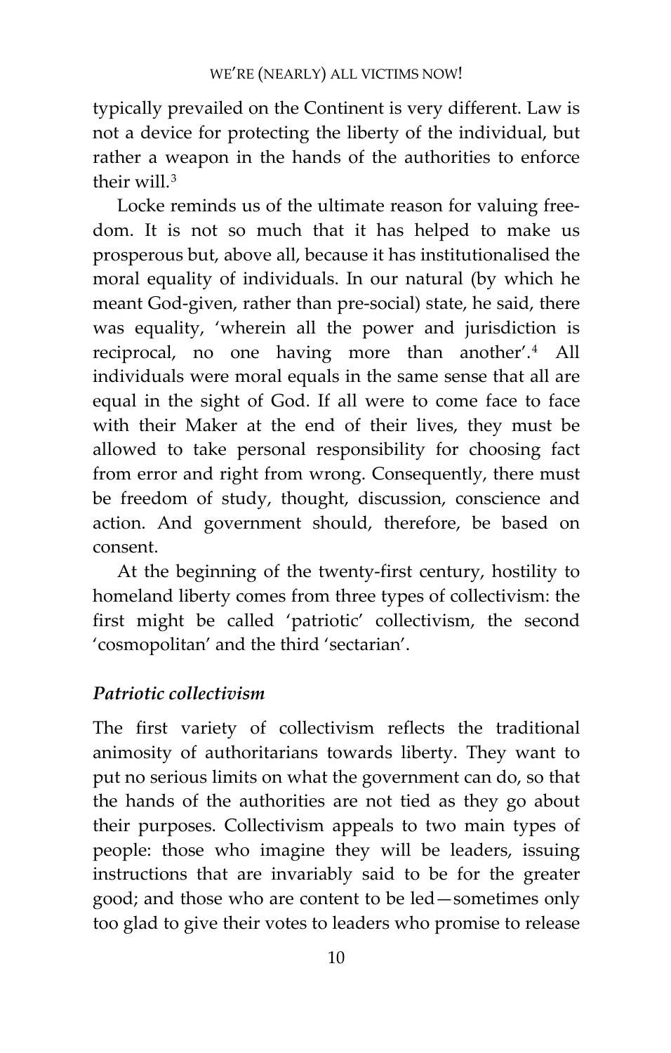typically prevailed on the Continent is very different. Law is not a device for protecting the liberty of the individual, but rather a weapon in the hands of the authorities to enforce their will.[3]

Locke reminds us of the ultimate reason for valuing freedom. It is not so much that it has helped to make us prosperous but, above all, because it has institutionalised the moral equality of individuals. In our natural (by which he meant God-given, rather than pre-social) state, he said, there was equality, 'wherein all the power and jurisdiction is reciprocal, no one having more than another'.[4] All individuals were moral equals in the same sense that all are equal in the sight of God. If all were to come face to face with their Maker at the end of their lives, they must be allowed to take personal responsibility for choosing fact from error and right from wrong. Consequently, there must be freedom of study, thought, discussion, conscience and action. And government should, therefore, be based on consent.

At the beginning of the twenty-first century, hostility to homeland liberty comes from three types of collectivism: the first might be called 'patriotic' collectivism, the second 'cosmopolitan' and the third 'sectarian'.

### *Patriotic collectivism*

The first variety of collectivism reflects the traditional animosity of authoritarians towards liberty. They want to put no serious limits on what the government can do, so that the hands of the authorities are not tied as they go about their purposes. Collectivism appeals to two main types of people: those who imagine they will be leaders, issuing instructions that are invariably said to be for the greater good; and those who are content to be led—sometimes only too glad to give their votes to leaders who promise to release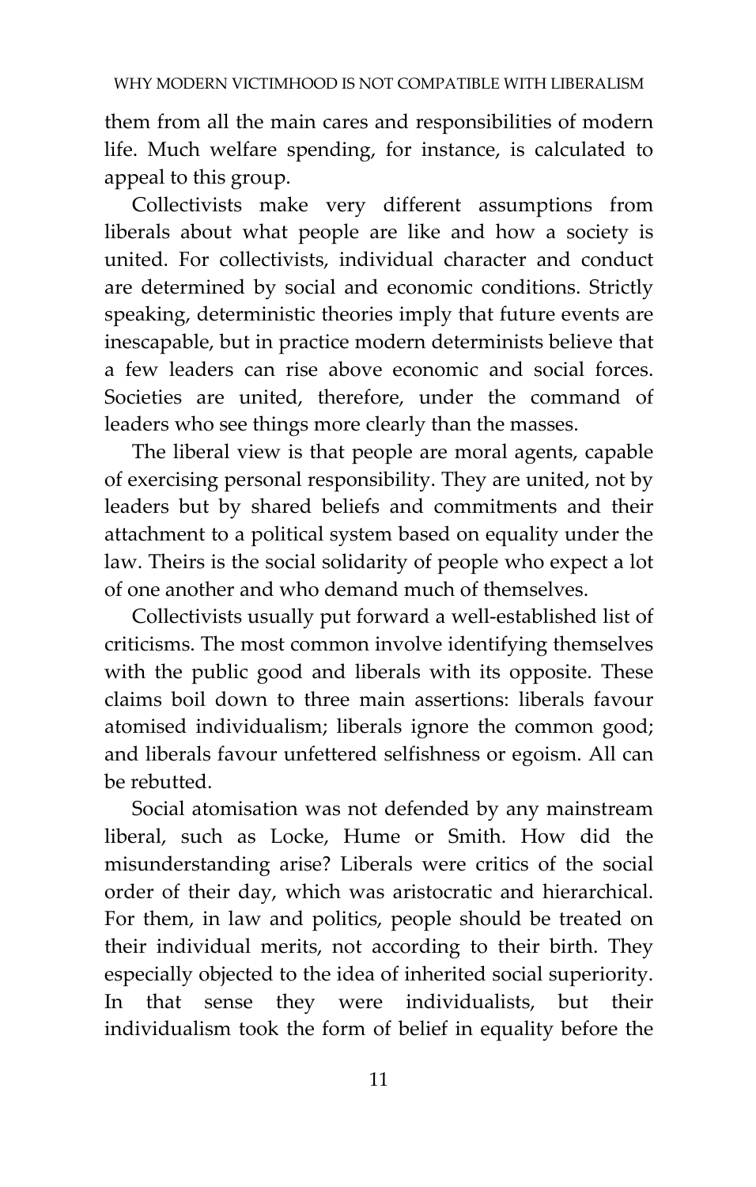them from all the main cares and responsibilities of modern life. Much welfare spending, for instance, is calculated to appeal to this group.

Collectivists make very different assumptions from liberals about what people are like and how a society is united. For collectivists, individual character and conduct are determined by social and economic conditions. Strictly speaking, deterministic theories imply that future events are inescapable, but in practice modern determinists believe that a few leaders can rise above economic and social forces. Societies are united, therefore, under the command of leaders who see things more clearly than the masses.

The liberal view is that people are moral agents, capable of exercising personal responsibility. They are united, not by leaders but by shared beliefs and commitments and their attachment to a political system based on equality under the law. Theirs is the social solidarity of people who expect a lot of one another and who demand much of themselves.

Collectivists usually put forward a well-established list of criticisms. The most common involve identifying themselves with the public good and liberals with its opposite. These claims boil down to three main assertions: liberals favour atomised individualism; liberals ignore the common good; and liberals favour unfettered selfishness or egoism. All can be rebutted.

Social atomisation was not defended by any mainstream liberal, such as Locke, Hume or Smith. How did the misunderstanding arise? Liberals were critics of the social order of their day, which was aristocratic and hierarchical. For them, in law and politics, people should be treated on their individual merits, not according to their birth. They especially objected to the idea of inherited social superiority. In that sense they were individualists, but their individualism took the form of belief in equality before the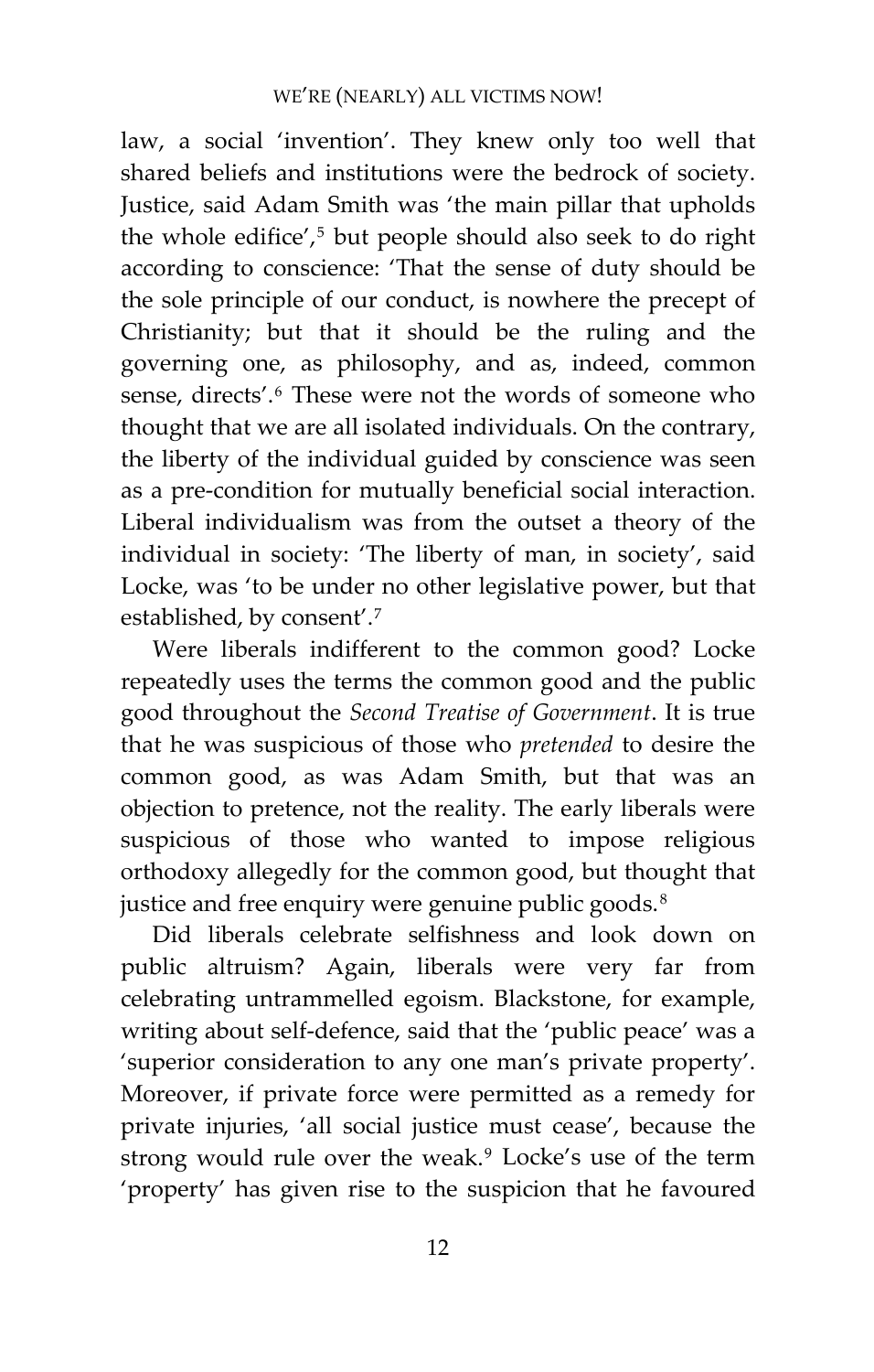law, a social 'invention'. They knew only too well that shared beliefs and institutions were the bedrock of society. Justice, said Adam Smith was 'the main pillar that upholds the whole edifice',[5] but people should also seek to do right according to conscience: 'That the sense of duty should be the sole principle of our conduct, is nowhere the precept of Christianity; but that it should be the ruling and the governing one, as philosophy, and as, indeed, common sense, directs'.[6] These were not the words of someone who thought that we are all isolated individuals. On the contrary, the liberty of the individual guided by conscience was seen as a pre-condition for mutually beneficial social interaction. Liberal individualism was from the outset a theory of the individual in society: 'The liberty of man, in society', said Locke, was 'to be under no other legislative power, but that established, by consent'.[7]

Were liberals indifferent to the common good? Locke repeatedly uses the terms the common good and the public good throughout the *Second Treatise of Government*. It is true that he was suspicious of those who *pretended* to desire the common good, as was Adam Smith, but that was an objection to pretence, not the reality. The early liberals were suspicious of those who wanted to impose religious orthodoxy allegedly for the common good, but thought that justice and free enquiry were genuine public goods.[8]

Did liberals celebrate selfishness and look down on public altruism? Again, liberals were very far from celebrating untrammelled egoism. Blackstone, for example, writing about self-defence, said that the 'public peace' was a 'superior consideration to any one man's private property'. Moreover, if private force were permitted as a remedy for private injuries, 'all social justice must cease', because the strong would rule over the weak.[9] Locke's use of the term 'property' has given rise to the suspicion that he favoured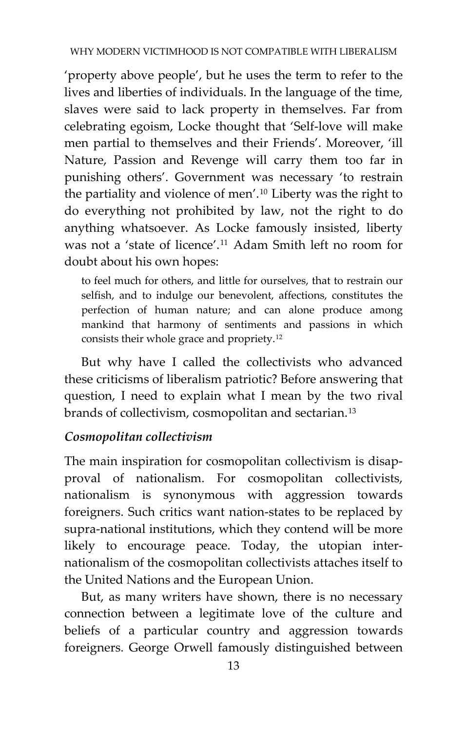'property above people', but he uses the term to refer to the lives and liberties of individuals. In the language of the time, slaves were said to lack property in themselves. Far from celebrating egoism, Locke thought that 'Self-love will make men partial to themselves and their Friends'. Moreover, 'ill Nature, Passion and Revenge will carry them too far in punishing others'. Government was necessary 'to restrain the partiality and violence of men'.[10] Liberty was the right to do everything not prohibited by law, not the right to do anything whatsoever. As Locke famously insisted, liberty was not a 'state of licence'.[11] Adam Smith left no room for doubt about his own hopes:

> to feel much for others, and little for ourselves, that to restrain our selfish, and to indulge our benevolent, affections, constitutes the perfection of human nature; and can alone produce among mankind that harmony of sentiments and passions in which consists their whole grace and propriety.[12]

But why have I called the collectivists who advanced these criticisms of liberalism patriotic? Before answering that question, I need to explain what I mean by the two rival brands of collectivism, cosmopolitan and sectarian.[13]

### *Cosmopolitan collectivism*

The main inspiration for cosmopolitan collectivism is disapproval of nationalism. For cosmopolitan collectivists, nationalism is synonymous with aggression towards foreigners. Such critics want nation-states to be replaced by supra-national institutions, which they contend will be more likely to encourage peace. Today, the utopian internationalism of the cosmopolitan collectivists attaches itself to the United Nations and the European Union.

But, as many writers have shown, there is no necessary connection between a legitimate love of the culture and beliefs of a particular country and aggression towards foreigners. George Orwell famously distinguished between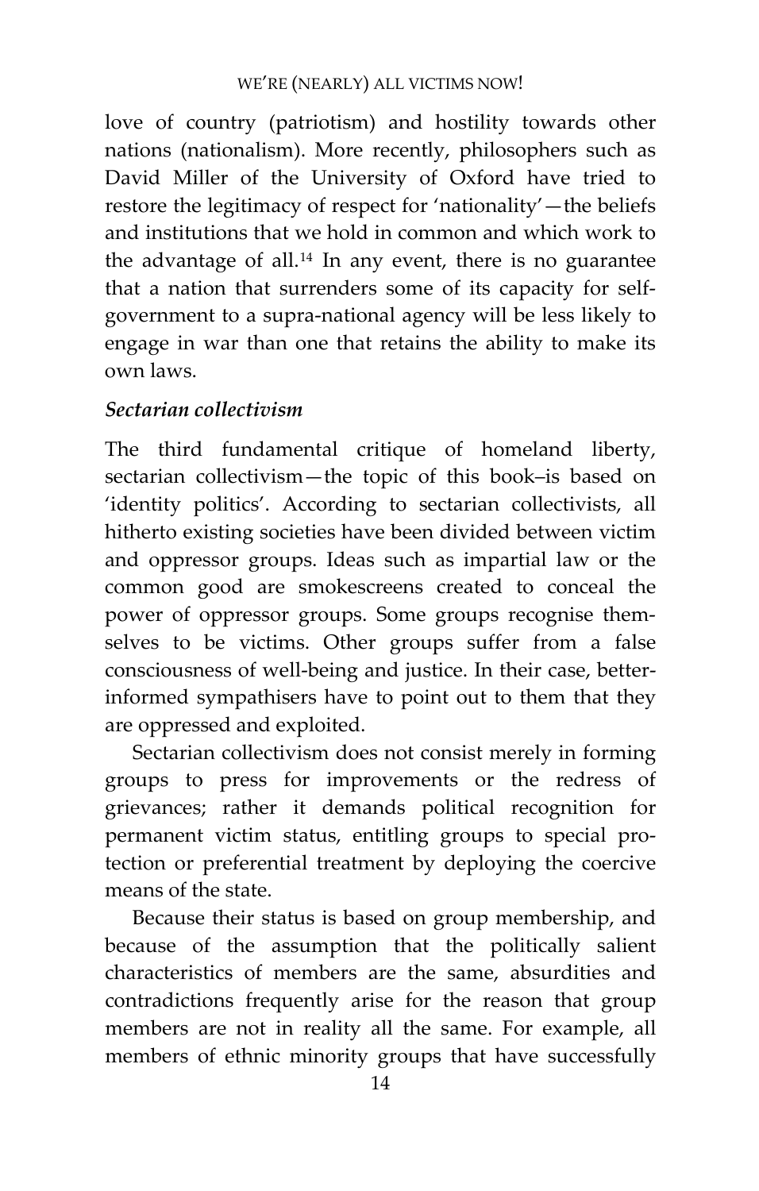love of country (patriotism) and hostility towards other nations (nationalism). More recently, philosophers such as David Miller of the University of Oxford have tried to restore the legitimacy of respect for 'nationality'—the beliefs and institutions that we hold in common and which work to the advantage of all.[14] In any event, there is no guarantee that a nation that surrenders some of its capacity for self-government to a supra-national agency will be less likely to engage in war than one that retains the ability to make its own laws.

### *Sectarian collectivism*

The third fundamental critique of homeland liberty, sectarian collectivism—the topic of this book–is based on 'identity politics'. According to sectarian collectivists, all hitherto existing societies have been divided between victim and oppressor groups. Ideas such as impartial law or the common good are smokescreens created to conceal the power of oppressor groups. Some groups recognise themselves to be victims. Other groups suffer from a false consciousness of well-being and justice. In their case, better-informed sympathisers have to point out to them that they are oppressed and exploited.

Sectarian collectivism does not consist merely in forming groups to press for improvements or the redress of grievances; rather it demands political recognition for permanent victim status, entitling groups to special protection or preferential treatment by deploying the coercive means of the state.

Because their status is based on group membership, and because of the assumption that the politically salient characteristics of members are the same, absurdities and contradictions frequently arise for the reason that group members are not in reality all the same. For example, all members of ethnic minority groups that have successfully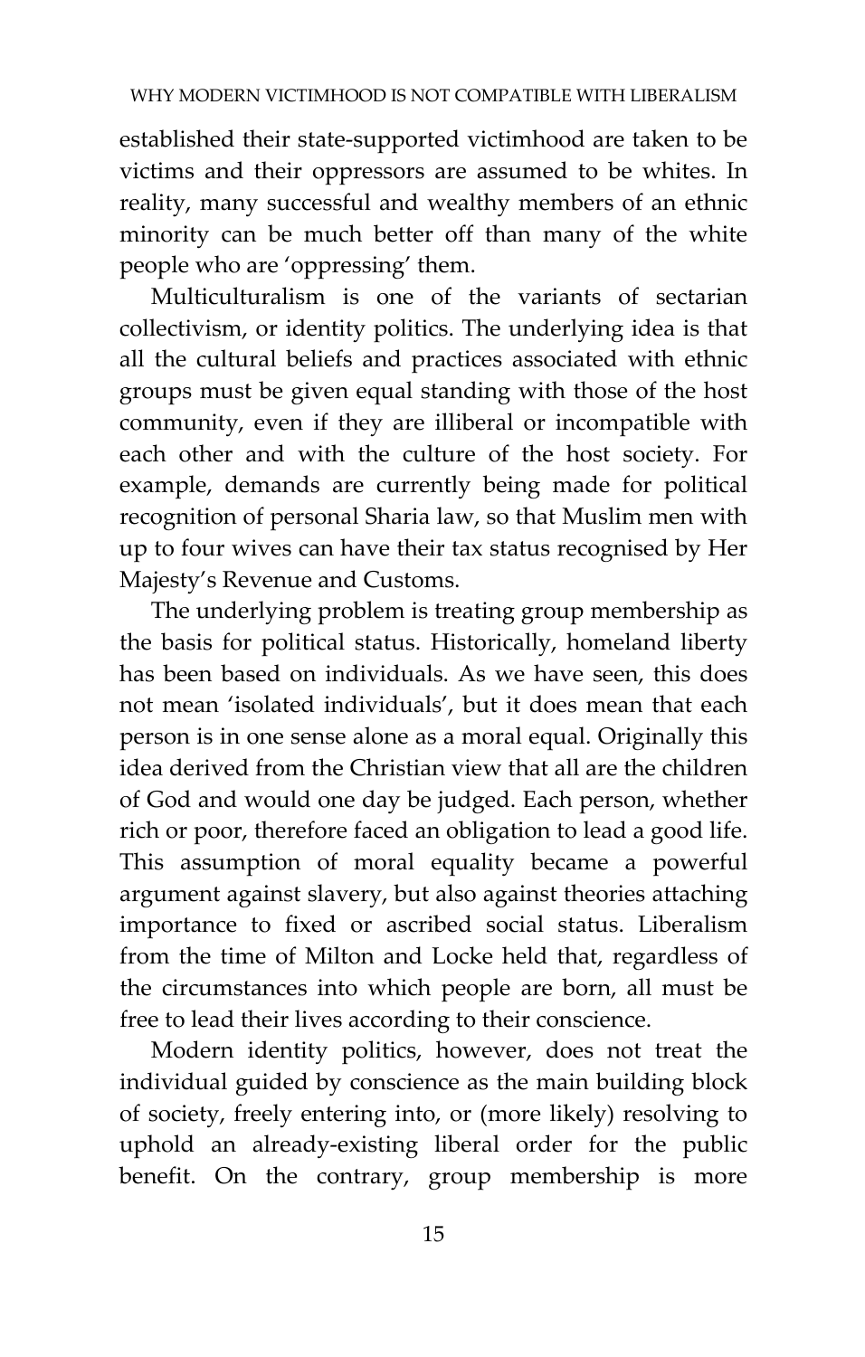established their state-supported victimhood are taken to be victims and their oppressors are assumed to be whites. In reality, many successful and wealthy members of an ethnic minority can be much better off than many of the white people who are 'oppressing' them.

Multiculturalism is one of the variants of sectarian collectivism, or identity politics. The underlying idea is that all the cultural beliefs and practices associated with ethnic groups must be given equal standing with those of the host community, even if they are illiberal or incompatible with each other and with the culture of the host society. For example, demands are currently being made for political recognition of personal Sharia law, so that Muslim men with up to four wives can have their tax status recognised by Her Majesty's Revenue and Customs.

The underlying problem is treating group membership as the basis for political status. Historically, homeland liberty has been based on individuals. As we have seen, this does not mean 'isolated individuals', but it does mean that each person is in one sense alone as a moral equal. Originally this idea derived from the Christian view that all are the children of God and would one day be judged. Each person, whether rich or poor, therefore faced an obligation to lead a good life. This assumption of moral equality became a powerful argument against slavery, but also against theories attaching importance to fixed or ascribed social status. Liberalism from the time of Milton and Locke held that, regardless of the circumstances into which people are born, all must be free to lead their lives according to their conscience.

Modern identity politics, however, does not treat the individual guided by conscience as the main building block of society, freely entering into, or (more likely) resolving to uphold an already-existing liberal order for the public benefit. On the contrary, group membership is more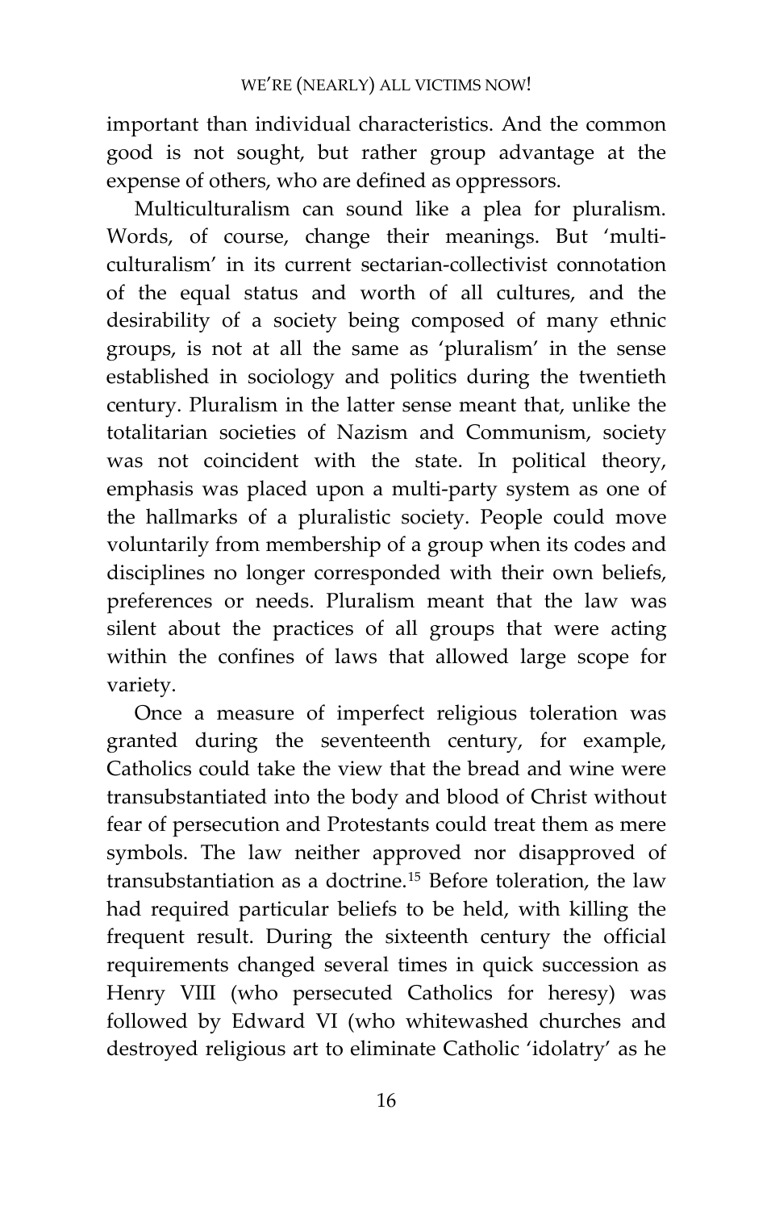important than individual characteristics. And the common good is not sought, but rather group advantage at the expense of others, who are defined as oppressors.

Multiculturalism can sound like a plea for pluralism. Words, of course, change their meanings. But 'multiculturalism' in its current sectarian-collectivist connotation of the equal status and worth of all cultures, and the desirability of a society being composed of many ethnic groups, is not at all the same as 'pluralism' in the sense established in sociology and politics during the twentieth century. Pluralism in the latter sense meant that, unlike the totalitarian societies of Nazism and Communism, society was not coincident with the state. In political theory, emphasis was placed upon a multi-party system as one of the hallmarks of a pluralistic society. People could move voluntarily from membership of a group when its codes and disciplines no longer corresponded with their own beliefs, preferences or needs. Pluralism meant that the law was silent about the practices of all groups that were acting within the confines of laws that allowed large scope for variety.

Once a measure of imperfect religious toleration was granted during the seventeenth century, for example, Catholics could take the view that the bread and wine were transubstantiated into the body and blood of Christ without fear of persecution and Protestants could treat them as mere symbols. The law neither approved nor disapproved of transubstantiation as a doctrine.[15] Before toleration, the law had required particular beliefs to be held, with killing the frequent result. During the sixteenth century the official requirements changed several times in quick succession as Henry VIII (who persecuted Catholics for heresy) was followed by Edward VI (who whitewashed churches and destroyed religious art to eliminate Catholic 'idolatry' as he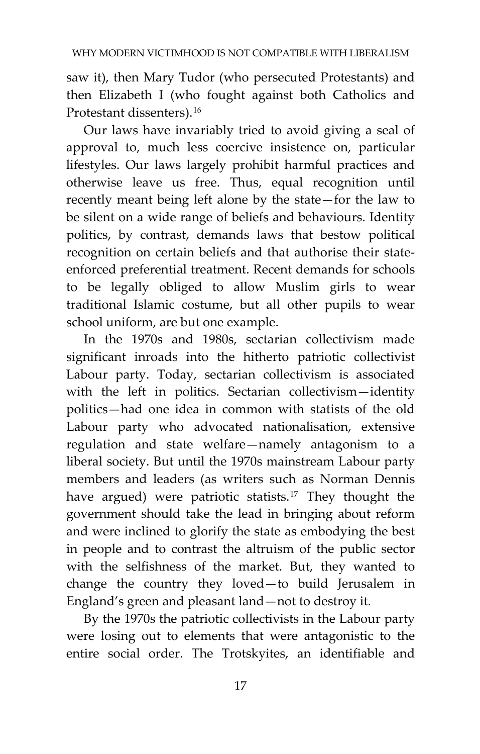saw it), then Mary Tudor (who persecuted Protestants) and then Elizabeth I (who fought against both Catholics and Protestant dissenters).[16]

Our laws have invariably tried to avoid giving a seal of approval to, much less coercive insistence on, particular lifestyles. Our laws largely prohibit harmful practices and otherwise leave us free. Thus, equal recognition until recently meant being left alone by the state—for the law to be silent on a wide range of beliefs and behaviours. Identity politics, by contrast, demands laws that bestow political recognition on certain beliefs and that authorise their state-enforced preferential treatment. Recent demands for schools to be legally obliged to allow Muslim girls to wear traditional Islamic costume, but all other pupils to wear school uniform, are but one example.

In the 1970s and 1980s, sectarian collectivism made significant inroads into the hitherto patriotic collectivist Labour party. Today, sectarian collectivism is associated with the left in politics. Sectarian collectivism—identity politics—had one idea in common with statists of the old Labour party who advocated nationalisation, extensive regulation and state welfare—namely antagonism to a liberal society. But until the 1970s mainstream Labour party members and leaders (as writers such as Norman Dennis have argued) were patriotic statists.[17] They thought the government should take the lead in bringing about reform and were inclined to glorify the state as embodying the best in people and to contrast the altruism of the public sector with the selfishness of the market. But, they wanted to change the country they loved—to build Jerusalem in England's green and pleasant land—not to destroy it.

By the 1970s the patriotic collectivists in the Labour party were losing out to elements that were antagonistic to the entire social order. The Trotskyites, an identifiable and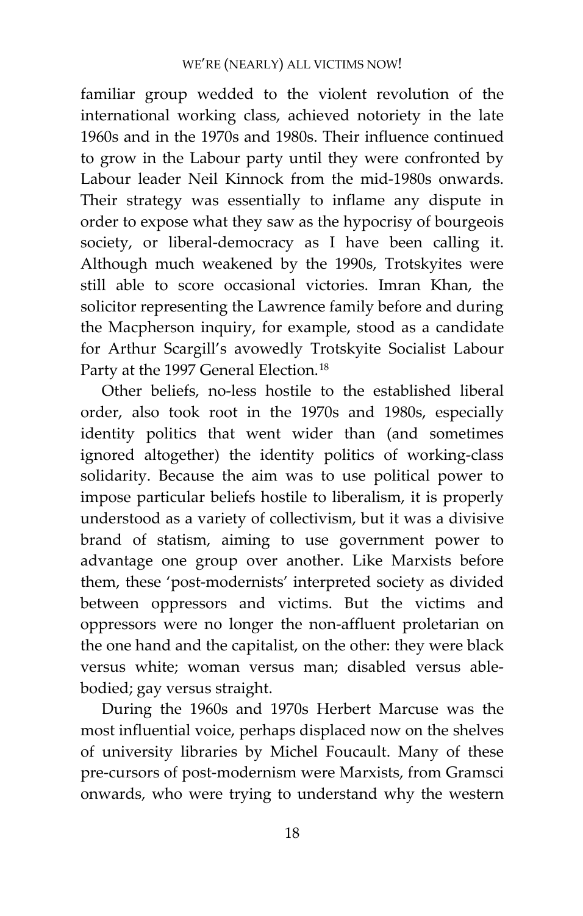familiar group wedded to the violent revolution of the international working class, achieved notoriety in the late 1960s and in the 1970s and 1980s. Their influence continued to grow in the Labour party until they were confronted by Labour leader Neil Kinnock from the mid-1980s onwards. Their strategy was essentially to inflame any dispute in order to expose what they saw as the hypocrisy of bourgeois society, or liberal-democracy as I have been calling it. Although much weakened by the 1990s, Trotskyites were still able to score occasional victories. Imran Khan, the solicitor representing the Lawrence family before and during the Macpherson inquiry, for example, stood as a candidate for Arthur Scargill's avowedly Trotskyite Socialist Labour Party at the 1997 General Election.[18]

Other beliefs, no-less hostile to the established liberal order, also took root in the 1970s and 1980s, especially identity politics that went wider than (and sometimes ignored altogether) the identity politics of working-class solidarity. Because the aim was to use political power to impose particular beliefs hostile to liberalism, it is properly understood as a variety of collectivism, but it was a divisive brand of statism, aiming to use government power to advantage one group over another. Like Marxists before them, these 'post-modernists' interpreted society as divided between oppressors and victims. But the victims and oppressors were no longer the non-affluent proletarian on the one hand and the capitalist, on the other: they were black versus white; woman versus man; disabled versus able-bodied; gay versus straight.

During the 1960s and 1970s Herbert Marcuse was the most influential voice, perhaps displaced now on the shelves of university libraries by Michel Foucault. Many of these pre-cursors of post-modernism were Marxists, from Gramsci onwards, who were trying to understand why the western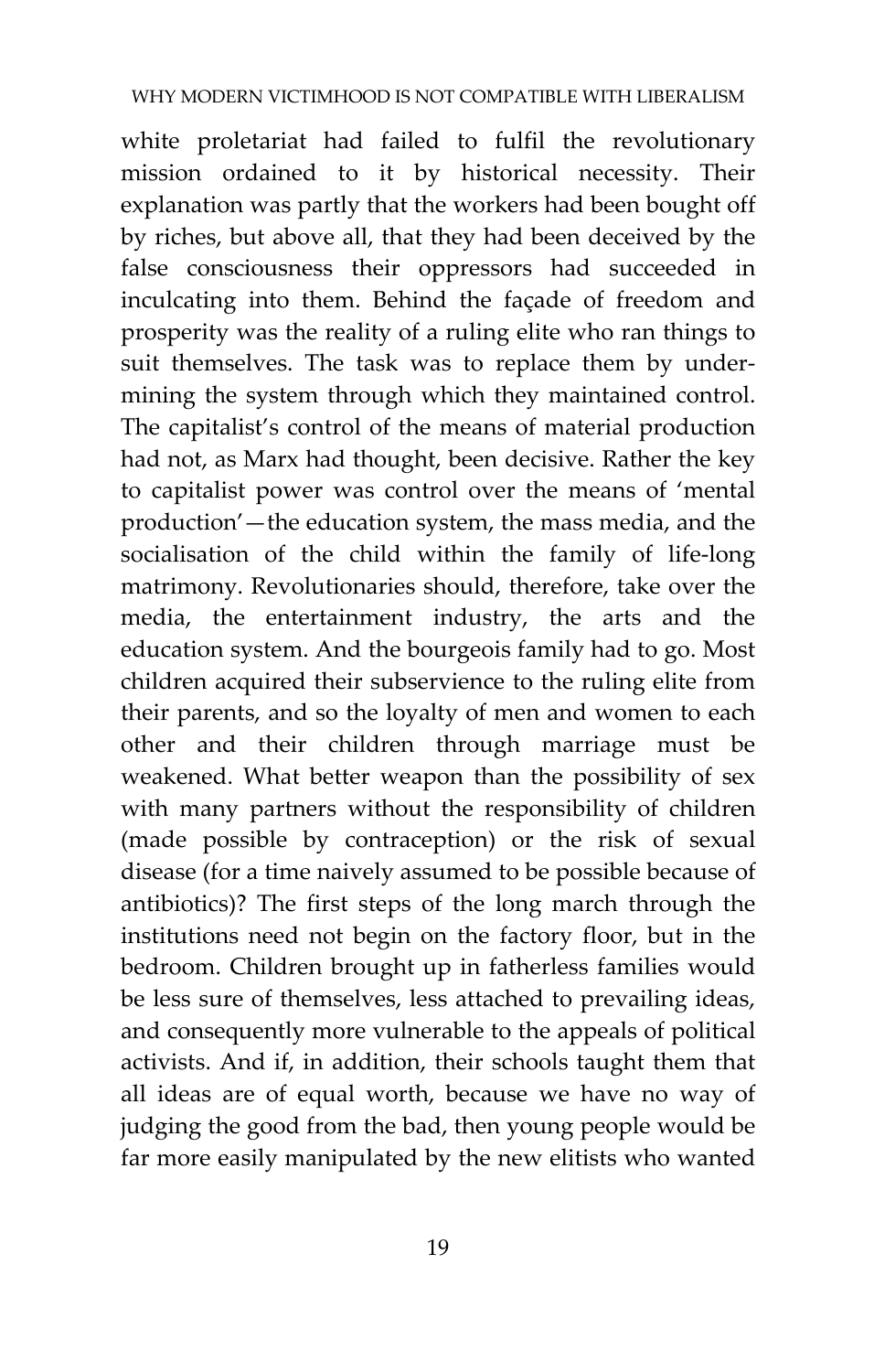white proletariat had failed to fulfil the revolutionary mission ordained to it by historical necessity. Their explanation was partly that the workers had been bought off by riches, but above all, that they had been deceived by the false consciousness their oppressors had succeeded in inculcating into them. Behind the façade of freedom and prosperity was the reality of a ruling elite who ran things to suit themselves. The task was to replace them by undermining the system through which they maintained control. The capitalist's control of the means of material production had not, as Marx had thought, been decisive. Rather the key to capitalist power was control over the means of 'mental production'—the education system, the mass media, and the socialisation of the child within the family of life-long matrimony. Revolutionaries should, therefore, take over the media, the entertainment industry, the arts and the education system. And the bourgeois family had to go. Most children acquired their subservience to the ruling elite from their parents, and so the loyalty of men and women to each other and their children through marriage must be weakened. What better weapon than the possibility of sex with many partners without the responsibility of children (made possible by contraception) or the risk of sexual disease (for a time naively assumed to be possible because of antibiotics)? The first steps of the long march through the institutions need not begin on the factory floor, but in the bedroom. Children brought up in fatherless families would be less sure of themselves, less attached to prevailing ideas, and consequently more vulnerable to the appeals of political activists. And if, in addition, their schools taught them that all ideas are of equal worth, because we have no way of judging the good from the bad, then young people would be far more easily manipulated by the new elitists who wanted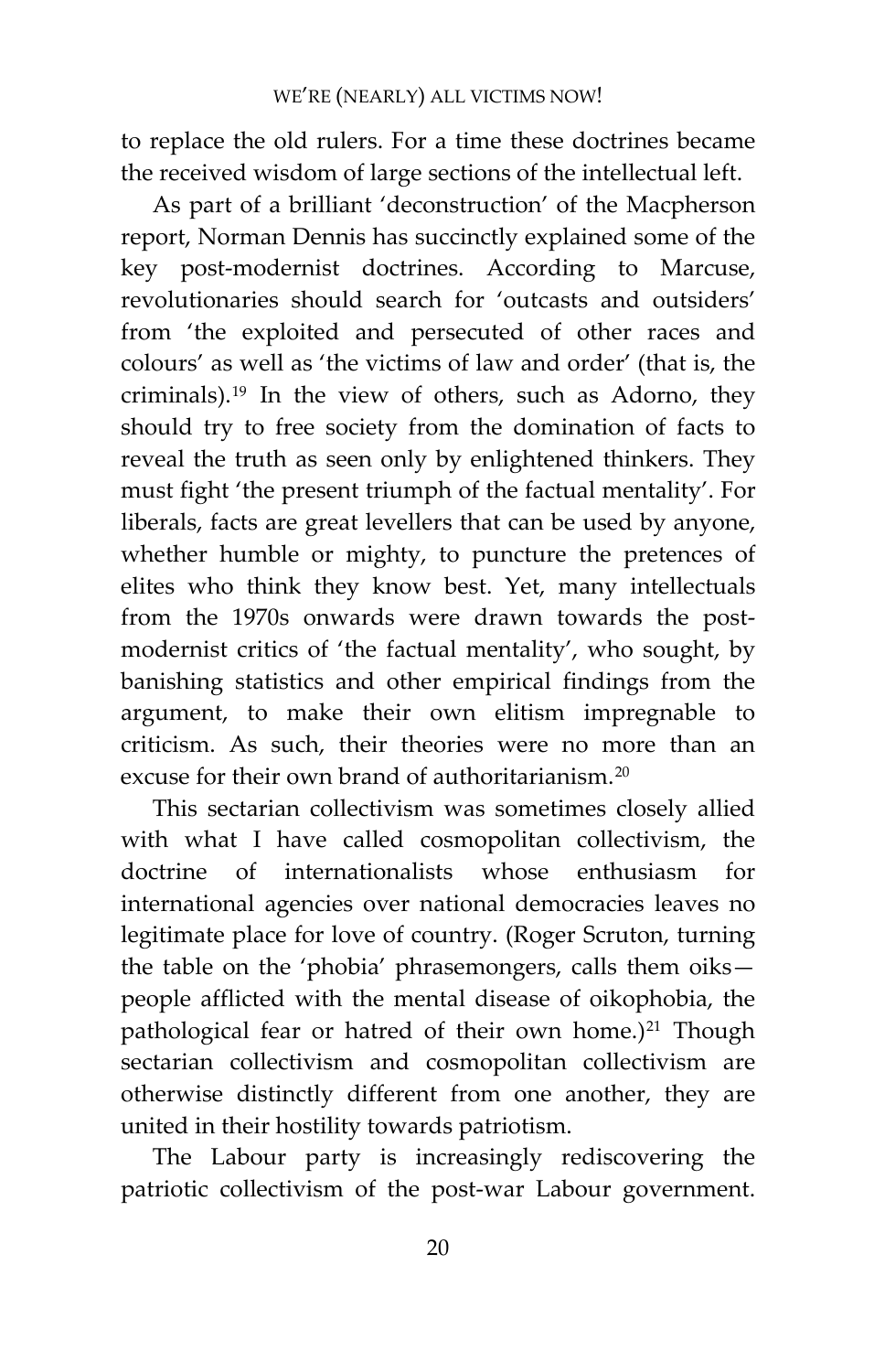to replace the old rulers. For a time these doctrines became the received wisdom of large sections of the intellectual left.

As part of a brilliant 'deconstruction' of the Macpherson report, Norman Dennis has succinctly explained some of the key post-modernist doctrines. According to Marcuse, revolutionaries should search for 'outcasts and outsiders' from 'the exploited and persecuted of other races and colours' as well as 'the victims of law and order' (that is, the criminals).[19] In the view of others, such as Adorno, they should try to free society from the domination of facts to reveal the truth as seen only by enlightened thinkers. They must fight 'the present triumph of the factual mentality'. For liberals, facts are great levellers that can be used by anyone, whether humble or mighty, to puncture the pretences of elites who think they know best. Yet, many intellectuals from the 1970s onwards were drawn towards the post-modernist critics of 'the factual mentality', who sought, by banishing statistics and other empirical findings from the argument, to make their own elitism impregnable to criticism. As such, their theories were no more than an excuse for their own brand of authoritarianism.[20]

This sectarian collectivism was sometimes closely allied with what I have called cosmopolitan collectivism, the doctrine of internationalists whose enthusiasm for international agencies over national democracies leaves no legitimate place for love of country. (Roger Scruton, turning the table on the 'phobia' phrasemongers, calls them oiks—people afflicted with the mental disease of oikophobia, the pathological fear or hatred of their own home.)[21] Though sectarian collectivism and cosmopolitan collectivism are otherwise distinctly different from one another, they are united in their hostility towards patriotism.

The Labour party is increasingly rediscovering the patriotic collectivism of the post-war Labour government.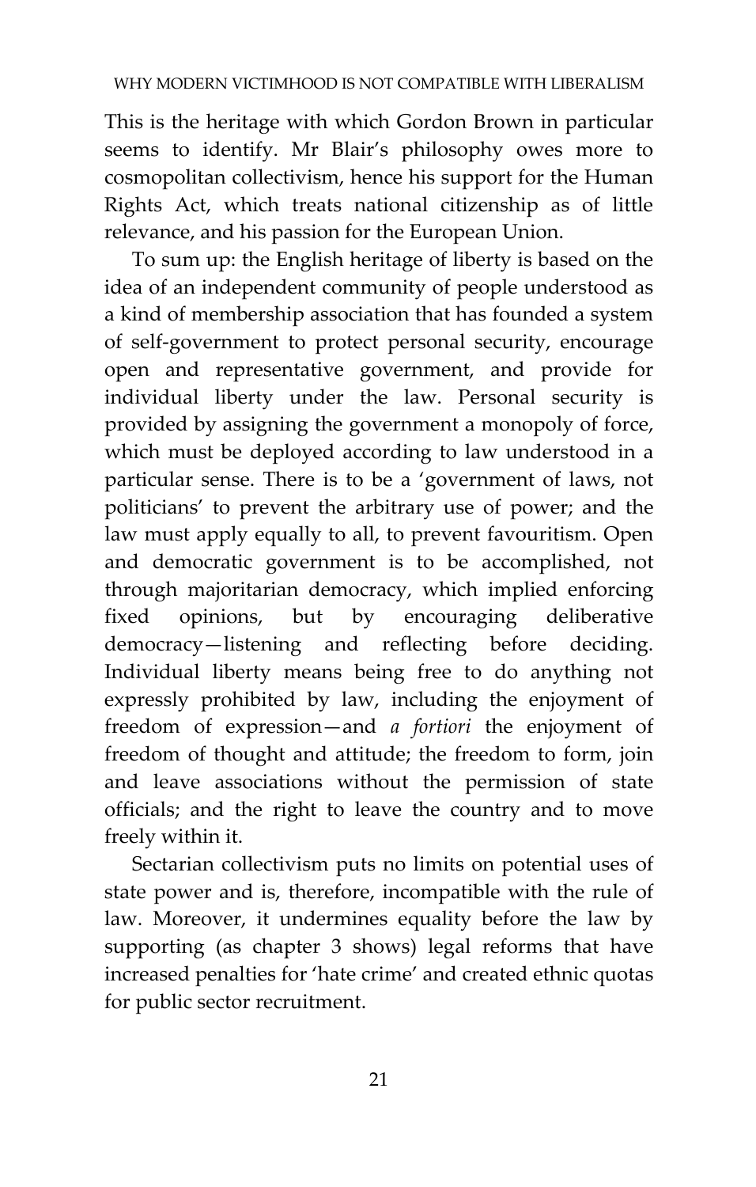This is the heritage with which Gordon Brown in particular seems to identify. Mr Blair's philosophy owes more to cosmopolitan collectivism, hence his support for the Human Rights Act, which treats national citizenship as of little relevance, and his passion for the European Union.

To sum up: the English heritage of liberty is based on the idea of an independent community of people understood as a kind of membership association that has founded a system of self-government to protect personal security, encourage open and representative government, and provide for individual liberty under the law. Personal security is provided by assigning the government a monopoly of force, which must be deployed according to law understood in a particular sense. There is to be a 'government of laws, not politicians' to prevent the arbitrary use of power; and the law must apply equally to all, to prevent favouritism. Open and democratic government is to be accomplished, not through majoritarian democracy, which implied enforcing fixed opinions, but by encouraging deliberative democracy—listening and reflecting before deciding. Individual liberty means being free to do anything not expressly prohibited by law, including the enjoyment of freedom of expression—and *a fortiori* the enjoyment of freedom of thought and attitude; the freedom to form, join and leave associations without the permission of state officials; and the right to leave the country and to move freely within it.

Sectarian collectivism puts no limits on potential uses of state power and is, therefore, incompatible with the rule of law. Moreover, it undermines equality before the law by supporting (as chapter 3 shows) legal reforms that have increased penalties for 'hate crime' and created ethnic quotas for public sector recruitment.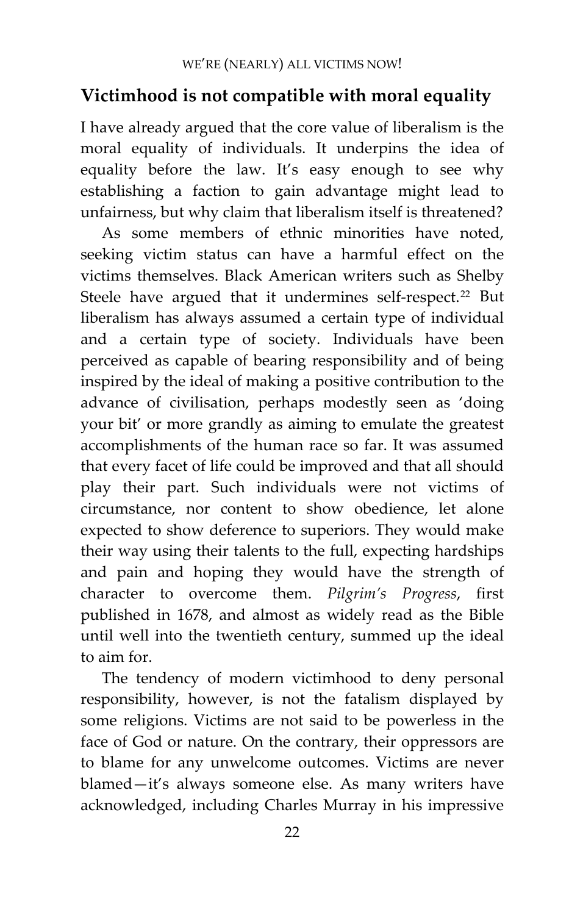## Victimhood is not compatible with moral equality

I have already argued that the core value of liberalism is the moral equality of individuals. It underpins the idea of equality before the law. It's easy enough to see why establishing a faction to gain advantage might lead to unfairness, but why claim that liberalism itself is threatened?

As some members of ethnic minorities have noted, seeking victim status can have a harmful effect on the victims themselves. Black American writers such as Shelby Steele have argued that it undermines self-respect.[22] But liberalism has always assumed a certain type of individual and a certain type of society. Individuals have been perceived as capable of bearing responsibility and of being inspired by the ideal of making a positive contribution to the advance of civilisation, perhaps modestly seen as 'doing your bit' or more grandly as aiming to emulate the greatest accomplishments of the human race so far. It was assumed that every facet of life could be improved and that all should play their part. Such individuals were not victims of circumstance, nor content to show obedience, let alone expected to show deference to superiors. They would make their way using their talents to the full, expecting hardships and pain and hoping they would have the strength of character to overcome them. *Pilgrim's Progress*, first published in 1678, and almost as widely read as the Bible until well into the twentieth century, summed up the ideal to aim for.

The tendency of modern victimhood to deny personal responsibility, however, is not the fatalism displayed by some religions. Victims are not said to be powerless in the face of God or nature. On the contrary, their oppressors are to blame for any unwelcome outcomes. Victims are never blamed—it's always someone else. As many writers have acknowledged, including Charles Murray in his impressive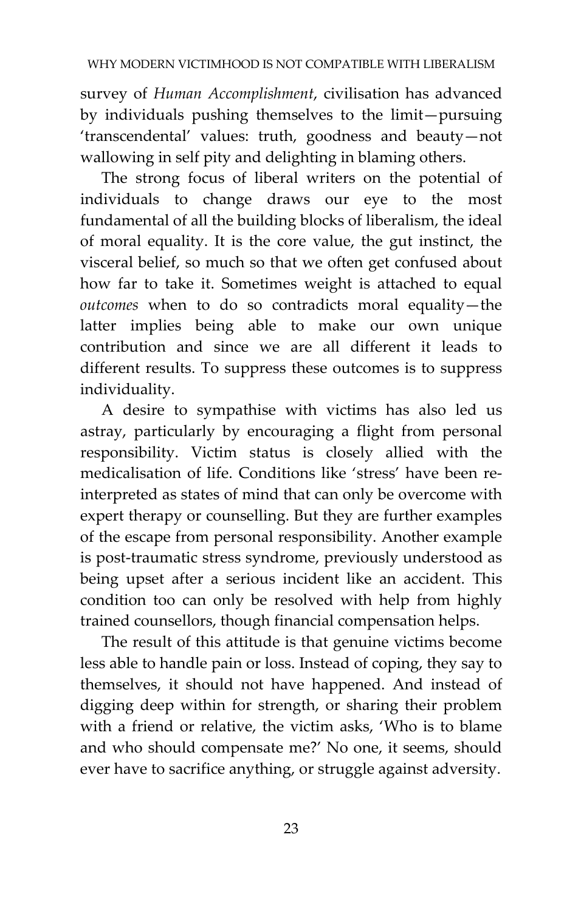survey of *Human Accomplishment*, civilisation has advanced by individuals pushing themselves to the limit—pursuing 'transcendental' values: truth, goodness and beauty—not wallowing in self pity and delighting in blaming others.

The strong focus of liberal writers on the potential of individuals to change draws our eye to the most fundamental of all the building blocks of liberalism, the ideal of moral equality. It is the core value, the gut instinct, the visceral belief, so much so that we often get confused about how far to take it. Sometimes weight is attached to equal *outcomes* when to do so contradicts moral equality—the latter implies being able to make our own unique contribution and since we are all different it leads to different results. To suppress these outcomes is to suppress individuality.

A desire to sympathise with victims has also led us astray, particularly by encouraging a flight from personal responsibility. Victim status is closely allied with the medicalisation of life. Conditions like 'stress' have been re-interpreted as states of mind that can only be overcome with expert therapy or counselling. But they are further examples of the escape from personal responsibility. Another example is post-traumatic stress syndrome, previously understood as being upset after a serious incident like an accident. This condition too can only be resolved with help from highly trained counsellors, though financial compensation helps.

The result of this attitude is that genuine victims become less able to handle pain or loss. Instead of coping, they say to themselves, it should not have happened. And instead of digging deep within for strength, or sharing their problem with a friend or relative, the victim asks, 'Who is to blame and who should compensate me?' No one, it seems, should ever have to sacrifice anything, or struggle against adversity.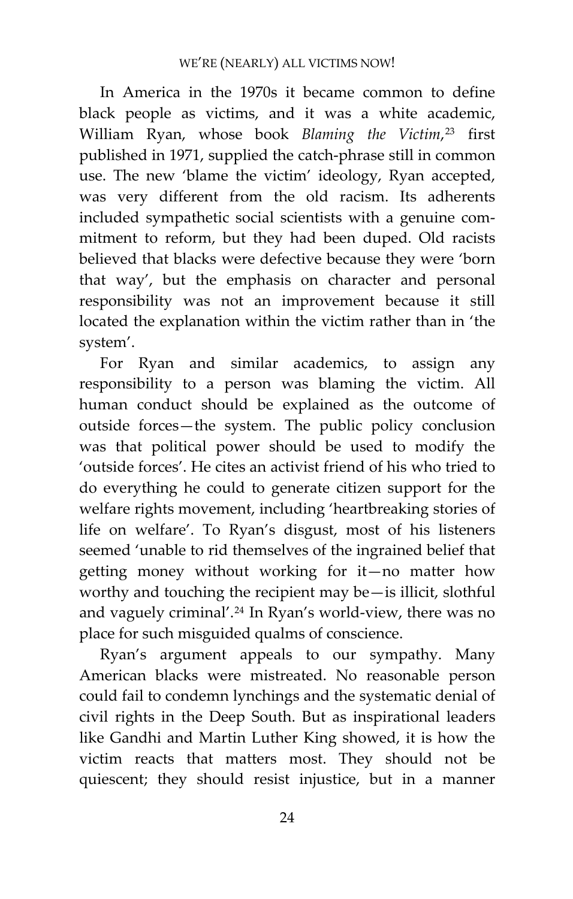In America in the 1970s it became common to define black people as victims, and it was a white academic, William Ryan, whose book *Blaming the Victim*,[23] first published in 1971, supplied the catch-phrase still in common use. The new 'blame the victim' ideology, Ryan accepted, was very different from the old racism. Its adherents included sympathetic social scientists with a genuine commitment to reform, but they had been duped. Old racists believed that blacks were defective because they were 'born that way', but the emphasis on character and personal responsibility was not an improvement because it still located the explanation within the victim rather than in 'the system'.

For Ryan and similar academics, to assign any responsibility to a person was blaming the victim. All human conduct should be explained as the outcome of outside forces—the system. The public policy conclusion was that political power should be used to modify the 'outside forces'. He cites an activist friend of his who tried to do everything he could to generate citizen support for the welfare rights movement, including 'heartbreaking stories of life on welfare'. To Ryan's disgust, most of his listeners seemed 'unable to rid themselves of the ingrained belief that getting money without working for it—no matter how worthy and touching the recipient may be—is illicit, slothful and vaguely criminal'.[24] In Ryan's world-view, there was no place for such misguided qualms of conscience.

Ryan's argument appeals to our sympathy. Many American blacks were mistreated. No reasonable person could fail to condemn lynchings and the systematic denial of civil rights in the Deep South. But as inspirational leaders like Gandhi and Martin Luther King showed, it is how the victim reacts that matters most. They should not be quiescent; they should resist injustice, but in a manner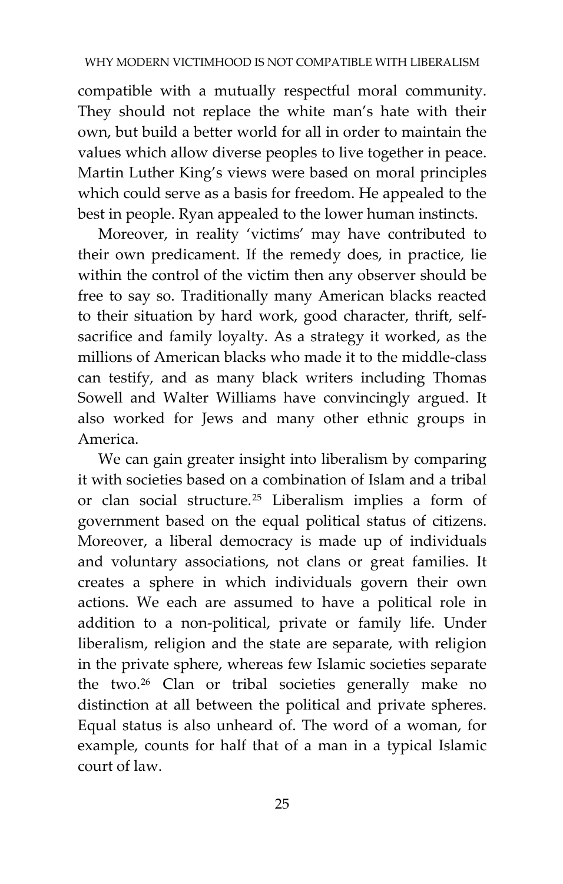compatible with a mutually respectful moral community. They should not replace the white man's hate with their own, but build a better world for all in order to maintain the values which allow diverse peoples to live together in peace. Martin Luther King's views were based on moral principles which could serve as a basis for freedom. He appealed to the best in people. Ryan appealed to the lower human instincts.

Moreover, in reality 'victims' may have contributed to their own predicament. If the remedy does, in practice, lie within the control of the victim then any observer should be free to say so. Traditionally many American blacks reacted to their situation by hard work, good character, thrift, self-sacrifice and family loyalty. As a strategy it worked, as the millions of American blacks who made it to the middle-class can testify, and as many black writers including Thomas Sowell and Walter Williams have convincingly argued. It also worked for Jews and many other ethnic groups in America.

We can gain greater insight into liberalism by comparing it with societies based on a combination of Islam and a tribal or clan social structure.[25] Liberalism implies a form of government based on the equal political status of citizens. Moreover, a liberal democracy is made up of individuals and voluntary associations, not clans or great families. It creates a sphere in which individuals govern their own actions. We each are assumed to have a political role in addition to a non-political, private or family life. Under liberalism, religion and the state are separate, with religion in the private sphere, whereas few Islamic societies separate the two.[26] Clan or tribal societies generally make no distinction at all between the political and private spheres. Equal status is also unheard of. The word of a woman, for example, counts for half that of a man in a typical Islamic court of law.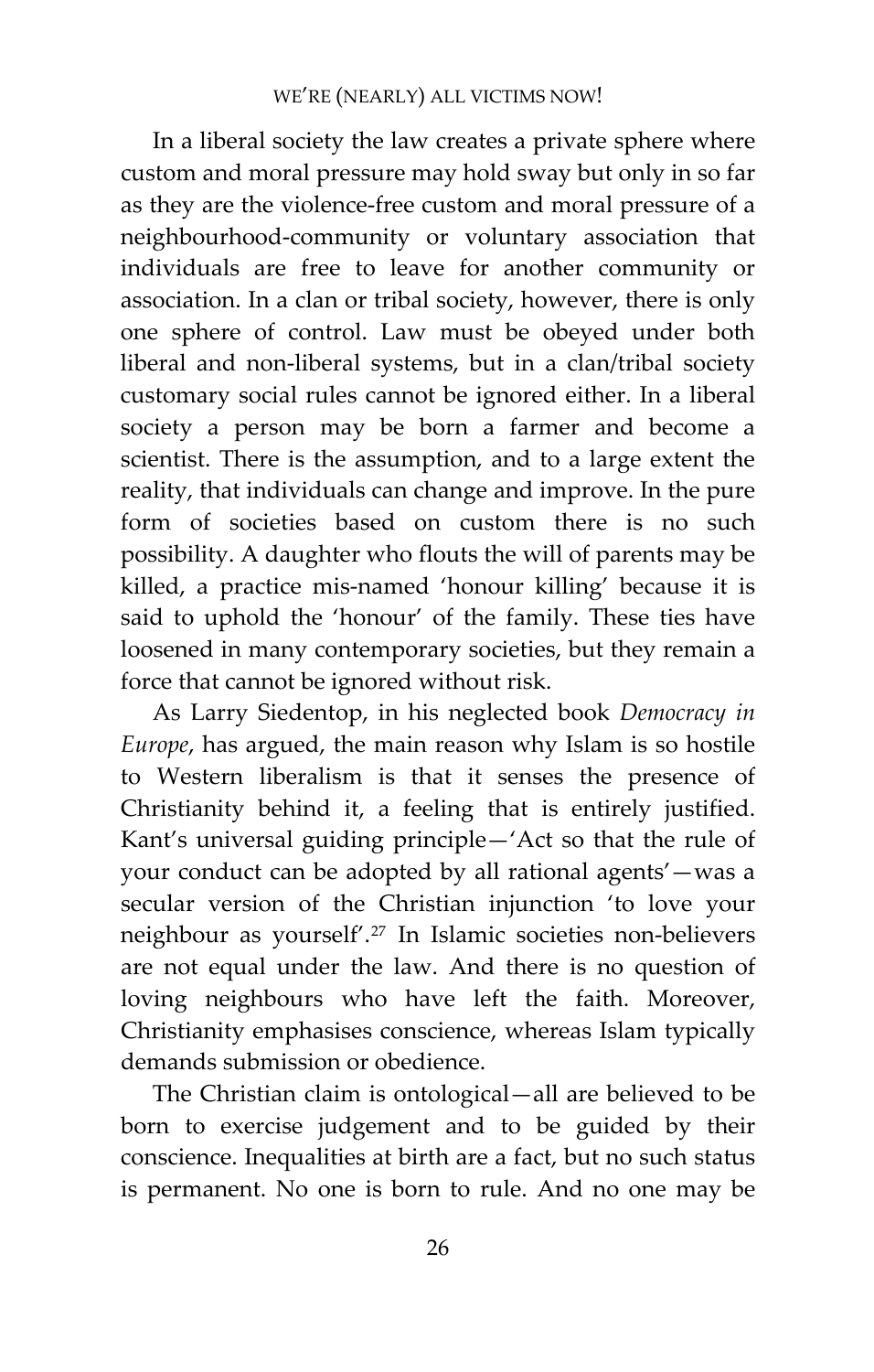In a liberal society the law creates a private sphere where custom and moral pressure may hold sway but only in so far as they are the violence-free custom and moral pressure of a neighbourhood-community or voluntary association that individuals are free to leave for another community or association. In a clan or tribal society, however, there is only one sphere of control. Law must be obeyed under both liberal and non-liberal systems, but in a clan/tribal society customary social rules cannot be ignored either. In a liberal society a person may be born a farmer and become a scientist. There is the assumption, and to a large extent the reality, that individuals can change and improve. In the pure form of societies based on custom there is no such possibility. A daughter who flouts the will of parents may be killed, a practice mis-named 'honour killing' because it is said to uphold the 'honour' of the family. These ties have loosened in many contemporary societies, but they remain a force that cannot be ignored without risk.

As Larry Siedentop, in his neglected book *Democracy in Europe*, has argued, the main reason why Islam is so hostile to Western liberalism is that it senses the presence of Christianity behind it, a feeling that is entirely justified. Kant's universal guiding principle—'Act so that the rule of your conduct can be adopted by all rational agents'—was a secular version of the Christian injunction 'to love your neighbour as yourself'.[27] In Islamic societies non-believers are not equal under the law. And there is no question of loving neighbours who have left the faith. Moreover, Christianity emphasises conscience, whereas Islam typically demands submission or obedience.

The Christian claim is ontological—all are believed to be born to exercise judgement and to be guided by their conscience. Inequalities at birth are a fact, but no such status is permanent. No one is born to rule. And no one may be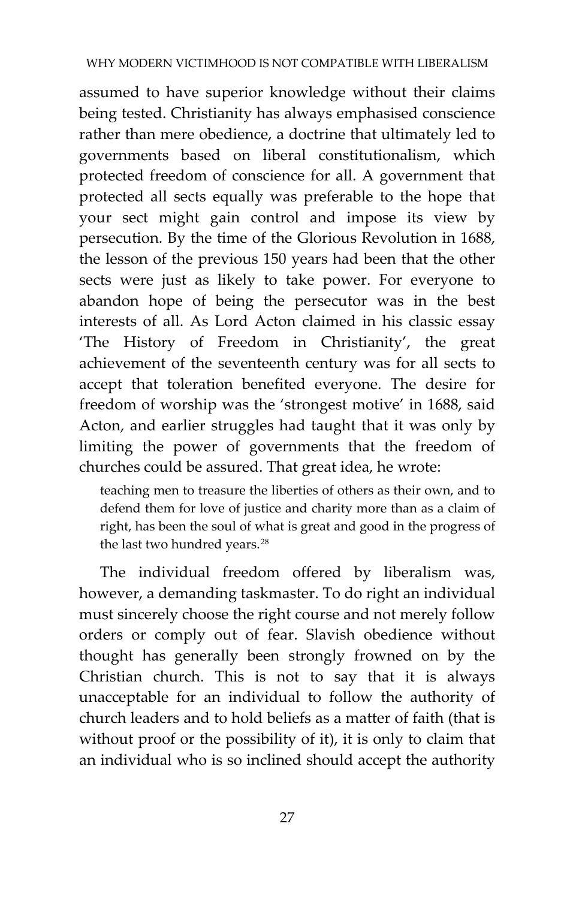assumed to have superior knowledge without their claims being tested. Christianity has always emphasised conscience rather than mere obedience, a doctrine that ultimately led to governments based on liberal constitutionalism, which protected freedom of conscience for all. A government that protected all sects equally was preferable to the hope that your sect might gain control and impose its view by persecution. By the time of the Glorious Revolution in 1688, the lesson of the previous 150 years had been that the other sects were just as likely to take power. For everyone to abandon hope of being the persecutor was in the best interests of all. As Lord Acton claimed in his classic essay 'The History of Freedom in Christianity', the great achievement of the seventeenth century was for all sects to accept that toleration benefited everyone. The desire for freedom of worship was the 'strongest motive' in 1688, said Acton, and earlier struggles had taught that it was only by limiting the power of governments that the freedom of churches could be assured. That great idea, he wrote:

> teaching men to treasure the liberties of others as their own, and to defend them for love of justice and charity more than as a claim of right, has been the soul of what is great and good in the progress of the last two hundred years.[28]

The individual freedom offered by liberalism was, however, a demanding taskmaster. To do right an individual must sincerely choose the right course and not merely follow orders or comply out of fear. Slavish obedience without thought has generally been strongly frowned on by the Christian church. This is not to say that it is always unacceptable for an individual to follow the authority of church leaders and to hold beliefs as a matter of faith (that is without proof or the possibility of it), it is only to claim that an individual who is so inclined should accept the authority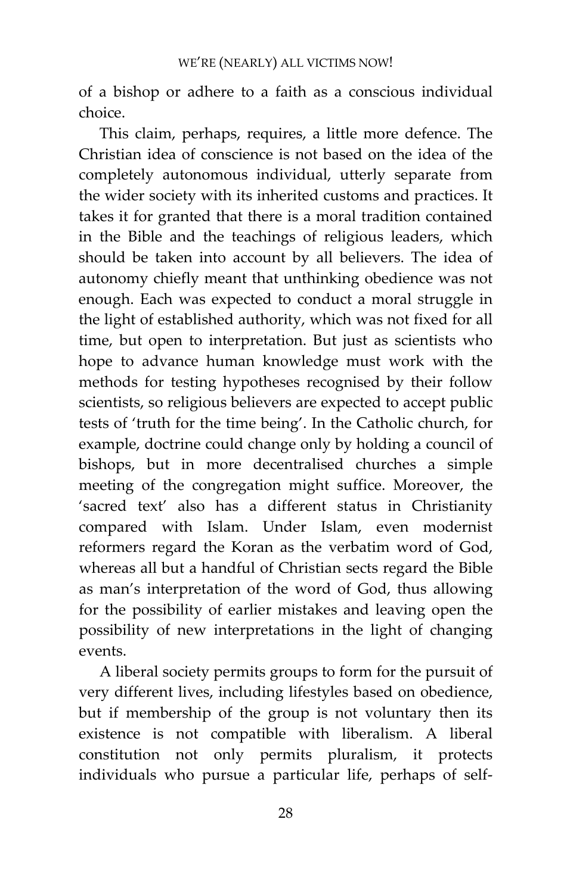of a bishop or adhere to a faith as a conscious individual choice.

This claim, perhaps, requires, a little more defence. The Christian idea of conscience is not based on the idea of the completely autonomous individual, utterly separate from the wider society with its inherited customs and practices. It takes it for granted that there is a moral tradition contained in the Bible and the teachings of religious leaders, which should be taken into account by all believers. The idea of autonomy chiefly meant that unthinking obedience was not enough. Each was expected to conduct a moral struggle in the light of established authority, which was not fixed for all time, but open to interpretation. But just as scientists who hope to advance human knowledge must work with the methods for testing hypotheses recognised by their follow scientists, so religious believers are expected to accept public tests of 'truth for the time being'. In the Catholic church, for example, doctrine could change only by holding a council of bishops, but in more decentralised churches a simple meeting of the congregation might suffice. Moreover, the 'sacred text' also has a different status in Christianity compared with Islam. Under Islam, even modernist reformers regard the Koran as the verbatim word of God, whereas all but a handful of Christian sects regard the Bible as man's interpretation of the word of God, thus allowing for the possibility of earlier mistakes and leaving open the possibility of new interpretations in the light of changing events.

A liberal society permits groups to form for the pursuit of very different lives, including lifestyles based on obedience, but if membership of the group is not voluntary then its existence is not compatible with liberalism. A liberal constitution not only permits pluralism, it protects individuals who pursue a particular life, perhaps of self-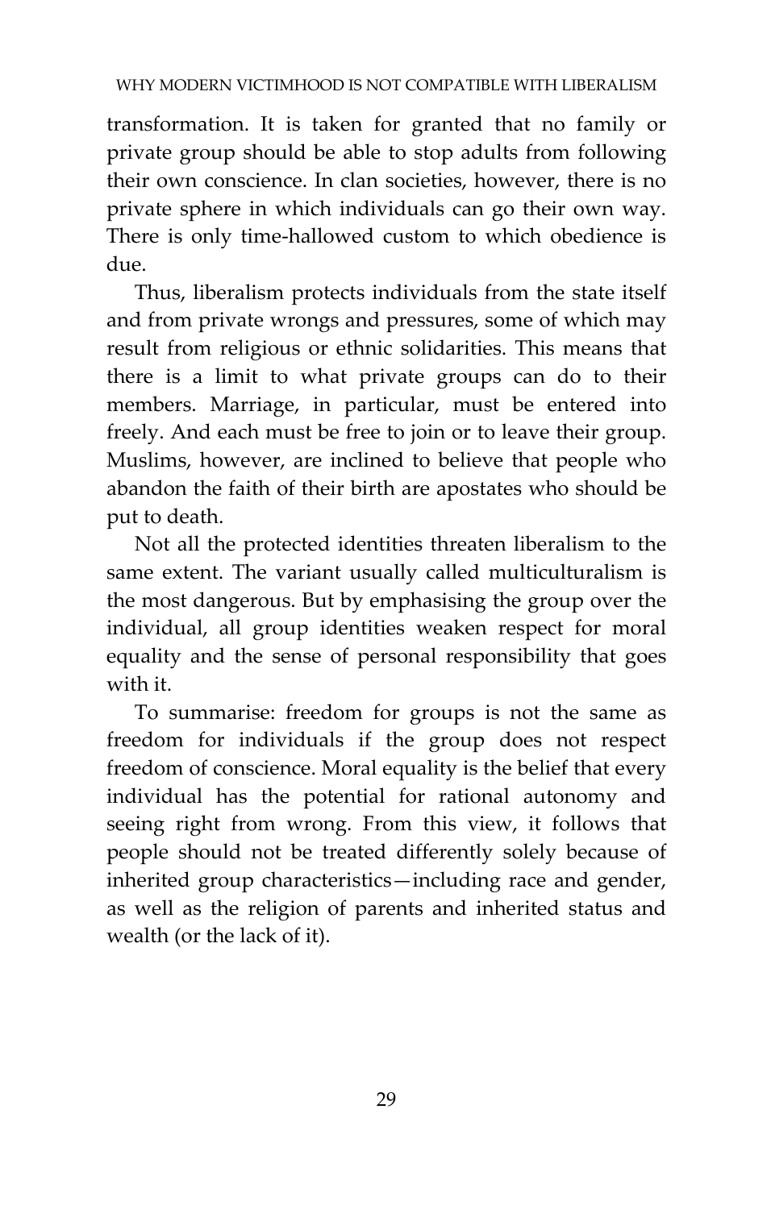transformation. It is taken for granted that no family or private group should be able to stop adults from following their own conscience. In clan societies, however, there is no private sphere in which individuals can go their own way. There is only time-hallowed custom to which obedience is due.

Thus, liberalism protects individuals from the state itself and from private wrongs and pressures, some of which may result from religious or ethnic solidarities. This means that there is a limit to what private groups can do to their members. Marriage, in particular, must be entered into freely. And each must be free to join or to leave their group. Muslims, however, are inclined to believe that people who abandon the faith of their birth are apostates who should be put to death.

Not all the protected identities threaten liberalism to the same extent. The variant usually called multiculturalism is the most dangerous. But by emphasising the group over the individual, all group identities weaken respect for moral equality and the sense of personal responsibility that goes with it.

To summarise: freedom for groups is not the same as freedom for individuals if the group does not respect freedom of conscience. Moral equality is the belief that every individual has the potential for rational autonomy and seeing right from wrong. From this view, it follows that people should not be treated differently solely because of inherited group characteristics—including race and gender, as well as the religion of parents and inherited status and wealth (or the lack of it).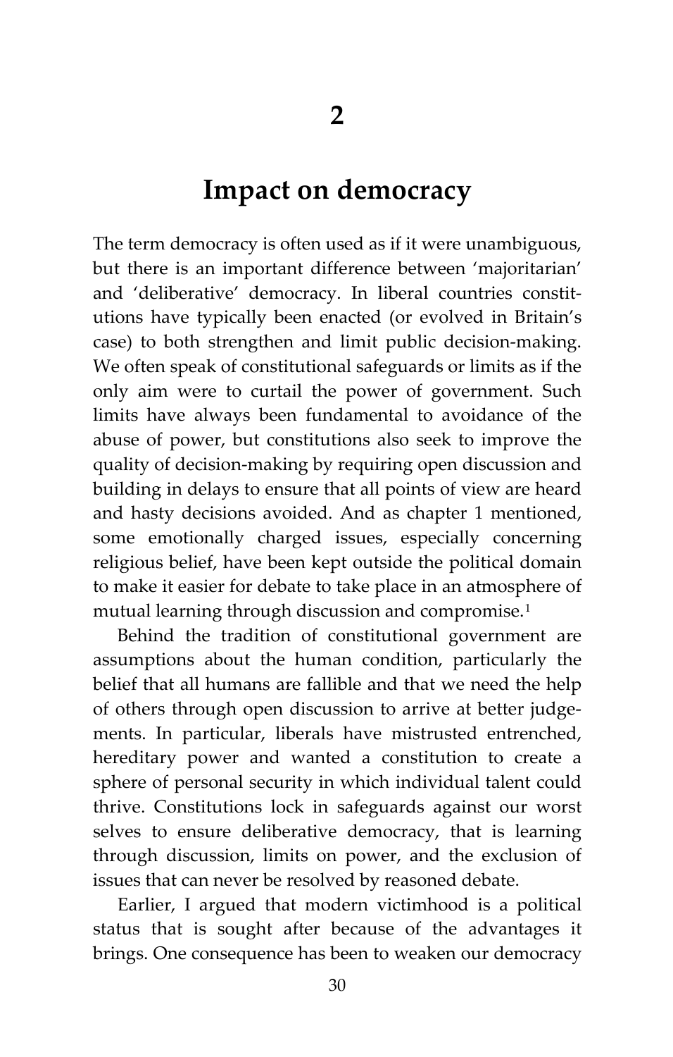# 2

## Impact on democracy

The term democracy is often used as if it were unambiguous, but there is an important difference between 'majoritarian' and 'deliberative' democracy. In liberal countries constitutions have typically been enacted (or evolved in Britain's case) to both strengthen and limit public decision-making. We often speak of constitutional safeguards or limits as if the only aim were to curtail the power of government. Such limits have always been fundamental to avoidance of the abuse of power, but constitutions also seek to improve the quality of decision-making by requiring open discussion and building in delays to ensure that all points of view are heard and hasty decisions avoided. And as chapter 1 mentioned, some emotionally charged issues, especially concerning religious belief, have been kept outside the political domain to make it easier for debate to take place in an atmosphere of mutual learning through discussion and compromise.[1]

Behind the tradition of constitutional government are assumptions about the human condition, particularly the belief that all humans are fallible and that we need the help of others through open discussion to arrive at better judgements. In particular, liberals have mistrusted entrenched, hereditary power and wanted a constitution to create a sphere of personal security in which individual talent could thrive. Constitutions lock in safeguards against our worst selves to ensure deliberative democracy, that is learning through discussion, limits on power, and the exclusion of issues that can never be resolved by reasoned debate.

Earlier, I argued that modern victimhood is a political status that is sought after because of the advantages it brings. One consequence has been to weaken our democracy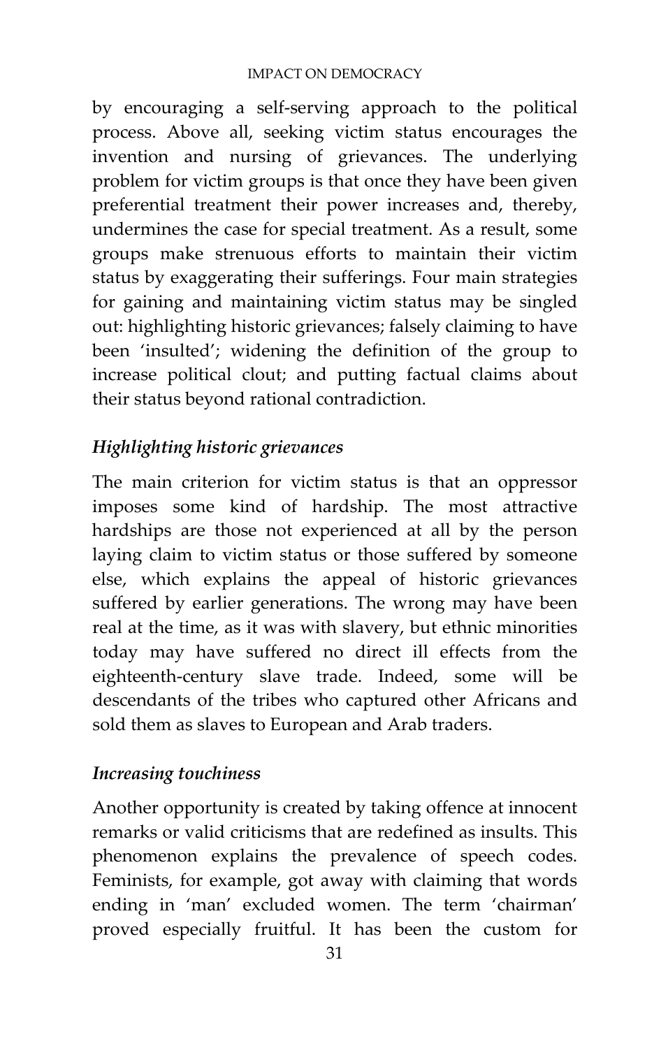by encouraging a self-serving approach to the political process. Above all, seeking victim status encourages the invention and nursing of grievances. The underlying problem for victim groups is that once they have been given preferential treatment their power increases and, thereby, undermines the case for special treatment. As a result, some groups make strenuous efforts to maintain their victim status by exaggerating their sufferings. Four main strategies for gaining and maintaining victim status may be singled out: highlighting historic grievances; falsely claiming to have been 'insulted'; widening the definition of the group to increase political clout; and putting factual claims about their status beyond rational contradiction.

### *Highlighting historic grievances*

The main criterion for victim status is that an oppressor imposes some kind of hardship. The most attractive hardships are those not experienced at all by the person laying claim to victim status or those suffered by someone else, which explains the appeal of historic grievances suffered by earlier generations. The wrong may have been real at the time, as it was with slavery, but ethnic minorities today may have suffered no direct ill effects from the eighteenth-century slave trade. Indeed, some will be descendants of the tribes who captured other Africans and sold them as slaves to European and Arab traders.

### *Increasing touchiness*

Another opportunity is created by taking offence at innocent remarks or valid criticisms that are redefined as insults. This phenomenon explains the prevalence of speech codes. Feminists, for example, got away with claiming that words ending in 'man' excluded women. The term 'chairman' proved especially fruitful. It has been the custom for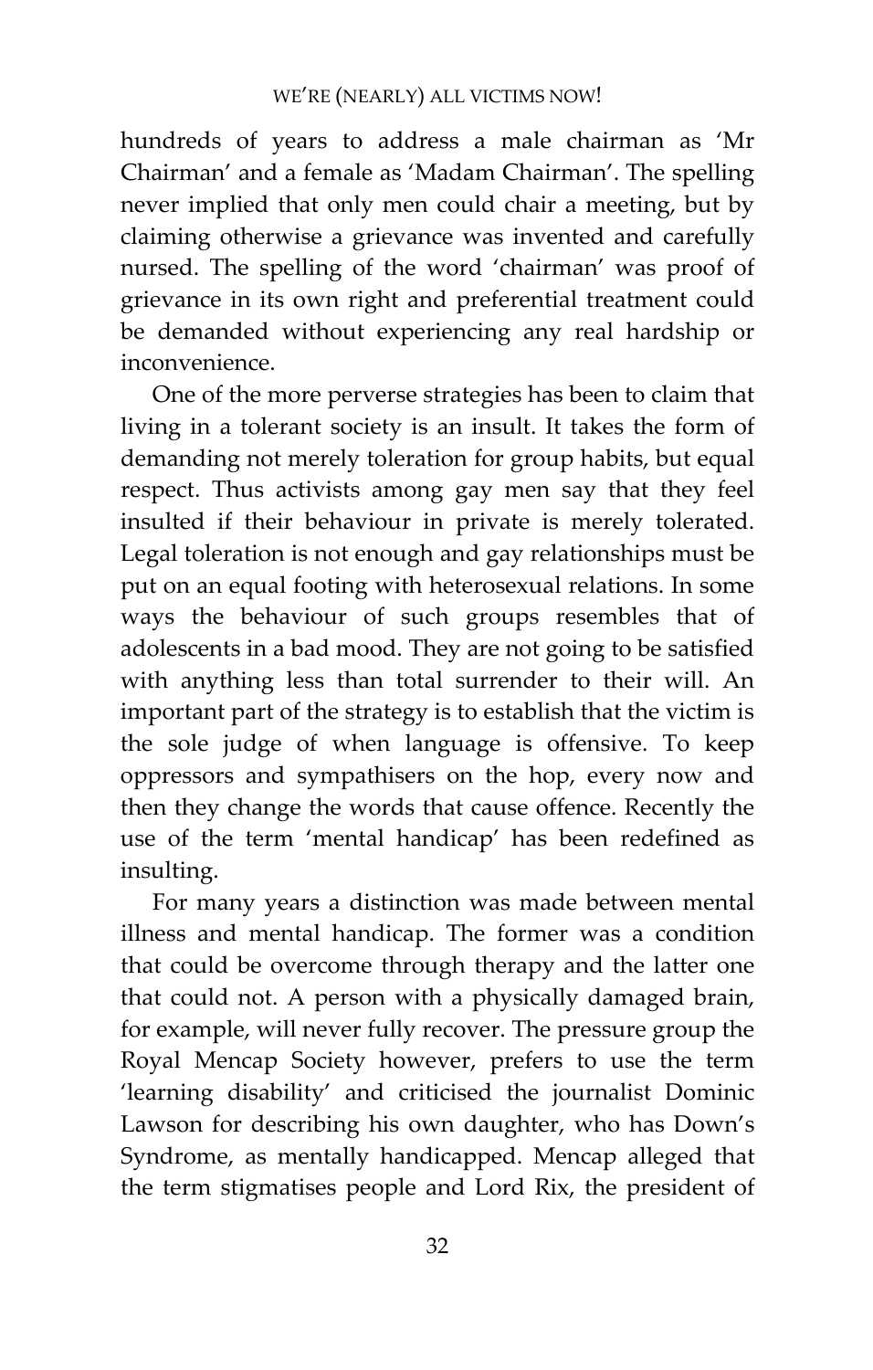hundreds of years to address a male chairman as 'Mr Chairman' and a female as 'Madam Chairman'. The spelling never implied that only men could chair a meeting, but by claiming otherwise a grievance was invented and carefully nursed. The spelling of the word 'chairman' was proof of grievance in its own right and preferential treatment could be demanded without experiencing any real hardship or inconvenience.

One of the more perverse strategies has been to claim that living in a tolerant society is an insult. It takes the form of demanding not merely toleration for group habits, but equal respect. Thus activists among gay men say that they feel insulted if their behaviour in private is merely tolerated. Legal toleration is not enough and gay relationships must be put on an equal footing with heterosexual relations. In some ways the behaviour of such groups resembles that of adolescents in a bad mood. They are not going to be satisfied with anything less than total surrender to their will. An important part of the strategy is to establish that the victim is the sole judge of when language is offensive. To keep oppressors and sympathisers on the hop, every now and then they change the words that cause offence. Recently the use of the term 'mental handicap' has been redefined as insulting.

For many years a distinction was made between mental illness and mental handicap. The former was a condition that could be overcome through therapy and the latter one that could not. A person with a physically damaged brain, for example, will never fully recover. The pressure group the Royal Mencap Society however, prefers to use the term 'learning disability' and criticised the journalist Dominic Lawson for describing his own daughter, who has Down's Syndrome, as mentally handicapped. Mencap alleged that the term stigmatises people and Lord Rix, the president of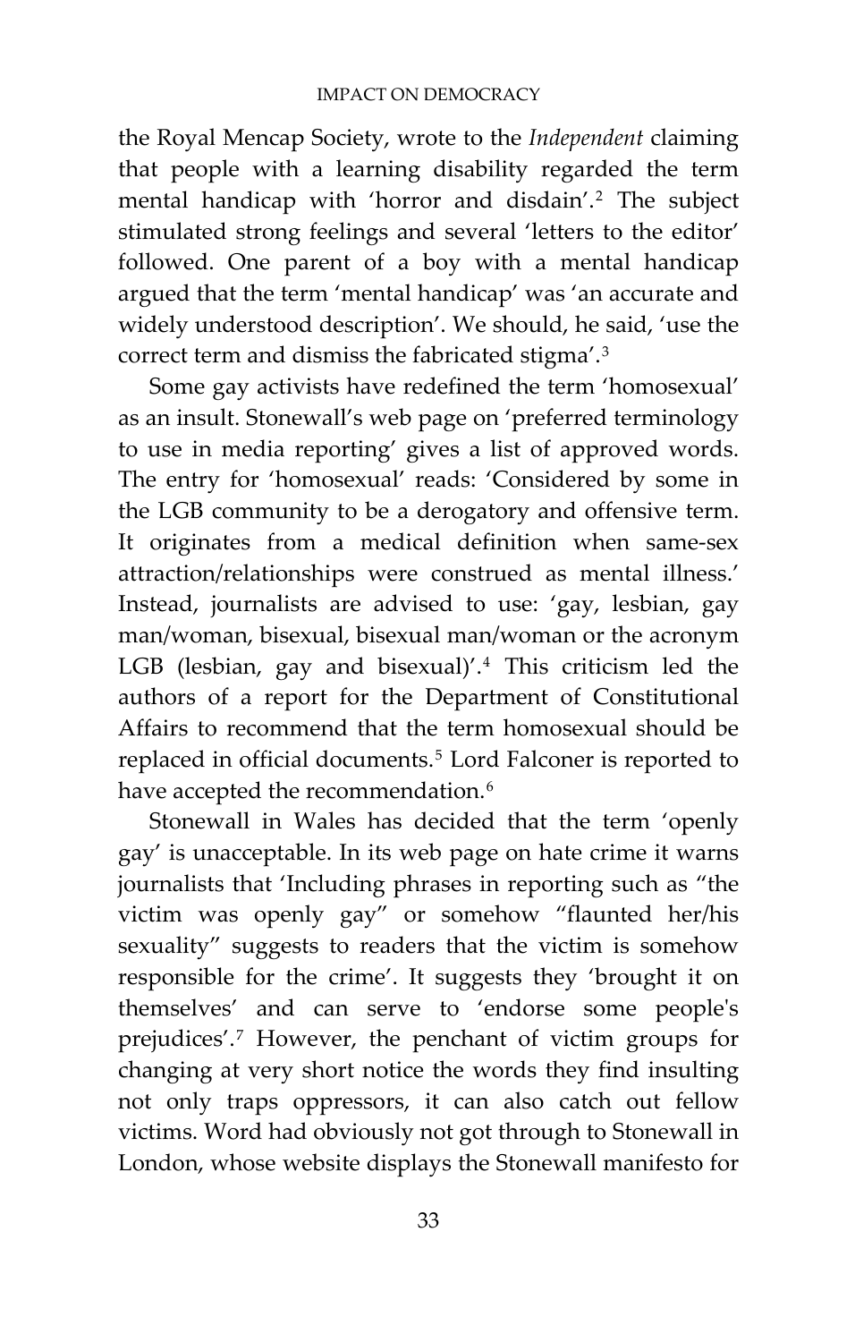the Royal Mencap Society, wrote to the *Independent* claiming that people with a learning disability regarded the term mental handicap with 'horror and disdain'.[2] The subject stimulated strong feelings and several 'letters to the editor' followed. One parent of a boy with a mental handicap argued that the term 'mental handicap' was 'an accurate and widely understood description'. We should, he said, 'use the correct term and dismiss the fabricated stigma'.[3]

Some gay activists have redefined the term 'homosexual' as an insult. Stonewall's web page on 'preferred terminology to use in media reporting' gives a list of approved words. The entry for 'homosexual' reads: 'Considered by some in the LGB community to be a derogatory and offensive term. It originates from a medical definition when same-sex attraction/relationships were construed as mental illness.' Instead, journalists are advised to use: 'gay, lesbian, gay man/woman, bisexual, bisexual man/woman or the acronym LGB (lesbian, gay and bisexual)'.[4] This criticism led the authors of a report for the Department of Constitutional Affairs to recommend that the term homosexual should be replaced in official documents.[5] Lord Falconer is reported to have accepted the recommendation.[6]

Stonewall in Wales has decided that the term 'openly gay' is unacceptable. In its web page on hate crime it warns journalists that 'Including phrases in reporting such as "the victim was openly gay" or somehow "flaunted her/his sexuality" suggests to readers that the victim is somehow responsible for the crime'. It suggests they 'brought it on themselves' and can serve to 'endorse some people's prejudices'.[7] However, the penchant of victim groups for changing at very short notice the words they find insulting not only traps oppressors, it can also catch out fellow victims. Word had obviously not got through to Stonewall in London, whose website displays the Stonewall manifesto for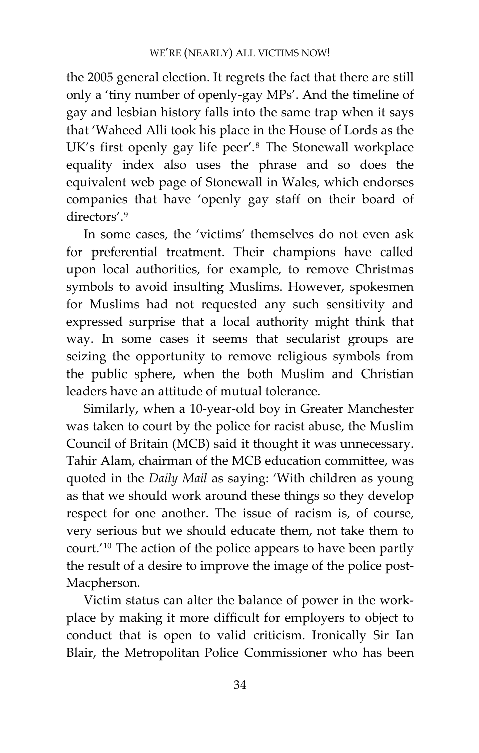the 2005 general election. It regrets the fact that there are still only a 'tiny number of openly-gay MPs'. And the timeline of gay and lesbian history falls into the same trap when it says that 'Waheed Alli took his place in the House of Lords as the UK's first openly gay life peer'.[8] The Stonewall workplace equality index also uses the phrase and so does the equivalent web page of Stonewall in Wales, which endorses companies that have 'openly gay staff on their board of directors'.[9]

In some cases, the 'victims' themselves do not even ask for preferential treatment. Their champions have called upon local authorities, for example, to remove Christmas symbols to avoid insulting Muslims. However, spokesmen for Muslims had not requested any such sensitivity and expressed surprise that a local authority might think that way. In some cases it seems that secularist groups are seizing the opportunity to remove religious symbols from the public sphere, when the both Muslim and Christian leaders have an attitude of mutual tolerance.

Similarly, when a 10-year-old boy in Greater Manchester was taken to court by the police for racist abuse, the Muslim Council of Britain (MCB) said it thought it was unnecessary. Tahir Alam, chairman of the MCB education committee, was quoted in the *Daily Mail* as saying: 'With children as young as that we should work around these things so they develop respect for one another. The issue of racism is, of course, very serious but we should educate them, not take them to court.'[10] The action of the police appears to have been partly the result of a desire to improve the image of the police post-Macpherson.

Victim status can alter the balance of power in the workplace by making it more difficult for employers to object to conduct that is open to valid criticism. Ironically Sir Ian Blair, the Metropolitan Police Commissioner who has been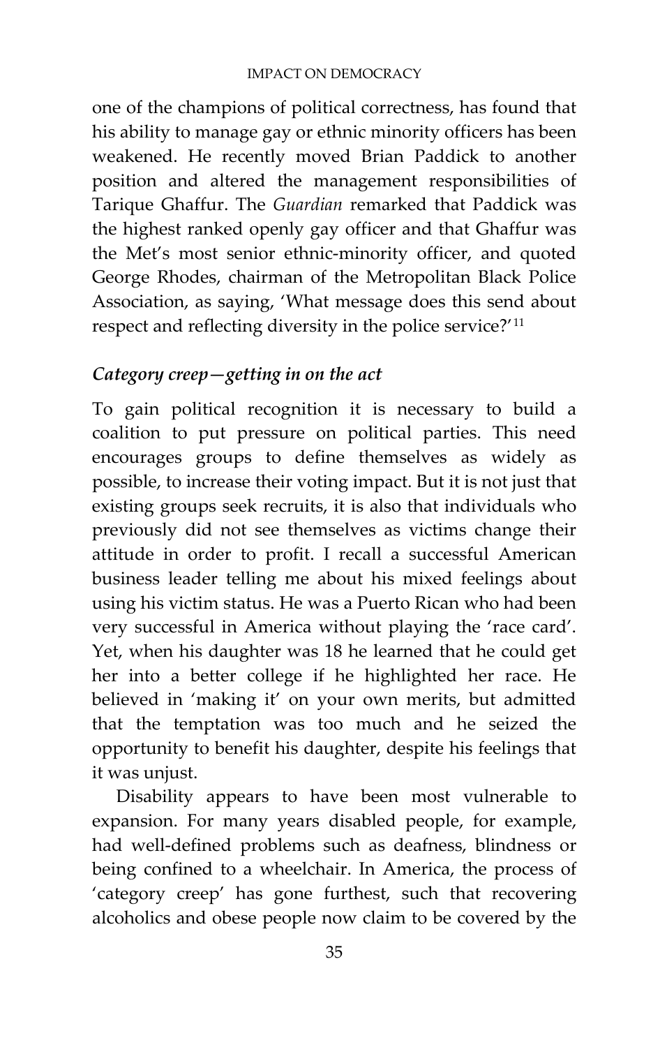one of the champions of political correctness, has found that his ability to manage gay or ethnic minority officers has been weakened. He recently moved Brian Paddick to another position and altered the management responsibilities of Tarique Ghaffur. The *Guardian* remarked that Paddick was the highest ranked openly gay officer and that Ghaffur was the Met's most senior ethnic-minority officer, and quoted George Rhodes, chairman of the Metropolitan Black Police Association, as saying, 'What message does this send about respect and reflecting diversity in the police service?'[11]

### *Category creep—getting in on the act*

To gain political recognition it is necessary to build a coalition to put pressure on political parties. This need encourages groups to define themselves as widely as possible, to increase their voting impact. But it is not just that existing groups seek recruits, it is also that individuals who previously did not see themselves as victims change their attitude in order to profit. I recall a successful American business leader telling me about his mixed feelings about using his victim status. He was a Puerto Rican who had been very successful in America without playing the 'race card'. Yet, when his daughter was 18 he learned that he could get her into a better college if he highlighted her race. He believed in 'making it' on your own merits, but admitted that the temptation was too much and he seized the opportunity to benefit his daughter, despite his feelings that it was unjust.

Disability appears to have been most vulnerable to expansion. For many years disabled people, for example, had well-defined problems such as deafness, blindness or being confined to a wheelchair. In America, the process of 'category creep' has gone furthest, such that recovering alcoholics and obese people now claim to be covered by the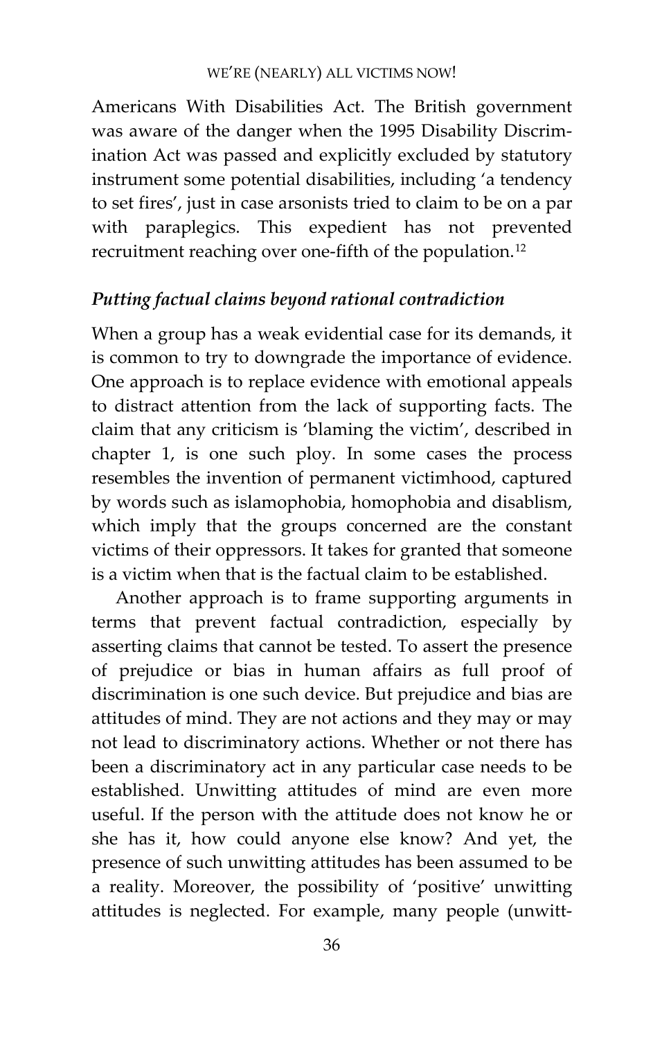Americans With Disabilities Act. The British government was aware of the danger when the 1995 Disability Discrimination Act was passed and explicitly excluded by statutory instrument some potential disabilities, including 'a tendency to set fires', just in case arsonists tried to claim to be on a par with paraplegics. This expedient has not prevented recruitment reaching over one-fifth of the population.[12]

### *Putting factual claims beyond rational contradiction*

When a group has a weak evidential case for its demands, it is common to try to downgrade the importance of evidence. One approach is to replace evidence with emotional appeals to distract attention from the lack of supporting facts. The claim that any criticism is 'blaming the victim', described in chapter 1, is one such ploy. In some cases the process resembles the invention of permanent victimhood, captured by words such as islamophobia, homophobia and disablism, which imply that the groups concerned are the constant victims of their oppressors. It takes for granted that someone is a victim when that is the factual claim to be established.

Another approach is to frame supporting arguments in terms that prevent factual contradiction, especially by asserting claims that cannot be tested. To assert the presence of prejudice or bias in human affairs as full proof of discrimination is one such device. But prejudice and bias are attitudes of mind. They are not actions and they may or may not lead to discriminatory actions. Whether or not there has been a discriminatory act in any particular case needs to be established. Unwitting attitudes of mind are even more useful. If the person with the attitude does not know he or she has it, how could anyone else know? And yet, the presence of such unwitting attitudes has been assumed to be a reality. Moreover, the possibility of 'positive' unwitting attitudes is neglected. For example, many people (unwitt-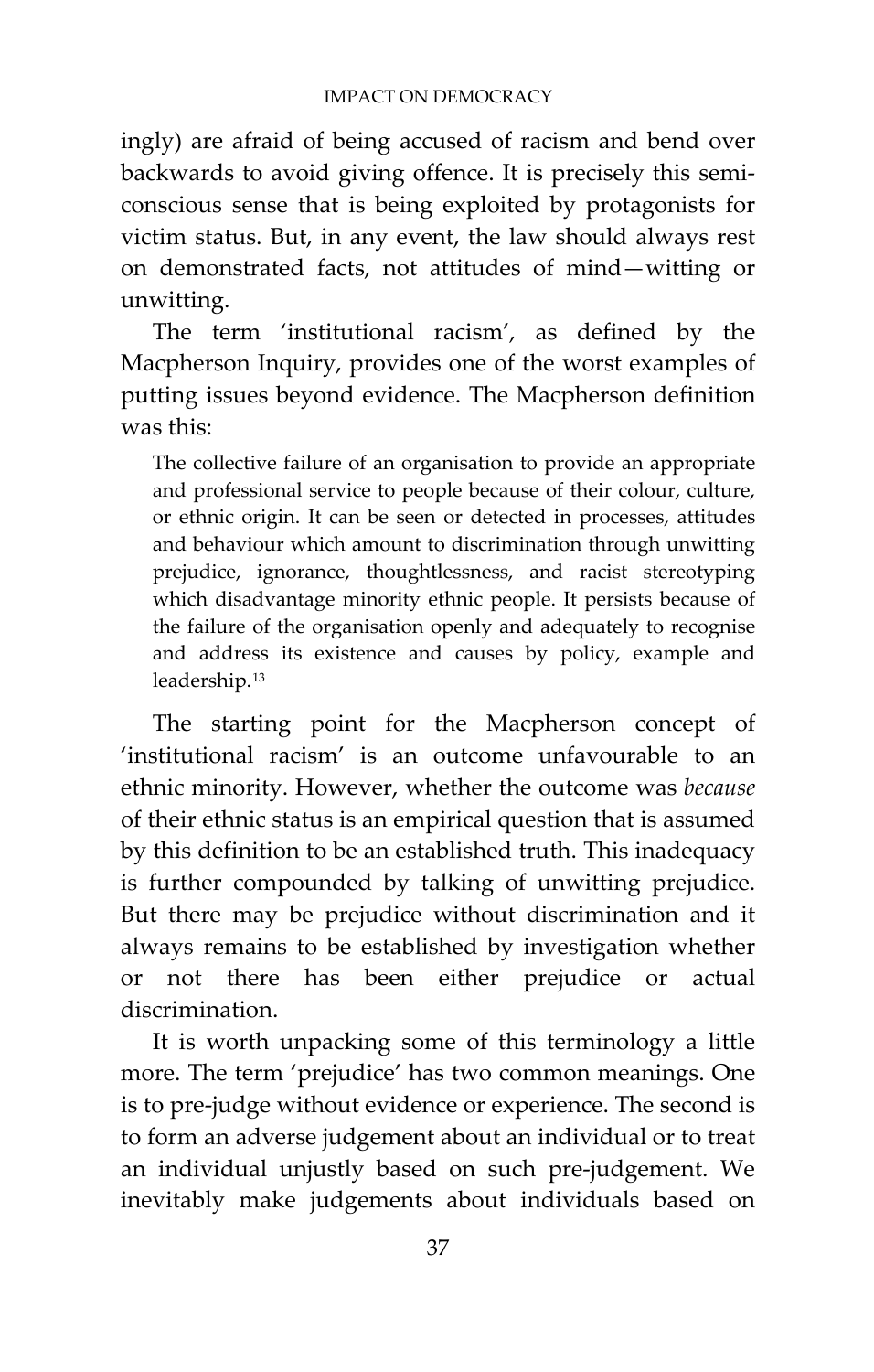ingly) are afraid of being accused of racism and bend over backwards to avoid giving offence. It is precisely this semi-conscious sense that is being exploited by protagonists for victim status. But, in any event, the law should always rest on demonstrated facts, not attitudes of mind—witting or unwitting.

The term 'institutional racism', as defined by the Macpherson Inquiry, provides one of the worst examples of putting issues beyond evidence. The Macpherson definition was this:

> The collective failure of an organisation to provide an appropriate and professional service to people because of their colour, culture, or ethnic origin. It can be seen or detected in processes, attitudes and behaviour which amount to discrimination through unwitting prejudice, ignorance, thoughtlessness, and racist stereotyping which disadvantage minority ethnic people. It persists because of the failure of the organisation openly and adequately to recognise and address its existence and causes by policy, example and leadership.[13]

The starting point for the Macpherson concept of 'institutional racism' is an outcome unfavourable to an ethnic minority. However, whether the outcome was *because* of their ethnic status is an empirical question that is assumed by this definition to be an established truth. This inadequacy is further compounded by talking of unwitting prejudice. But there may be prejudice without discrimination and it always remains to be established by investigation whether or not there has been either prejudice or actual discrimination.

It is worth unpacking some of this terminology a little more. The term 'prejudice' has two common meanings. One is to pre-judge without evidence or experience. The second is to form an adverse judgement about an individual or to treat an individual unjustly based on such pre-judgement. We inevitably make judgements about individuals based on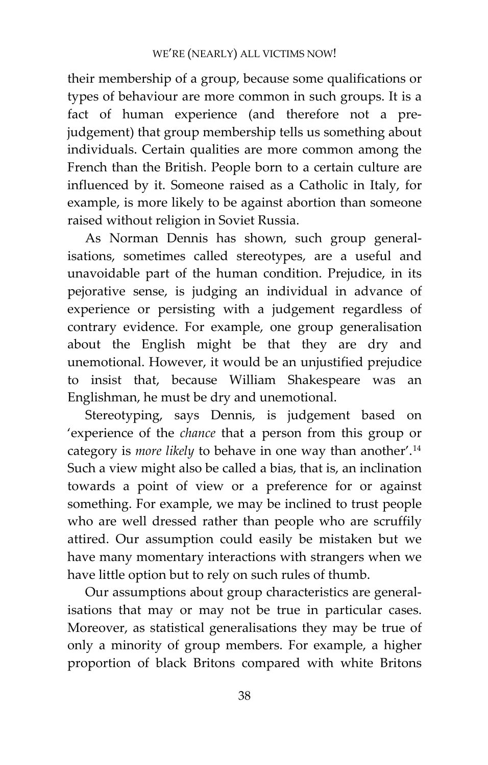their membership of a group, because some qualifications or types of behaviour are more common in such groups. It is a fact of human experience (and therefore not a pre-judgement) that group membership tells us something about individuals. Certain qualities are more common among the French than the British. People born to a certain culture are influenced by it. Someone raised as a Catholic in Italy, for example, is more likely to be against abortion than someone raised without religion in Soviet Russia.

As Norman Dennis has shown, such group generalisations, sometimes called stereotypes, are a useful and unavoidable part of the human condition. Prejudice, in its pejorative sense, is judging an individual in advance of experience or persisting with a judgement regardless of contrary evidence. For example, one group generalisation about the English might be that they are dry and unemotional. However, it would be an unjustified prejudice to insist that, because William Shakespeare was an Englishman, he must be dry and unemotional.

Stereotyping, says Dennis, is judgement based on 'experience of the *chance* that a person from this group or category is *more likely* to behave in one way than another'.[14] Such a view might also be called a bias, that is, an inclination towards a point of view or a preference for or against something. For example, we may be inclined to trust people who are well dressed rather than people who are scruffily attired. Our assumption could easily be mistaken but we have many momentary interactions with strangers when we have little option but to rely on such rules of thumb.

Our assumptions about group characteristics are generalisations that may or may not be true in particular cases. Moreover, as statistical generalisations they may be true of only a minority of group members. For example, a higher proportion of black Britons compared with white Britons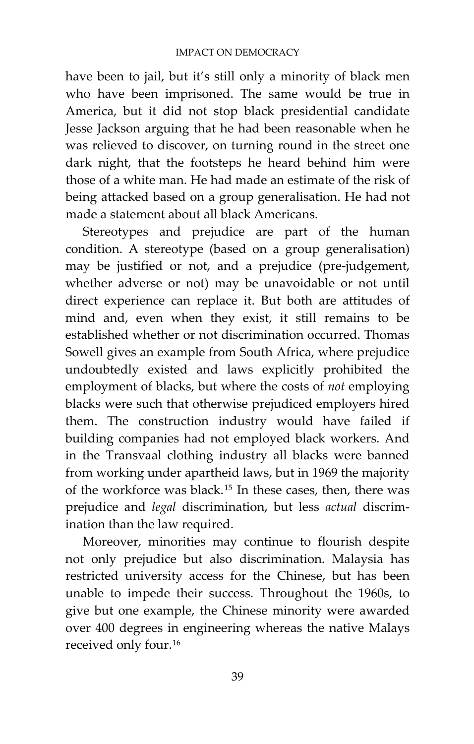have been to jail, but it's still only a minority of black men who have been imprisoned. The same would be true in America, but it did not stop black presidential candidate Jesse Jackson arguing that he had been reasonable when he was relieved to discover, on turning round in the street one dark night, that the footsteps he heard behind him were those of a white man. He had made an estimate of the risk of being attacked based on a group generalisation. He had not made a statement about all black Americans.

Stereotypes and prejudice are part of the human condition. A stereotype (based on a group generalisation) may be justified or not, and a prejudice (pre-judgement, whether adverse or not) may be unavoidable or not until direct experience can replace it. But both are attitudes of mind and, even when they exist, it still remains to be established whether or not discrimination occurred. Thomas Sowell gives an example from South Africa, where prejudice undoubtedly existed and laws explicitly prohibited the employment of blacks, but where the costs of *not* employing blacks were such that otherwise prejudiced employers hired them. The construction industry would have failed if building companies had not employed black workers. And in the Transvaal clothing industry all blacks were banned from working under apartheid laws, but in 1969 the majority of the workforce was black.[15] In these cases, then, there was prejudice and *legal* discrimination, but less *actual* discrimination than the law required.

Moreover, minorities may continue to flourish despite not only prejudice but also discrimination. Malaysia has restricted university access for the Chinese, but has been unable to impede their success. Throughout the 1960s, to give but one example, the Chinese minority were awarded over 400 degrees in engineering whereas the native Malays received only four.[16]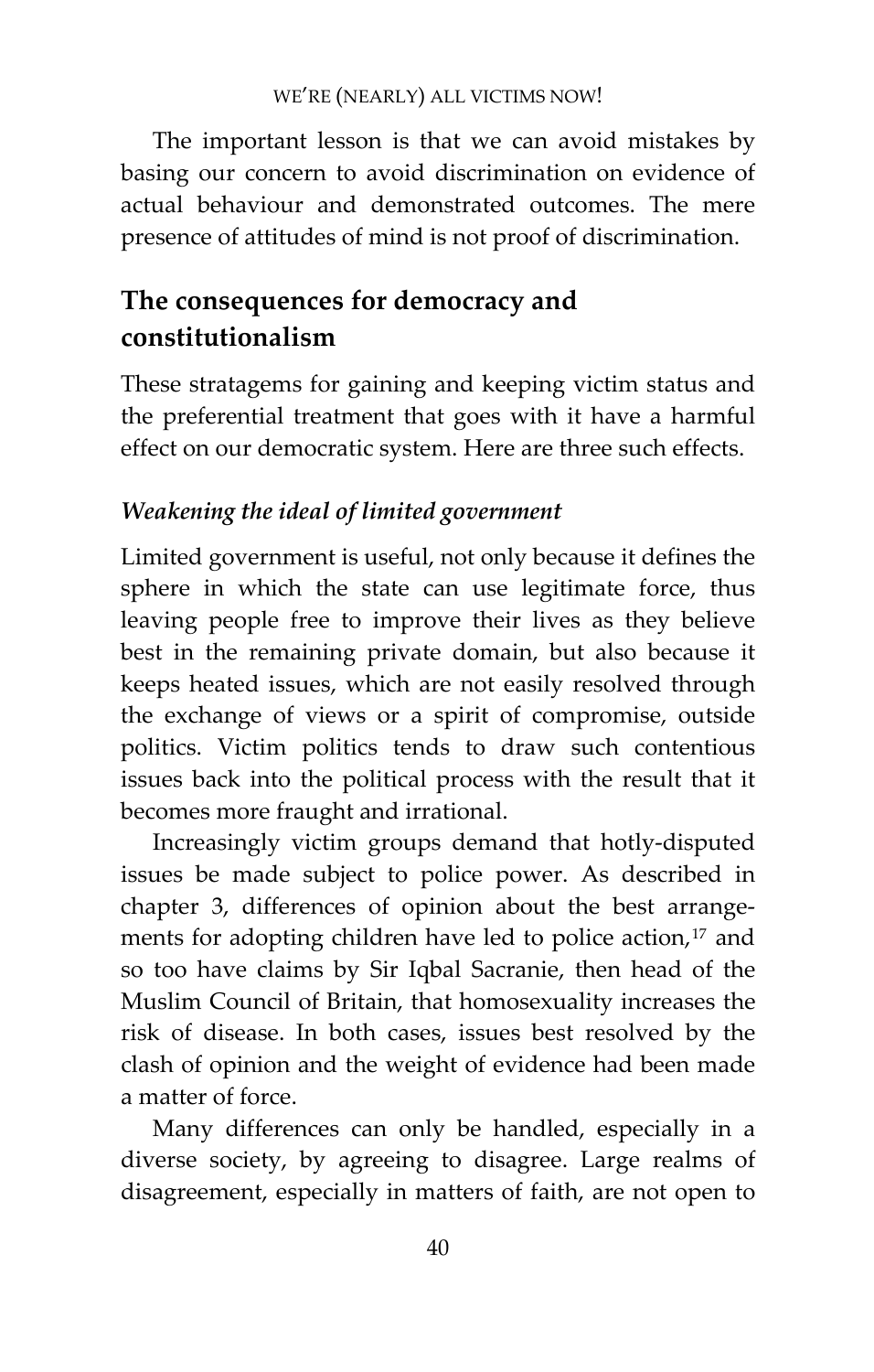The important lesson is that we can avoid mistakes by basing our concern to avoid discrimination on evidence of actual behaviour and demonstrated outcomes. The mere presence of attitudes of mind is not proof of discrimination.

## The consequences for democracy and constitutionalism

These stratagems for gaining and keeping victim status and the preferential treatment that goes with it have a harmful effect on our democratic system. Here are three such effects.

### *Weakening the ideal of limited government*

Limited government is useful, not only because it defines the sphere in which the state can use legitimate force, thus leaving people free to improve their lives as they believe best in the remaining private domain, but also because it keeps heated issues, which are not easily resolved through the exchange of views or a spirit of compromise, outside politics. Victim politics tends to draw such contentious issues back into the political process with the result that it becomes more fraught and irrational.

Increasingly victim groups demand that hotly-disputed issues be made subject to police power. As described in chapter 3, differences of opinion about the best arrangements for adopting children have led to police action,[17] and so too have claims by Sir Iqbal Sacranie, then head of the Muslim Council of Britain, that homosexuality increases the risk of disease. In both cases, issues best resolved by the clash of opinion and the weight of evidence had been made a matter of force.

Many differences can only be handled, especially in a diverse society, by agreeing to disagree. Large realms of disagreement, especially in matters of faith, are not open to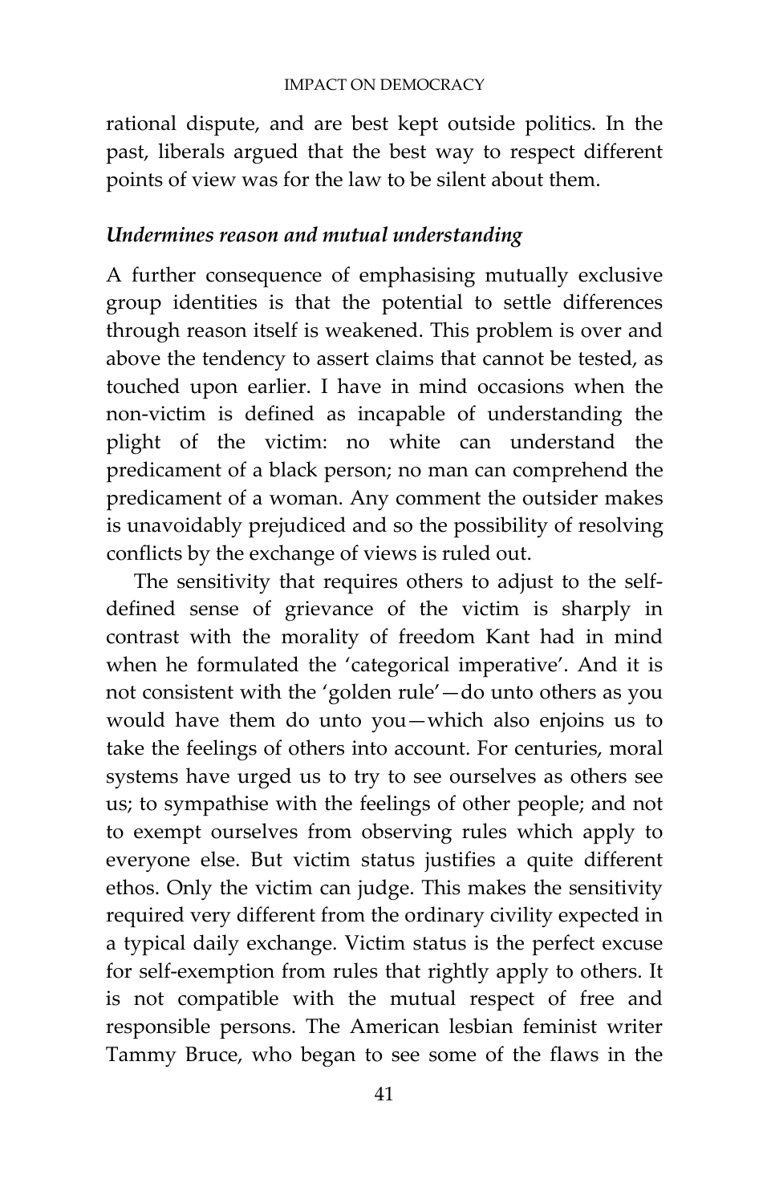rational dispute, and are best kept outside politics. In the past, liberals argued that the best way to respect different points of view was for the law to be silent about them.

### *Undermines reason and mutual understanding*

A further consequence of emphasising mutually exclusive group identities is that the potential to settle differences through reason itself is weakened. This problem is over and above the tendency to assert claims that cannot be tested, as touched upon earlier. I have in mind occasions when the non-victim is defined as incapable of understanding the plight of the victim: no white can understand the predicament of a black person; no man can comprehend the predicament of a woman. Any comment the outsider makes is unavoidably prejudiced and so the possibility of resolving conflicts by the exchange of views is ruled out.

The sensitivity that requires others to adjust to the self-defined sense of grievance of the victim is sharply in contrast with the morality of freedom Kant had in mind when he formulated the 'categorical imperative'. And it is not consistent with the 'golden rule'—do unto others as you would have them do unto you—which also enjoins us to take the feelings of others into account. For centuries, moral systems have urged us to try to see ourselves as others see us; to sympathise with the feelings of other people; and not to exempt ourselves from observing rules which apply to everyone else. But victim status justifies a quite different ethos. Only the victim can judge. This makes the sensitivity required very different from the ordinary civility expected in a typical daily exchange. Victim status is the perfect excuse for self-exemption from rules that rightly apply to others. It is not compatible with the mutual respect of free and responsible persons. The American lesbian feminist writer Tammy Bruce, who began to see some of the flaws in the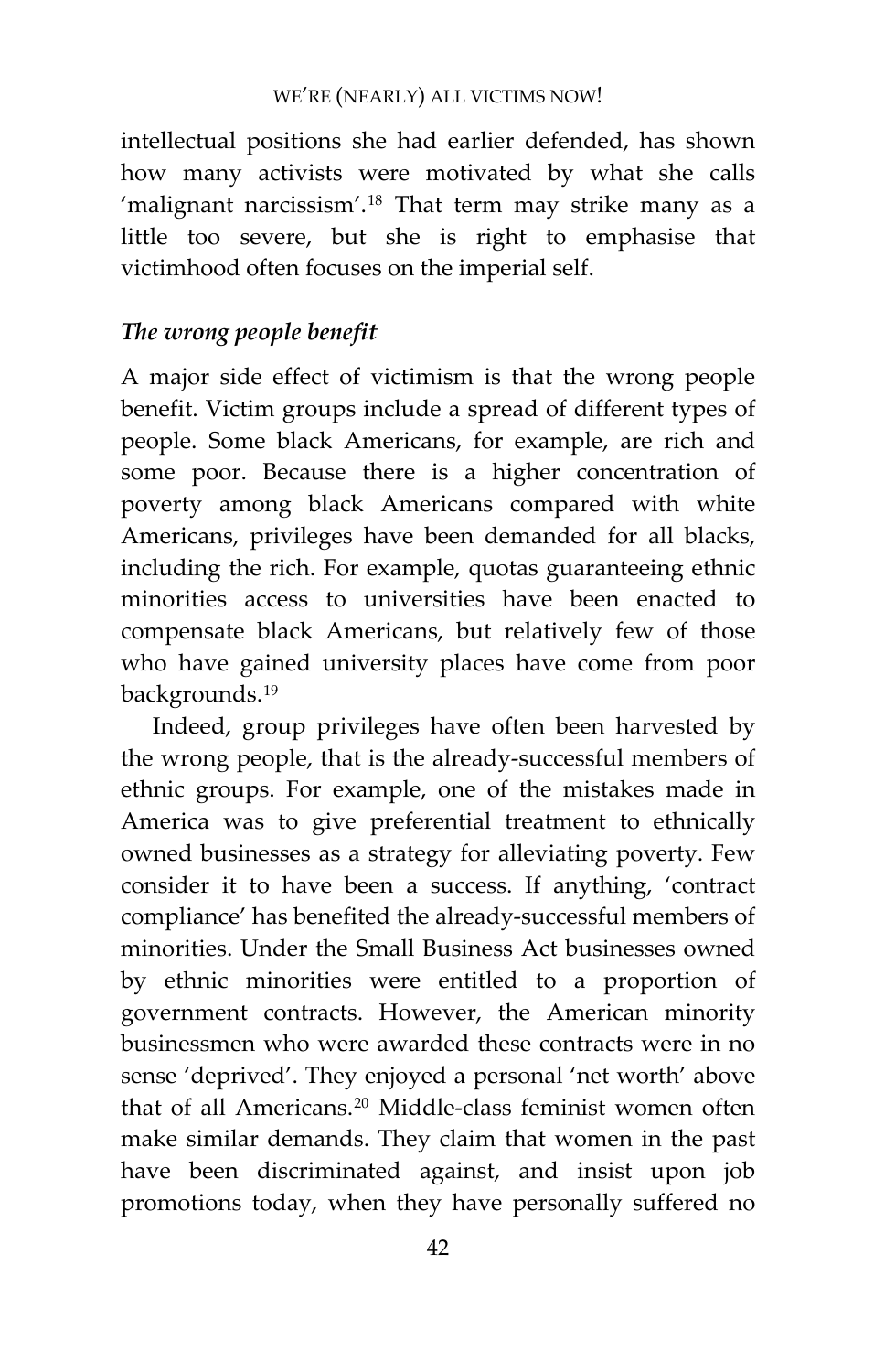intellectual positions she had earlier defended, has shown how many activists were motivated by what she calls 'malignant narcissism'.[18] That term may strike many as a little too severe, but she is right to emphasise that victimhood often focuses on the imperial self.

### *The wrong people benefit*

A major side effect of victimism is that the wrong people benefit. Victim groups include a spread of different types of people. Some black Americans, for example, are rich and some poor. Because there is a higher concentration of poverty among black Americans compared with white Americans, privileges have been demanded for all blacks, including the rich. For example, quotas guaranteeing ethnic minorities access to universities have been enacted to compensate black Americans, but relatively few of those who have gained university places have come from poor backgrounds.[19]

Indeed, group privileges have often been harvested by the wrong people, that is the already-successful members of ethnic groups. For example, one of the mistakes made in America was to give preferential treatment to ethnically owned businesses as a strategy for alleviating poverty. Few consider it to have been a success. If anything, 'contract compliance' has benefited the already-successful members of minorities. Under the Small Business Act businesses owned by ethnic minorities were entitled to a proportion of government contracts. However, the American minority businessmen who were awarded these contracts were in no sense 'deprived'. They enjoyed a personal 'net worth' above that of all Americans.[20] Middle-class feminist women often make similar demands. They claim that women in the past have been discriminated against, and insist upon job promotions today, when they have personally suffered no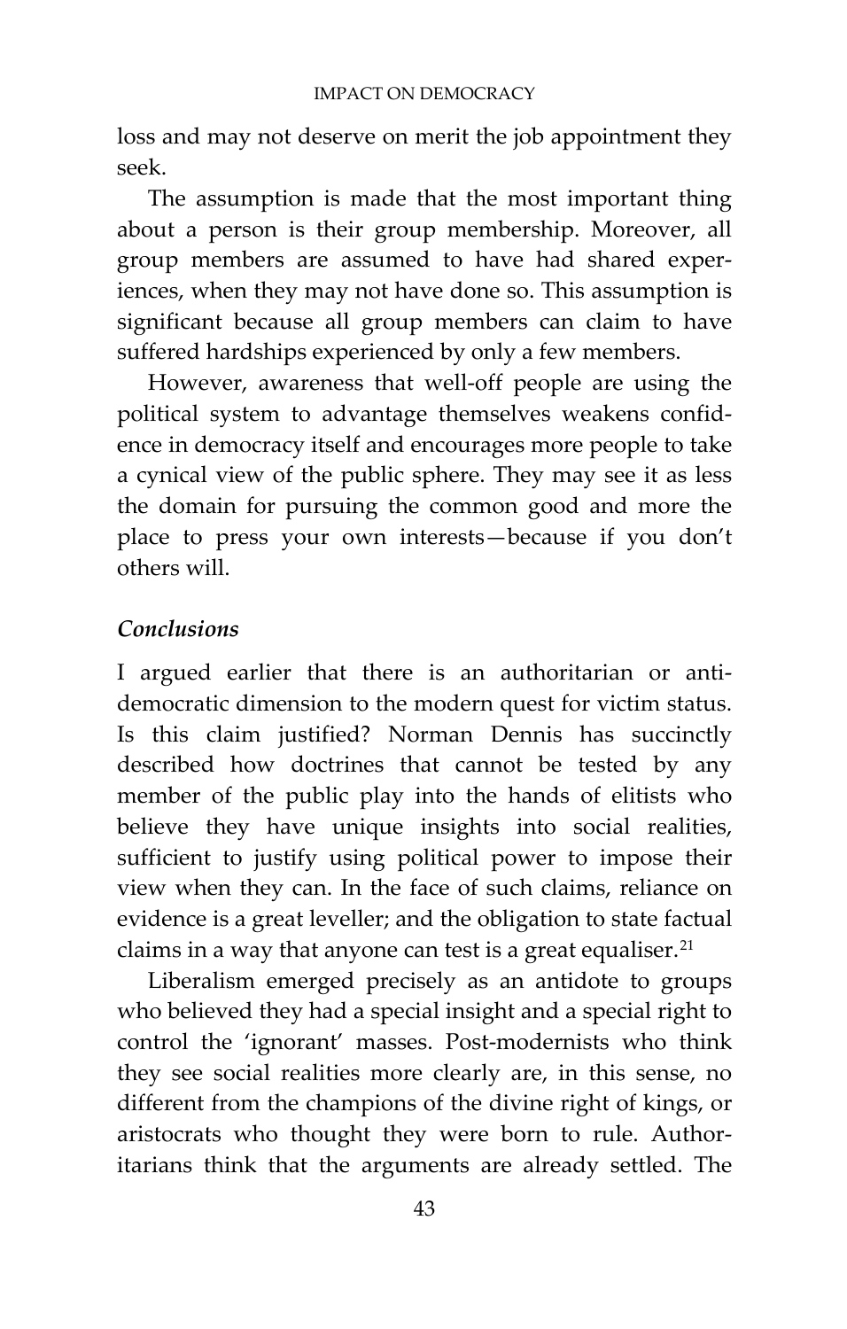loss and may not deserve on merit the job appointment they seek.

The assumption is made that the most important thing about a person is their group membership. Moreover, all group members are assumed to have had shared experiences, when they may not have done so. This assumption is significant because all group members can claim to have suffered hardships experienced by only a few members.

However, awareness that well-off people are using the political system to advantage themselves weakens confidence in democracy itself and encourages more people to take a cynical view of the public sphere. They may see it as less the domain for pursuing the common good and more the place to press your own interests—because if you don't others will.

### *Conclusions*

I argued earlier that there is an authoritarian or anti-democratic dimension to the modern quest for victim status. Is this claim justified? Norman Dennis has succinctly described how doctrines that cannot be tested by any member of the public play into the hands of elitists who believe they have unique insights into social realities, sufficient to justify using political power to impose their view when they can. In the face of such claims, reliance on evidence is a great leveller; and the obligation to state factual claims in a way that anyone can test is a great equaliser.[21]

Liberalism emerged precisely as an antidote to groups who believed they had a special insight and a special right to control the 'ignorant' masses. Post-modernists who think they see social realities more clearly are, in this sense, no different from the champions of the divine right of kings, or aristocrats who thought they were born to rule. Authoritarians think that the arguments are already settled. The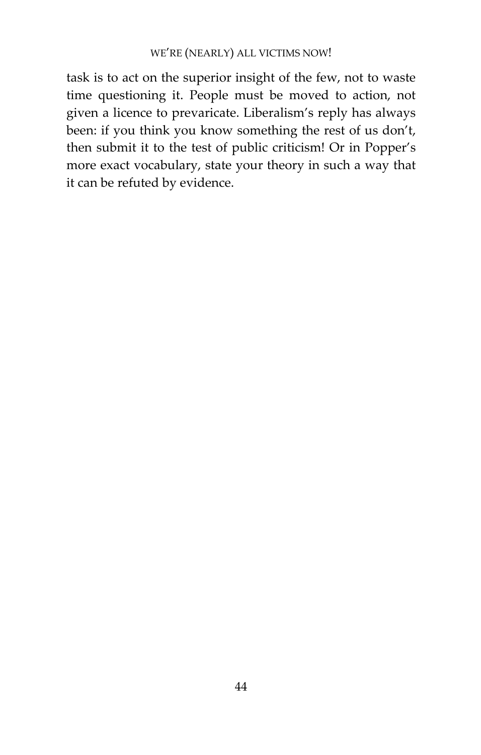task is to act on the superior insight of the few, not to waste time questioning it. People must be moved to action, not given a licence to prevaricate. Liberalism's reply has always been: if you think you know something the rest of us don't, then submit it to the test of public criticism! Or in Popper's more exact vocabulary, state your theory in such a way that it can be refuted by evidence.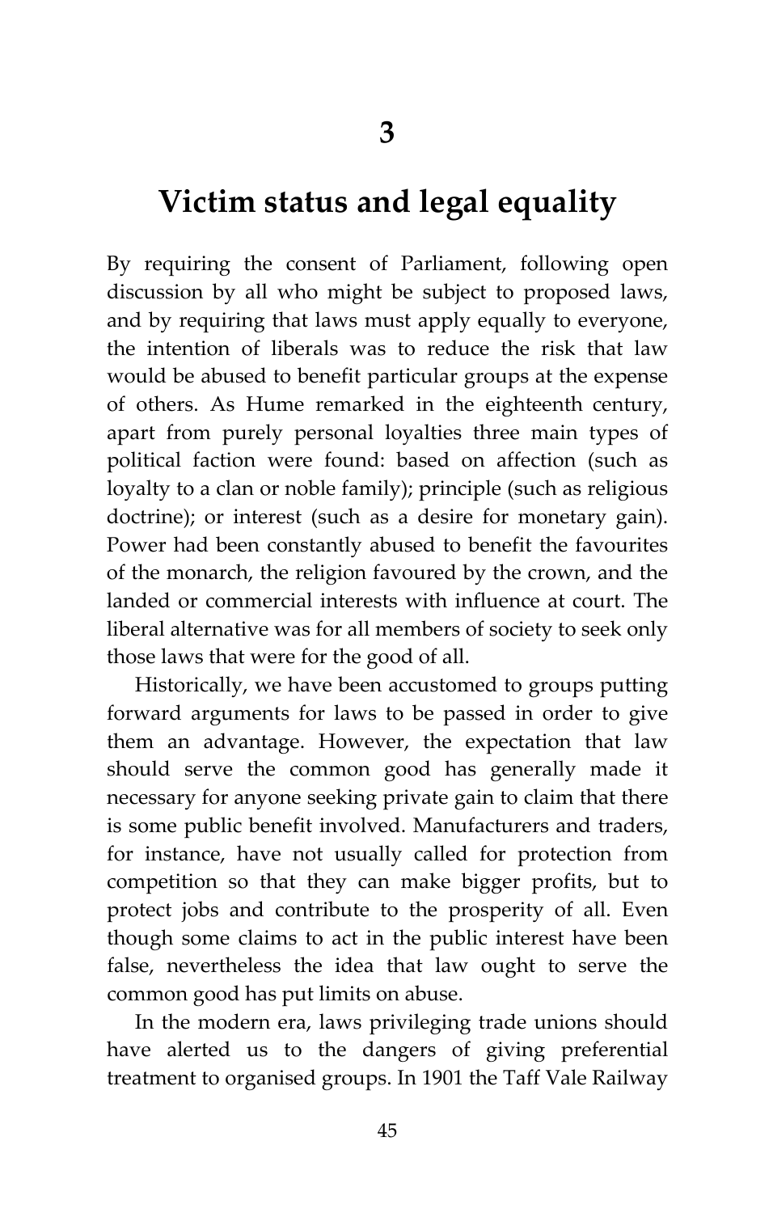# 3

# Victim status and legal equality

By requiring the consent of Parliament, following open discussion by all who might be subject to proposed laws, and by requiring that laws must apply equally to everyone, the intention of liberals was to reduce the risk that law would be abused to benefit particular groups at the expense of others. As Hume remarked in the eighteenth century, apart from purely personal loyalties three main types of political faction were found: based on affection (such as loyalty to a clan or noble family); principle (such as religious doctrine); or interest (such as a desire for monetary gain). Power had been constantly abused to benefit the favourites of the monarch, the religion favoured by the crown, and the landed or commercial interests with influence at court. The liberal alternative was for all members of society to seek only those laws that were for the good of all.

Historically, we have been accustomed to groups putting forward arguments for laws to be passed in order to give them an advantage. However, the expectation that law should serve the common good has generally made it necessary for anyone seeking private gain to claim that there is some public benefit involved. Manufacturers and traders, for instance, have not usually called for protection from competition so that they can make bigger profits, but to protect jobs and contribute to the prosperity of all. Even though some claims to act in the public interest have been false, nevertheless the idea that law ought to serve the common good has put limits on abuse.

In the modern era, laws privileging trade unions should have alerted us to the dangers of giving preferential treatment to organised groups. In 1901 the Taff Vale Railway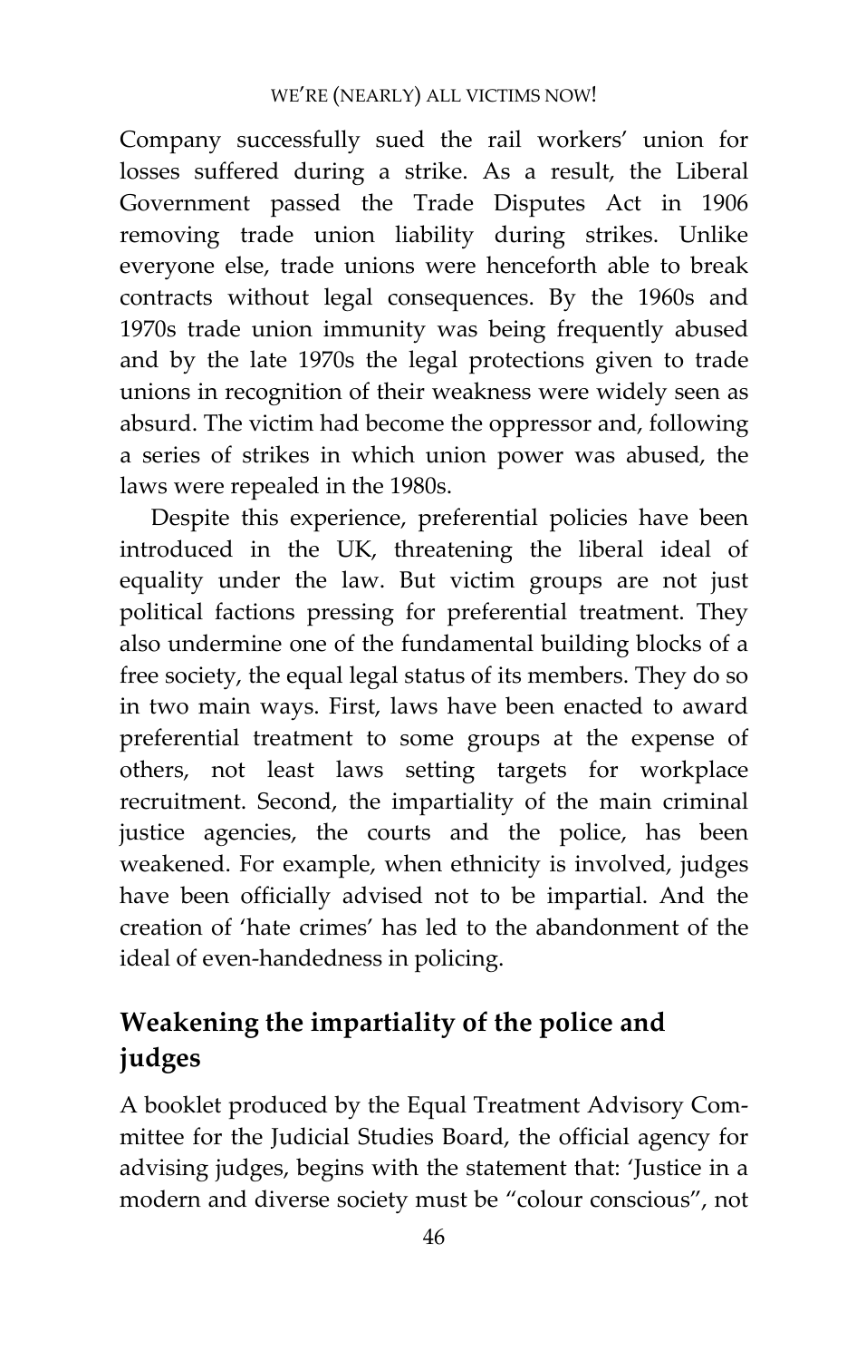Company successfully sued the rail workers' union for losses suffered during a strike. As a result, the Liberal Government passed the Trade Disputes Act in 1906 removing trade union liability during strikes. Unlike everyone else, trade unions were henceforth able to break contracts without legal consequences. By the 1960s and 1970s trade union immunity was being frequently abused and by the late 1970s the legal protections given to trade unions in recognition of their weakness were widely seen as absurd. The victim had become the oppressor and, following a series of strikes in which union power was abused, the laws were repealed in the 1980s.

Despite this experience, preferential policies have been introduced in the UK, threatening the liberal ideal of equality under the law. But victim groups are not just political factions pressing for preferential treatment. They also undermine one of the fundamental building blocks of a free society, the equal legal status of its members. They do so in two main ways. First, laws have been enacted to award preferential treatment to some groups at the expense of others, not least laws setting targets for workplace recruitment. Second, the impartiality of the main criminal justice agencies, the courts and the police, has been weakened. For example, when ethnicity is involved, judges have been officially advised not to be impartial. And the creation of 'hate crimes' has led to the abandonment of the ideal of even-handedness in policing.

## Weakening the impartiality of the police and judges

A booklet produced by the Equal Treatment Advisory Committee for the Judicial Studies Board, the official agency for advising judges, begins with the statement that: 'Justice in a modern and diverse society must be "colour conscious", not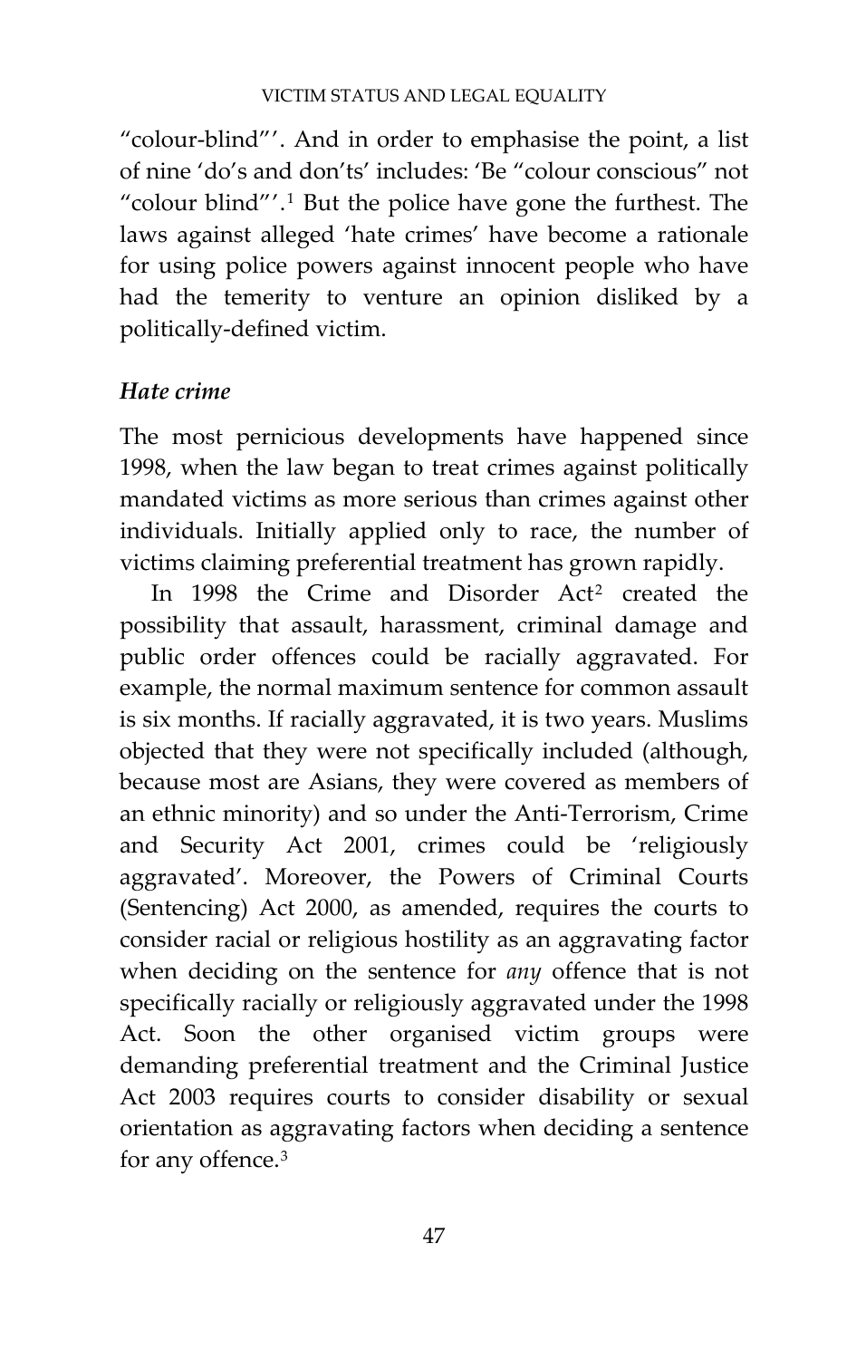"colour-blind"'. And in order to emphasise the point, a list of nine 'do's and don'ts' includes: 'Be "colour conscious" not "colour blind"'.[1] But the police have gone the furthest. The laws against alleged 'hate crimes' have become a rationale for using police powers against innocent people who have had the temerity to venture an opinion disliked by a politically-defined victim.

### *Hate crime*

The most pernicious developments have happened since 1998, when the law began to treat crimes against politically mandated victims as more serious than crimes against other individuals. Initially applied only to race, the number of victims claiming preferential treatment has grown rapidly.

In 1998 the Crime and Disorder Act[2] created the possibility that assault, harassment, criminal damage and public order offences could be racially aggravated. For example, the normal maximum sentence for common assault is six months. If racially aggravated, it is two years. Muslims objected that they were not specifically included (although, because most are Asians, they were covered as members of an ethnic minority) and so under the Anti-Terrorism, Crime and Security Act 2001, crimes could be 'religiously aggravated'. Moreover, the Powers of Criminal Courts (Sentencing) Act 2000, as amended, requires the courts to consider racial or religious hostility as an aggravating factor when deciding on the sentence for *any* offence that is not specifically racially or religiously aggravated under the 1998 Act. Soon the other organised victim groups were demanding preferential treatment and the Criminal Justice Act 2003 requires courts to consider disability or sexual orientation as aggravating factors when deciding a sentence for any offence.[3]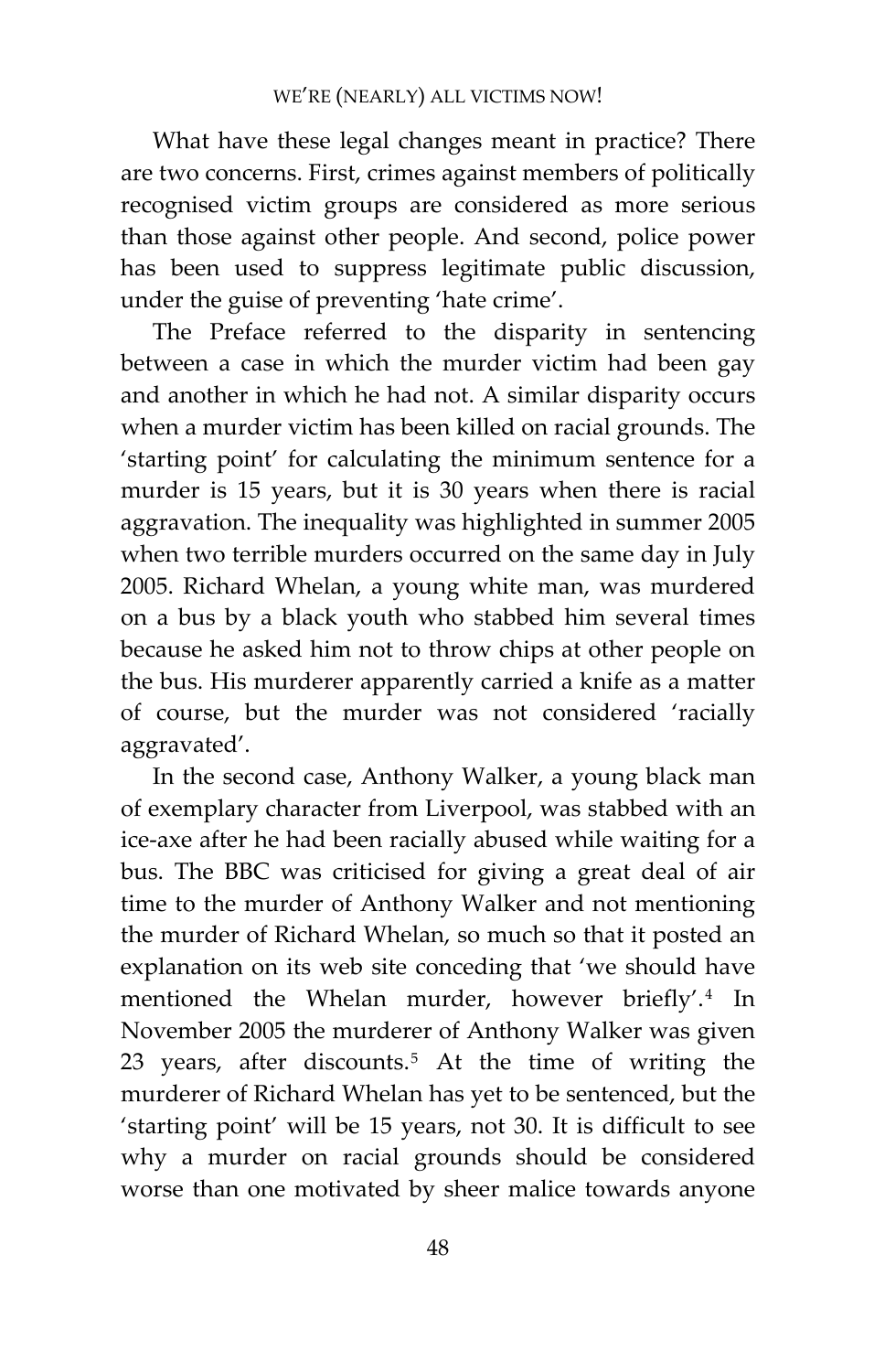What have these legal changes meant in practice? There are two concerns. First, crimes against members of politically recognised victim groups are considered as more serious than those against other people. And second, police power has been used to suppress legitimate public discussion, under the guise of preventing 'hate crime'.

The Preface referred to the disparity in sentencing between a case in which the murder victim had been gay and another in which he had not. A similar disparity occurs when a murder victim has been killed on racial grounds. The 'starting point' for calculating the minimum sentence for a murder is 15 years, but it is 30 years when there is racial aggravation. The inequality was highlighted in summer 2005 when two terrible murders occurred on the same day in July 2005. Richard Whelan, a young white man, was murdered on a bus by a black youth who stabbed him several times because he asked him not to throw chips at other people on the bus. His murderer apparently carried a knife as a matter of course, but the murder was not considered 'racially aggravated'.

In the second case, Anthony Walker, a young black man of exemplary character from Liverpool, was stabbed with an ice-axe after he had been racially abused while waiting for a bus. The BBC was criticised for giving a great deal of air time to the murder of Anthony Walker and not mentioning the murder of Richard Whelan, so much so that it posted an explanation on its web site conceding that 'we should have mentioned the Whelan murder, however briefly'.[4] In November 2005 the murderer of Anthony Walker was given 23 years, after discounts.[5] At the time of writing the murderer of Richard Whelan has yet to be sentenced, but the 'starting point' will be 15 years, not 30. It is difficult to see why a murder on racial grounds should be considered worse than one motivated by sheer malice towards anyone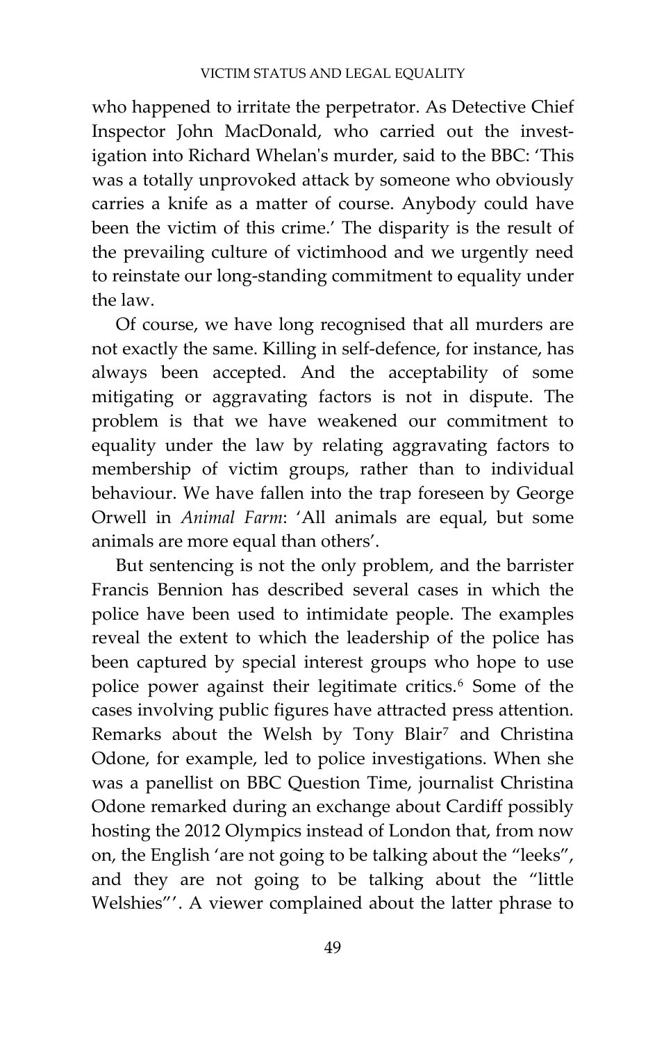who happened to irritate the perpetrator. As Detective Chief Inspector John MacDonald, who carried out the investigation into Richard Whelan's murder, said to the BBC: 'This was a totally unprovoked attack by someone who obviously carries a knife as a matter of course. Anybody could have been the victim of this crime.' The disparity is the result of the prevailing culture of victimhood and we urgently need to reinstate our long-standing commitment to equality under the law.

Of course, we have long recognised that all murders are not exactly the same. Killing in self-defence, for instance, has always been accepted. And the acceptability of some mitigating or aggravating factors is not in dispute. The problem is that we have weakened our commitment to equality under the law by relating aggravating factors to membership of victim groups, rather than to individual behaviour. We have fallen into the trap foreseen by George Orwell in *Animal Farm*: 'All animals are equal, but some animals are more equal than others'.

But sentencing is not the only problem, and the barrister Francis Bennion has described several cases in which the police have been used to intimidate people. The examples reveal the extent to which the leadership of the police has been captured by special interest groups who hope to use police power against their legitimate critics.[6] Some of the cases involving public figures have attracted press attention. Remarks about the Welsh by Tony Blair[7] and Christina Odone, for example, led to police investigations. When she was a panellist on BBC Question Time, journalist Christina Odone remarked during an exchange about Cardiff possibly hosting the 2012 Olympics instead of London that, from now on, the English 'are not going to be talking about the "leeks", and they are not going to be talking about the "little Welshies"'. A viewer complained about the latter phrase to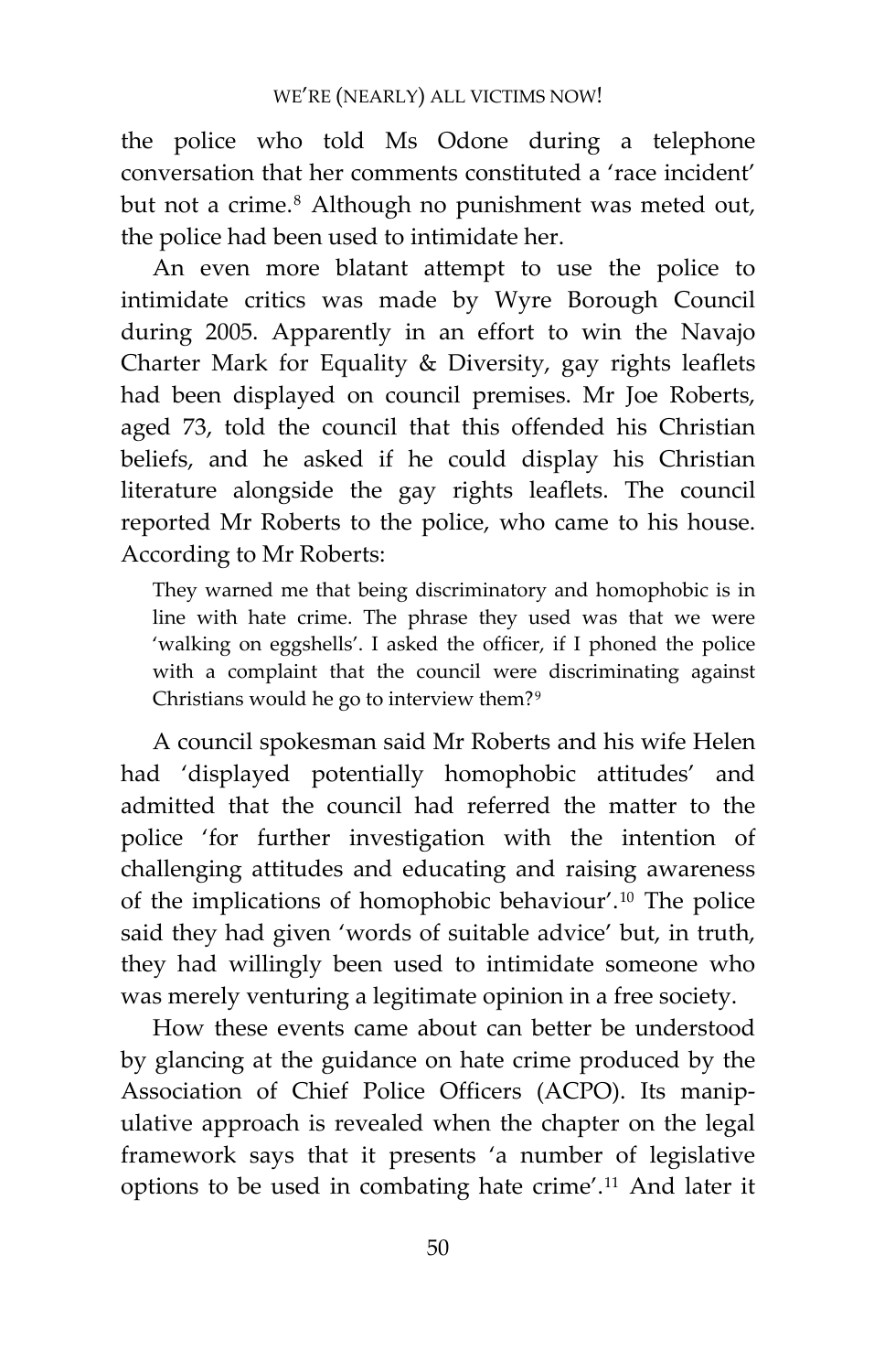the police who told Ms Odone during a telephone conversation that her comments constituted a 'race incident' but not a crime.[8] Although no punishment was meted out, the police had been used to intimidate her.

An even more blatant attempt to use the police to intimidate critics was made by Wyre Borough Council during 2005. Apparently in an effort to win the Navajo Charter Mark for Equality & Diversity, gay rights leaflets had been displayed on council premises. Mr Joe Roberts, aged 73, told the council that this offended his Christian beliefs, and he asked if he could display his Christian literature alongside the gay rights leaflets. The council reported Mr Roberts to the police, who came to his house. According to Mr Roberts:

> They warned me that being discriminatory and homophobic is in line with hate crime. The phrase they used was that we were 'walking on eggshells'. I asked the officer, if I phoned the police with a complaint that the council were discriminating against Christians would he go to interview them?[9]

A council spokesman said Mr Roberts and his wife Helen had 'displayed potentially homophobic attitudes' and admitted that the council had referred the matter to the police 'for further investigation with the intention of challenging attitudes and educating and raising awareness of the implications of homophobic behaviour'.[10] The police said they had given 'words of suitable advice' but, in truth, they had willingly been used to intimidate someone who was merely venturing a legitimate opinion in a free society.

How these events came about can better be understood by glancing at the guidance on hate crime produced by the Association of Chief Police Officers (ACPO). Its manipulative approach is revealed when the chapter on the legal framework says that it presents 'a number of legislative options to be used in combating hate crime'.[11] And later it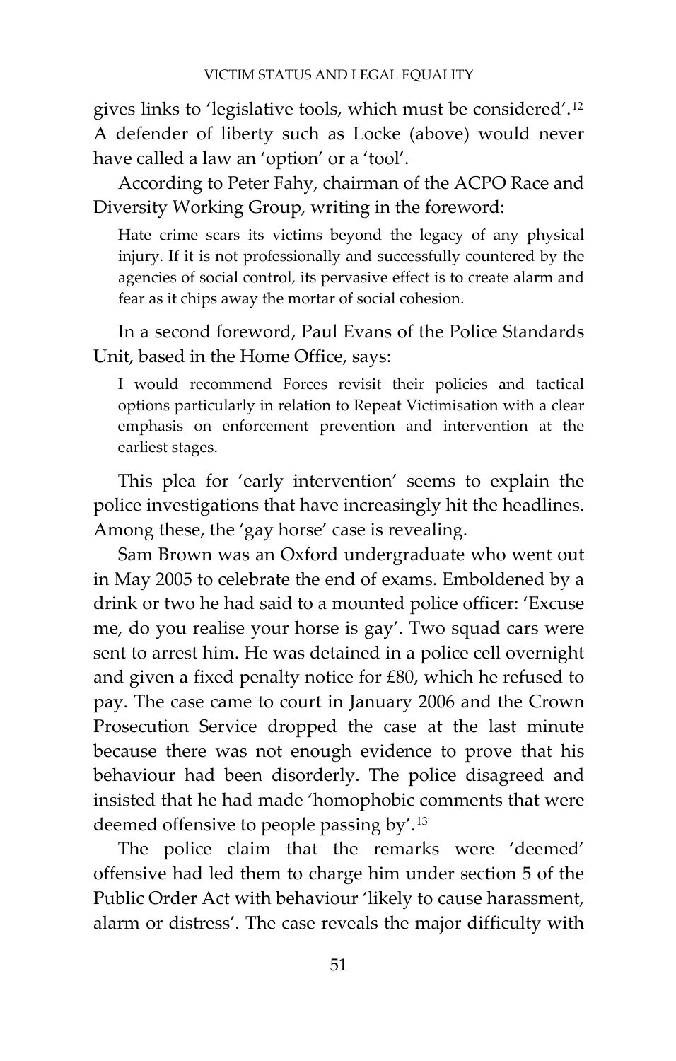gives links to 'legislative tools, which must be considered'.[12] A defender of liberty such as Locke (above) would never have called a law an 'option' or a 'tool'.

According to Peter Fahy, chairman of the ACPO Race and Diversity Working Group, writing in the foreword:

> Hate crime scars its victims beyond the legacy of any physical injury. If it is not professionally and successfully countered by the agencies of social control, its pervasive effect is to create alarm and fear as it chips away the mortar of social cohesion.

In a second foreword, Paul Evans of the Police Standards Unit, based in the Home Office, says:

> I would recommend Forces revisit their policies and tactical options particularly in relation to Repeat Victimisation with a clear emphasis on enforcement prevention and intervention at the earliest stages.

This plea for 'early intervention' seems to explain the police investigations that have increasingly hit the headlines. Among these, the 'gay horse' case is revealing.

Sam Brown was an Oxford undergraduate who went out in May 2005 to celebrate the end of exams. Emboldened by a drink or two he had said to a mounted police officer: 'Excuse me, do you realise your horse is gay'. Two squad cars were sent to arrest him. He was detained in a police cell overnight and given a fixed penalty notice for £80, which he refused to pay. The case came to court in January 2006 and the Crown Prosecution Service dropped the case at the last minute because there was not enough evidence to prove that his behaviour had been disorderly. The police disagreed and insisted that he had made 'homophobic comments that were deemed offensive to people passing by'.[13]

The police claim that the remarks were 'deemed' offensive had led them to charge him under section 5 of the Public Order Act with behaviour 'likely to cause harassment, alarm or distress'. The case reveals the major difficulty with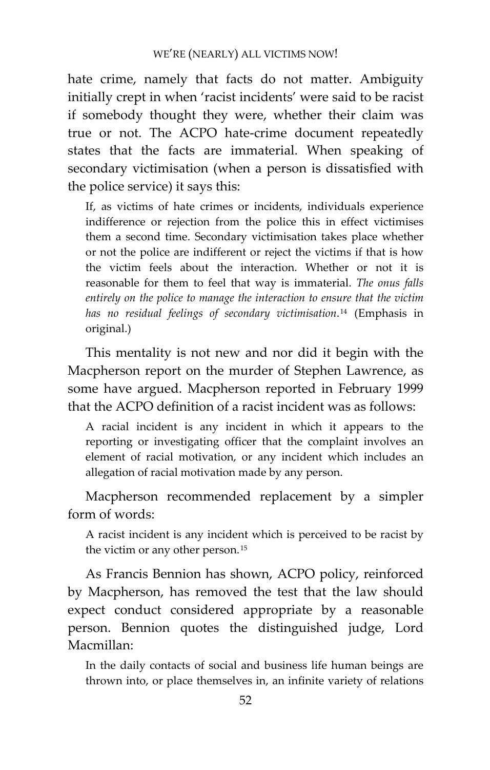hate crime, namely that facts do not matter. Ambiguity initially crept in when 'racist incidents' were said to be racist if somebody thought they were, whether their claim was true or not. The ACPO hate-crime document repeatedly states that the facts are immaterial. When speaking of secondary victimisation (when a person is dissatisfied with the police service) it says this:

> If, as victims of hate crimes or incidents, individuals experience indifference or rejection from the police this in effect victimises them a second time. Secondary victimisation takes place whether or not the police are indifferent or reject the victims if that is how the victim feels about the interaction. Whether or not it is reasonable for them to feel that way is immaterial. *The onus falls entirely on the police to manage the interaction to ensure that the victim has no residual feelings of secondary victimisation.*[14] (Emphasis in original.)

This mentality is not new and nor did it begin with the Macpherson report on the murder of Stephen Lawrence, as some have argued. Macpherson reported in February 1999 that the ACPO definition of a racist incident was as follows:

> A racial incident is any incident in which it appears to the reporting or investigating officer that the complaint involves an element of racial motivation, or any incident which includes an allegation of racial motivation made by any person.

Macpherson recommended replacement by a simpler form of words:

> A racist incident is any incident which is perceived to be racist by the victim or any other person.[15]

As Francis Bennion has shown, ACPO policy, reinforced by Macpherson, has removed the test that the law should expect conduct considered appropriate by a reasonable person. Bennion quotes the distinguished judge, Lord Macmillan:

> In the daily contacts of social and business life human beings are thrown into, or place themselves in, an infinite variety of relations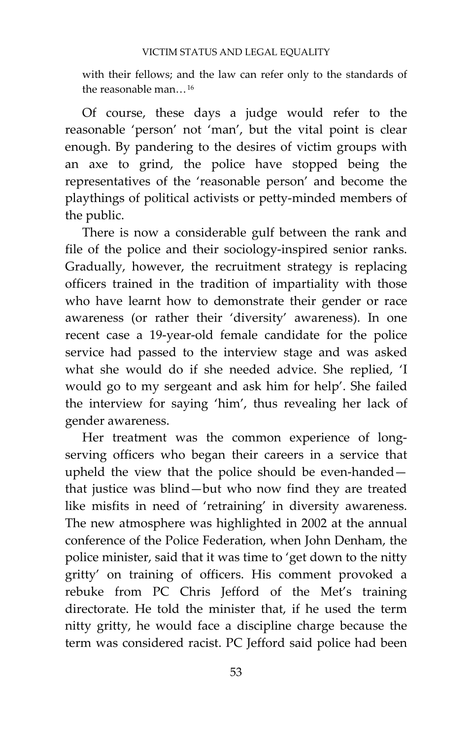with their fellows; and the law can refer only to the standards of the reasonable man…[16]

Of course, these days a judge would refer to the reasonable 'person' not 'man', but the vital point is clear enough. By pandering to the desires of victim groups with an axe to grind, the police have stopped being the representatives of the 'reasonable person' and become the playthings of political activists or petty-minded members of the public.

There is now a considerable gulf between the rank and file of the police and their sociology-inspired senior ranks. Gradually, however, the recruitment strategy is replacing officers trained in the tradition of impartiality with those who have learnt how to demonstrate their gender or race awareness (or rather their 'diversity' awareness). In one recent case a 19-year-old female candidate for the police service had passed to the interview stage and was asked what she would do if she needed advice. She replied, 'I would go to my sergeant and ask him for help'. She failed the interview for saying 'him', thus revealing her lack of gender awareness.

Her treatment was the common experience of long-serving officers who began their careers in a service that upheld the view that the police should be even-handed—that justice was blind—but who now find they are treated like misfits in need of 'retraining' in diversity awareness. The new atmosphere was highlighted in 2002 at the annual conference of the Police Federation, when John Denham, the police minister, said that it was time to 'get down to the nitty gritty' on training of officers. His comment provoked a rebuke from PC Chris Jefford of the Met's training directorate. He told the minister that, if he used the term nitty gritty, he would face a discipline charge because the term was considered racist. PC Jefford said police had been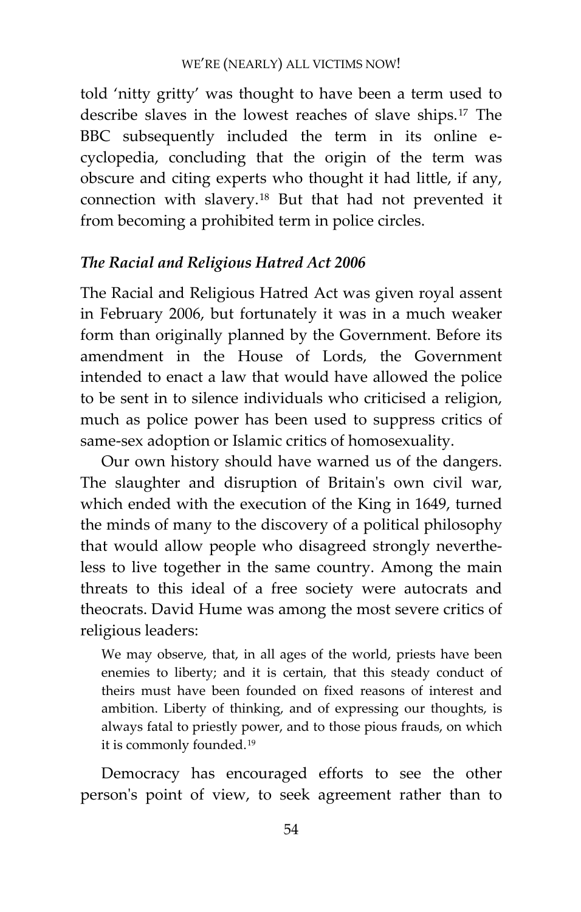told 'nitty gritty' was thought to have been a term used to describe slaves in the lowest reaches of slave ships.[17] The BBC subsequently included the term in its online e-cyclopedia, concluding that the origin of the term was obscure and citing experts who thought it had little, if any, connection with slavery.[18] But that had not prevented it from becoming a prohibited term in police circles.

### *The Racial and Religious Hatred Act 2006*

The Racial and Religious Hatred Act was given royal assent in February 2006, but fortunately it was in a much weaker form than originally planned by the Government. Before its amendment in the House of Lords, the Government intended to enact a law that would have allowed the police to be sent in to silence individuals who criticised a religion, much as police power has been used to suppress critics of same-sex adoption or Islamic critics of homosexuality.

Our own history should have warned us of the dangers. The slaughter and disruption of Britain's own civil war, which ended with the execution of the King in 1649, turned the minds of many to the discovery of a political philosophy that would allow people who disagreed strongly nevertheless to live together in the same country. Among the main threats to this ideal of a free society were autocrats and theocrats. David Hume was among the most severe critics of religious leaders:

> We may observe, that, in all ages of the world, priests have been enemies to liberty; and it is certain, that this steady conduct of theirs must have been founded on fixed reasons of interest and ambition. Liberty of thinking, and of expressing our thoughts, is always fatal to priestly power, and to those pious frauds, on which it is commonly founded.[19]

Democracy has encouraged efforts to see the other person's point of view, to seek agreement rather than to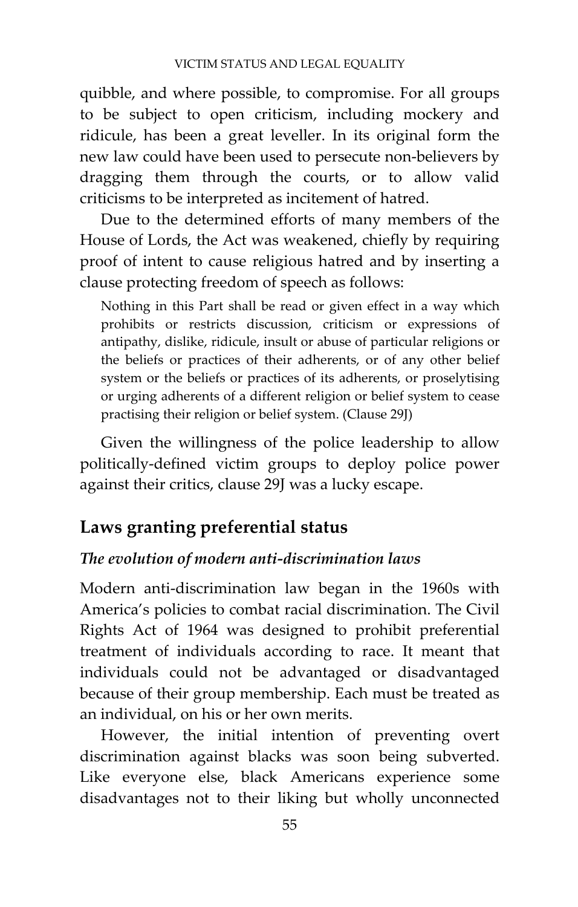quibble, and where possible, to compromise. For all groups to be subject to open criticism, including mockery and ridicule, has been a great leveller. In its original form the new law could have been used to persecute non-believers by dragging them through the courts, or to allow valid criticisms to be interpreted as incitement of hatred.

Due to the determined efforts of many members of the House of Lords, the Act was weakened, chiefly by requiring proof of intent to cause religious hatred and by inserting a clause protecting freedom of speech as follows:

> Nothing in this Part shall be read or given effect in a way which prohibits or restricts discussion, criticism or expressions of antipathy, dislike, ridicule, insult or abuse of particular religions or the beliefs or practices of their adherents, or of any other belief system or the beliefs or practices of its adherents, or proselytising or urging adherents of a different religion or belief system to cease practising their religion or belief system. (Clause 29J)

Given the willingness of the police leadership to allow politically-defined victim groups to deploy police power against their critics, clause 29J was a lucky escape.

## Laws granting preferential status

### *The evolution of modern anti-discrimination laws*

Modern anti-discrimination law began in the 1960s with America's policies to combat racial discrimination. The Civil Rights Act of 1964 was designed to prohibit preferential treatment of individuals according to race. It meant that individuals could not be advantaged or disadvantaged because of their group membership. Each must be treated as an individual, on his or her own merits.

However, the initial intention of preventing overt discrimination against blacks was soon being subverted. Like everyone else, black Americans experience some disadvantages not to their liking but wholly unconnected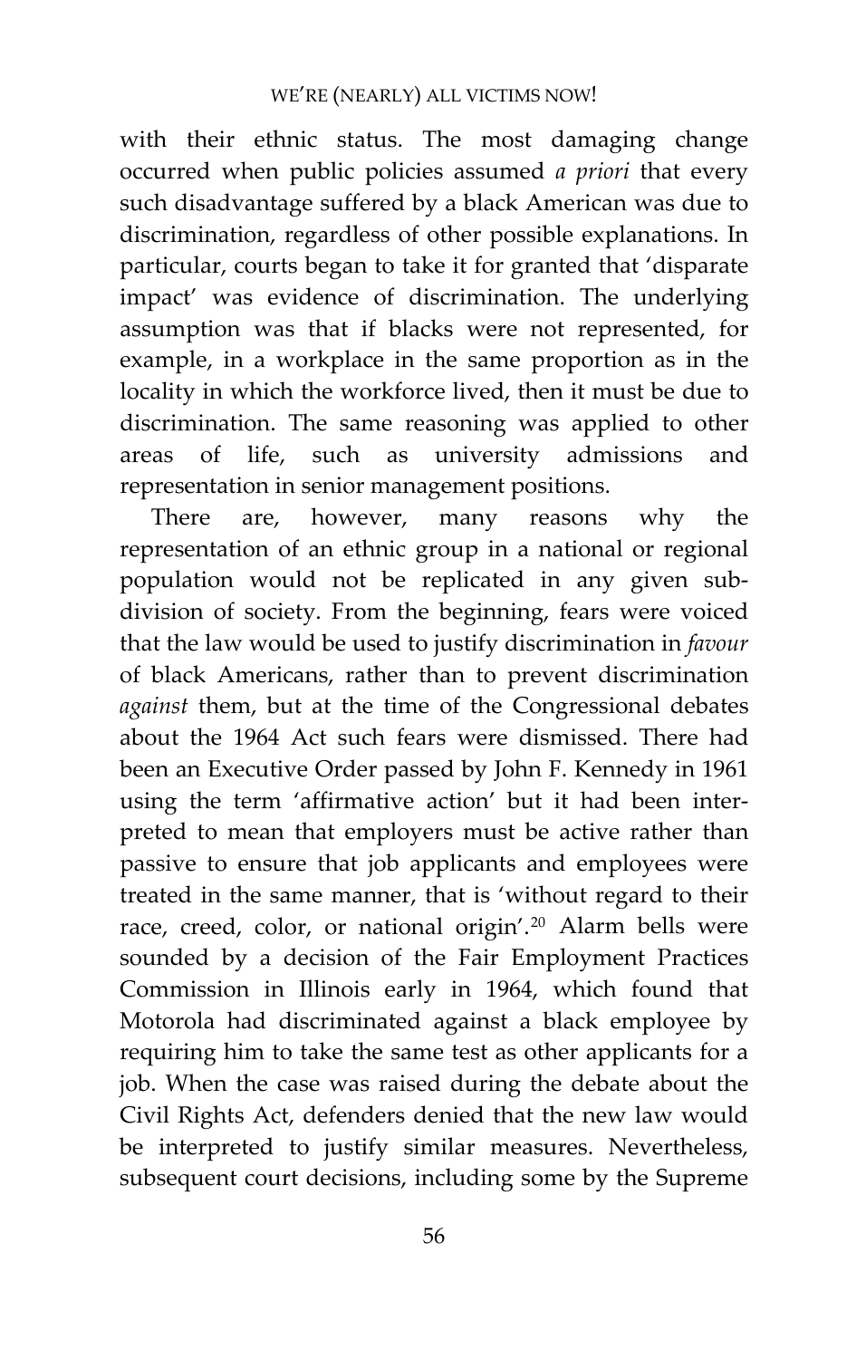with their ethnic status. The most damaging change occurred when public policies assumed *a priori* that every such disadvantage suffered by a black American was due to discrimination, regardless of other possible explanations. In particular, courts began to take it for granted that 'disparate impact' was evidence of discrimination. The underlying assumption was that if blacks were not represented, for example, in a workplace in the same proportion as in the locality in which the workforce lived, then it must be due to discrimination. The same reasoning was applied to other areas of life, such as university admissions and representation in senior management positions.

There are, however, many reasons why the representation of an ethnic group in a national or regional population would not be replicated in any given sub-division of society. From the beginning, fears were voiced that the law would be used to justify discrimination in *favour* of black Americans, rather than to prevent discrimination *against* them, but at the time of the Congressional debates about the 1964 Act such fears were dismissed. There had been an Executive Order passed by John F. Kennedy in 1961 using the term 'affirmative action' but it had been interpreted to mean that employers must be active rather than passive to ensure that job applicants and employees were treated in the same manner, that is 'without regard to their race, creed, color, or national origin'.[20] Alarm bells were sounded by a decision of the Fair Employment Practices Commission in Illinois early in 1964, which found that Motorola had discriminated against a black employee by requiring him to take the same test as other applicants for a job. When the case was raised during the debate about the Civil Rights Act, defenders denied that the new law would be interpreted to justify similar measures. Nevertheless, subsequent court decisions, including some by the Supreme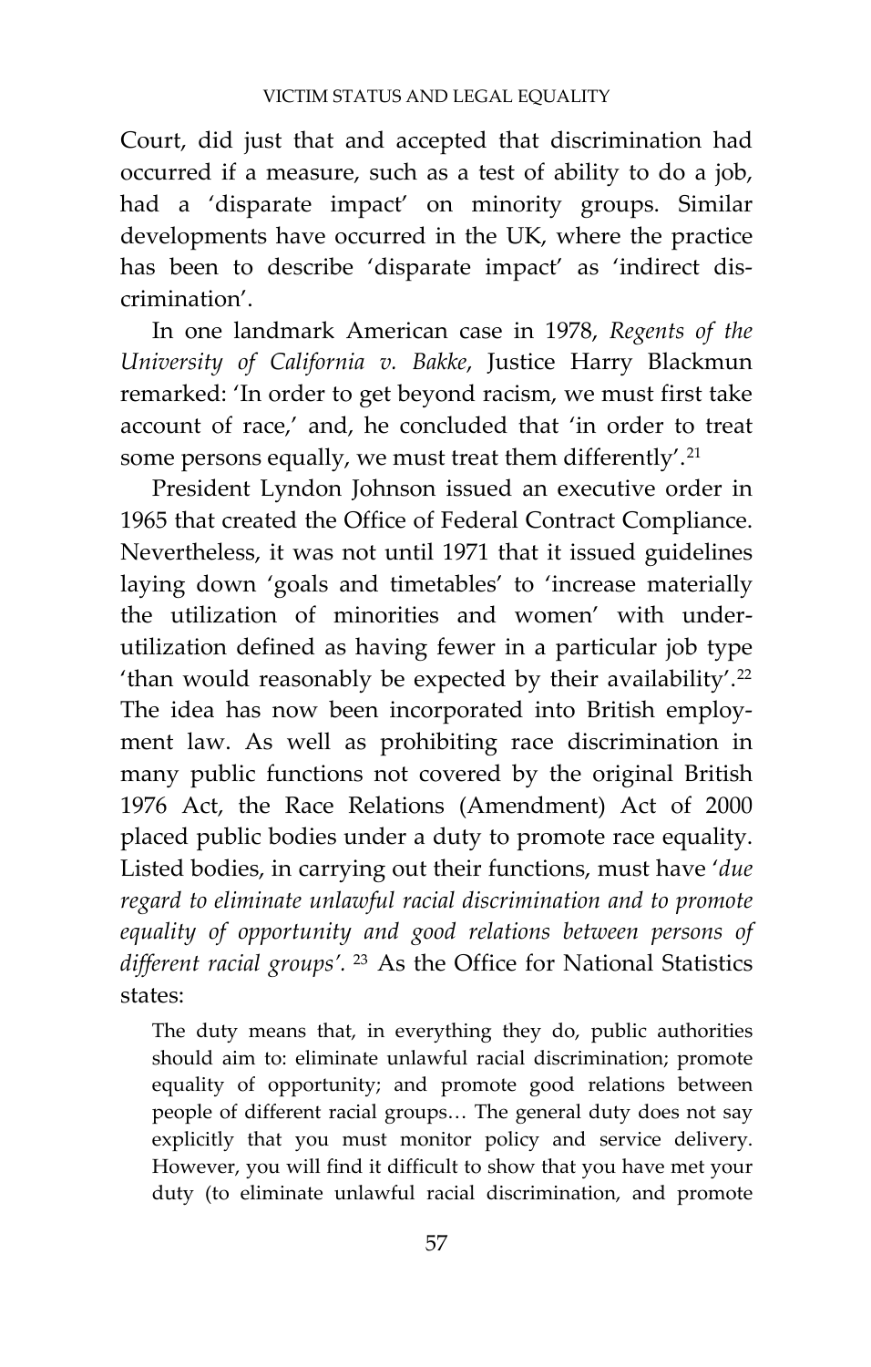Court, did just that and accepted that discrimination had occurred if a measure, such as a test of ability to do a job, had a 'disparate impact' on minority groups. Similar developments have occurred in the UK, where the practice has been to describe 'disparate impact' as 'indirect discrimination'.

In one landmark American case in 1978, *Regents of the University of California v. Bakke*, Justice Harry Blackmun remarked: 'In order to get beyond racism, we must first take account of race,' and, he concluded that 'in order to treat some persons equally, we must treat them differently'.[21]

President Lyndon Johnson issued an executive order in 1965 that created the Office of Federal Contract Compliance. Nevertheless, it was not until 1971 that it issued guidelines laying down 'goals and timetables' to 'increase materially the utilization of minorities and women' with under-utilization defined as having fewer in a particular job type 'than would reasonably be expected by their availability'.[22] The idea has now been incorporated into British employment law. As well as prohibiting race discrimination in many public functions not covered by the original British 1976 Act, the Race Relations (Amendment) Act of 2000 placed public bodies under a duty to promote race equality. Listed bodies, in carrying out their functions, must have '*due regard to eliminate unlawful racial discrimination and to promote equality of opportunity and good relations between persons of different racial groups'*.[23] As the Office for National Statistics states:

> The duty means that, in everything they do, public authorities should aim to: eliminate unlawful racial discrimination; promote equality of opportunity; and promote good relations between people of different racial groups… The general duty does not say explicitly that you must monitor policy and service delivery. However, you will find it difficult to show that you have met your duty (to eliminate unlawful racial discrimination, and promote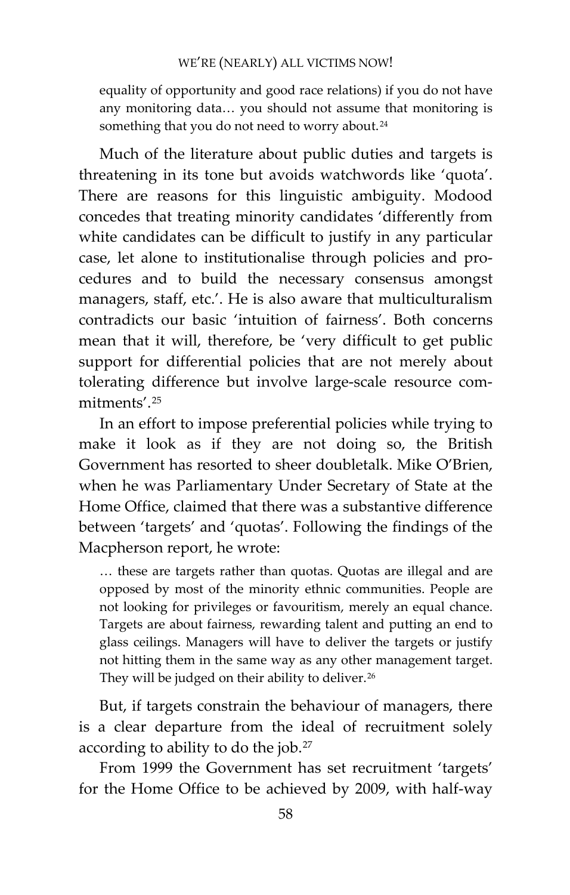> equality of opportunity and good race relations) if you do not have any monitoring data… you should not assume that monitoring is something that you do not need to worry about.[24]

Much of the literature about public duties and targets is threatening in its tone but avoids watchwords like 'quota'. There are reasons for this linguistic ambiguity. Modood concedes that treating minority candidates 'differently from white candidates can be difficult to justify in any particular case, let alone to institutionalise through policies and procedures and to build the necessary consensus amongst managers, staff, etc.'. He is also aware that multiculturalism contradicts our basic 'intuition of fairness'. Both concerns mean that it will, therefore, be 'very difficult to get public support for differential policies that are not merely about tolerating difference but involve large-scale resource commitments'.[25]

In an effort to impose preferential policies while trying to make it look as if they are not doing so, the British Government has resorted to sheer doubletalk. Mike O'Brien, when he was Parliamentary Under Secretary of State at the Home Office, claimed that there was a substantive difference between 'targets' and 'quotas'. Following the findings of the Macpherson report, he wrote:

> … these are targets rather than quotas. Quotas are illegal and are opposed by most of the minority ethnic communities. People are not looking for privileges or favouritism, merely an equal chance. Targets are about fairness, rewarding talent and putting an end to glass ceilings. Managers will have to deliver the targets or justify not hitting them in the same way as any other management target. They will be judged on their ability to deliver.[26]

But, if targets constrain the behaviour of managers, there is a clear departure from the ideal of recruitment solely according to ability to do the job.[27]

From 1999 the Government has set recruitment 'targets' for the Home Office to be achieved by 2009, with half-way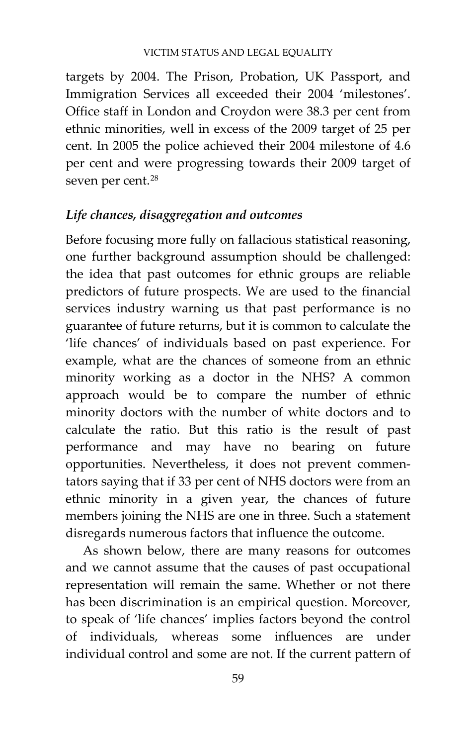targets by 2004. The Prison, Probation, UK Passport, and Immigration Services all exceeded their 2004 'milestones'. Office staff in London and Croydon were 38.3 per cent from ethnic minorities, well in excess of the 2009 target of 25 per cent. In 2005 the police achieved their 2004 milestone of 4.6 per cent and were progressing towards their 2009 target of seven per cent.[28]

### *Life chances, disaggregation and outcomes*

Before focusing more fully on fallacious statistical reasoning, one further background assumption should be challenged: the idea that past outcomes for ethnic groups are reliable predictors of future prospects. We are used to the financial services industry warning us that past performance is no guarantee of future returns, but it is common to calculate the 'life chances' of individuals based on past experience. For example, what are the chances of someone from an ethnic minority working as a doctor in the NHS? A common approach would be to compare the number of ethnic minority doctors with the number of white doctors and to calculate the ratio. But this ratio is the result of past performance and may have no bearing on future opportunities. Nevertheless, it does not prevent commentators saying that if 33 per cent of NHS doctors were from an ethnic minority in a given year, the chances of future members joining the NHS are one in three. Such a statement disregards numerous factors that influence the outcome.

As shown below, there are many reasons for outcomes and we cannot assume that the causes of past occupational representation will remain the same. Whether or not there has been discrimination is an empirical question. Moreover, to speak of 'life chances' implies factors beyond the control of individuals, whereas some influences are under individual control and some are not. If the current pattern of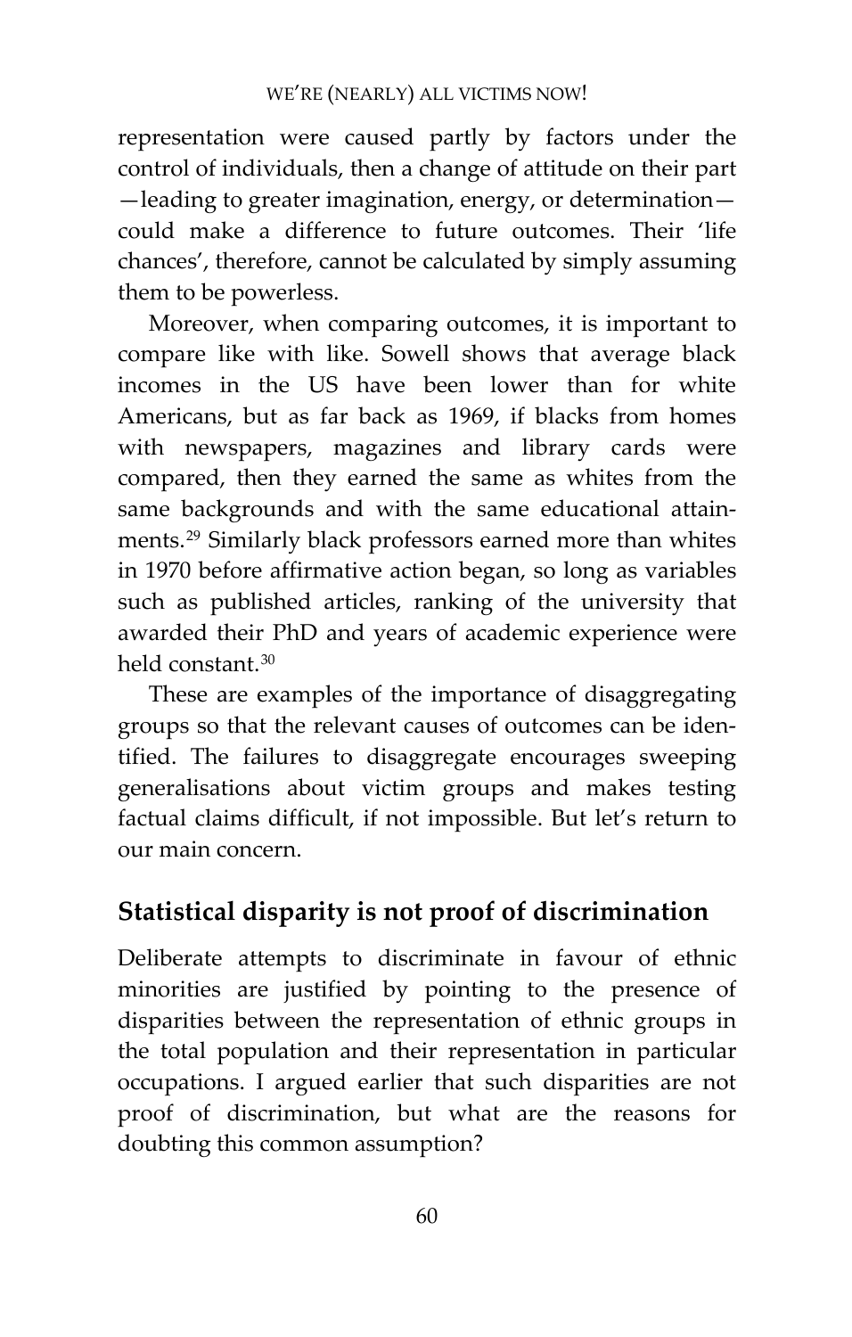representation were caused partly by factors under the control of individuals, then a change of attitude on their part—leading to greater imagination, energy, or determination—could make a difference to future outcomes. Their 'life chances', therefore, cannot be calculated by simply assuming them to be powerless.

Moreover, when comparing outcomes, it is important to compare like with like. Sowell shows that average black incomes in the US have been lower than for white Americans, but as far back as 1969, if blacks from homes with newspapers, magazines and library cards were compared, then they earned the same as whites from the same backgrounds and with the same educational attainments.[29] Similarly black professors earned more than whites in 1970 before affirmative action began, so long as variables such as published articles, ranking of the university that awarded their PhD and years of academic experience were held constant.[30]

These are examples of the importance of disaggregating groups so that the relevant causes of outcomes can be identified. The failures to disaggregate encourages sweeping generalisations about victim groups and makes testing factual claims difficult, if not impossible. But let's return to our main concern.

## Statistical disparity is not proof of discrimination

Deliberate attempts to discriminate in favour of ethnic minorities are justified by pointing to the presence of disparities between the representation of ethnic groups in the total population and their representation in particular occupations. I argued earlier that such disparities are not proof of discrimination, but what are the reasons for doubting this common assumption?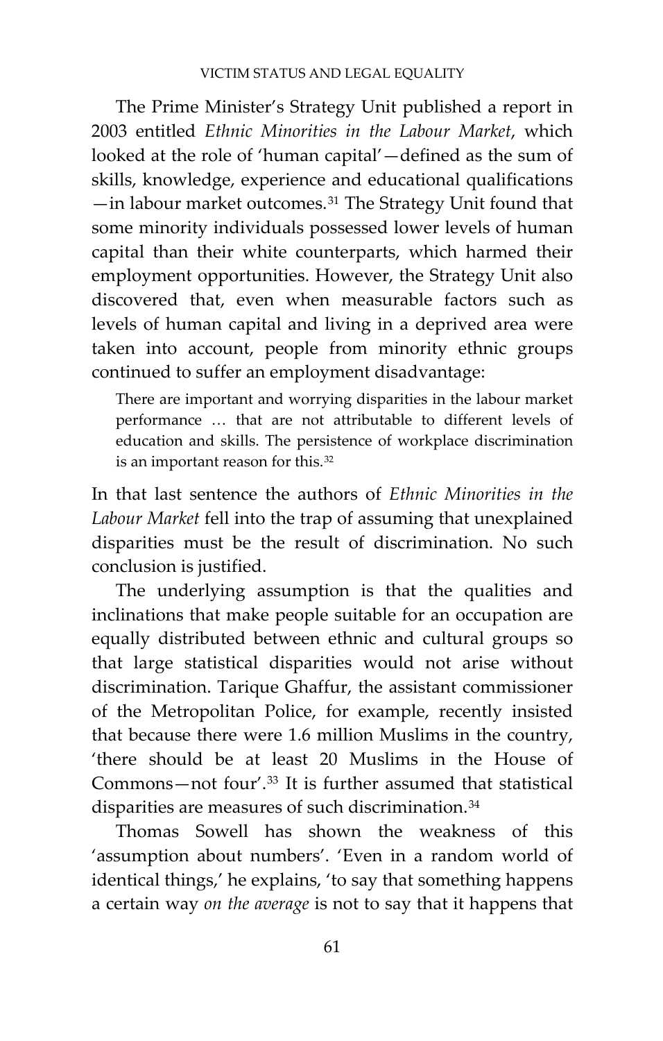The Prime Minister's Strategy Unit published a report in 2003 entitled *Ethnic Minorities in the Labour Market*, which looked at the role of 'human capital'—defined as the sum of skills, knowledge, experience and educational qualifications—in labour market outcomes.[31] The Strategy Unit found that some minority individuals possessed lower levels of human capital than their white counterparts, which harmed their employment opportunities. However, the Strategy Unit also discovered that, even when measurable factors such as levels of human capital and living in a deprived area were taken into account, people from minority ethnic groups continued to suffer an employment disadvantage:

> There are important and worrying disparities in the labour market performance … that are not attributable to different levels of education and skills. The persistence of workplace discrimination is an important reason for this.[32]

In that last sentence the authors of *Ethnic Minorities in the Labour Market* fell into the trap of assuming that unexplained disparities must be the result of discrimination. No such conclusion is justified.

The underlying assumption is that the qualities and inclinations that make people suitable for an occupation are equally distributed between ethnic and cultural groups so that large statistical disparities would not arise without discrimination. Tarique Ghaffur, the assistant commissioner of the Metropolitan Police, for example, recently insisted that because there were 1.6 million Muslims in the country, 'there should be at least 20 Muslims in the House of Commons—not four'.[33] It is further assumed that statistical disparities are measures of such discrimination.[34]

Thomas Sowell has shown the weakness of this 'assumption about numbers'. 'Even in a random world of identical things,' he explains, 'to say that something happens a certain way *on the average* is not to say that it happens that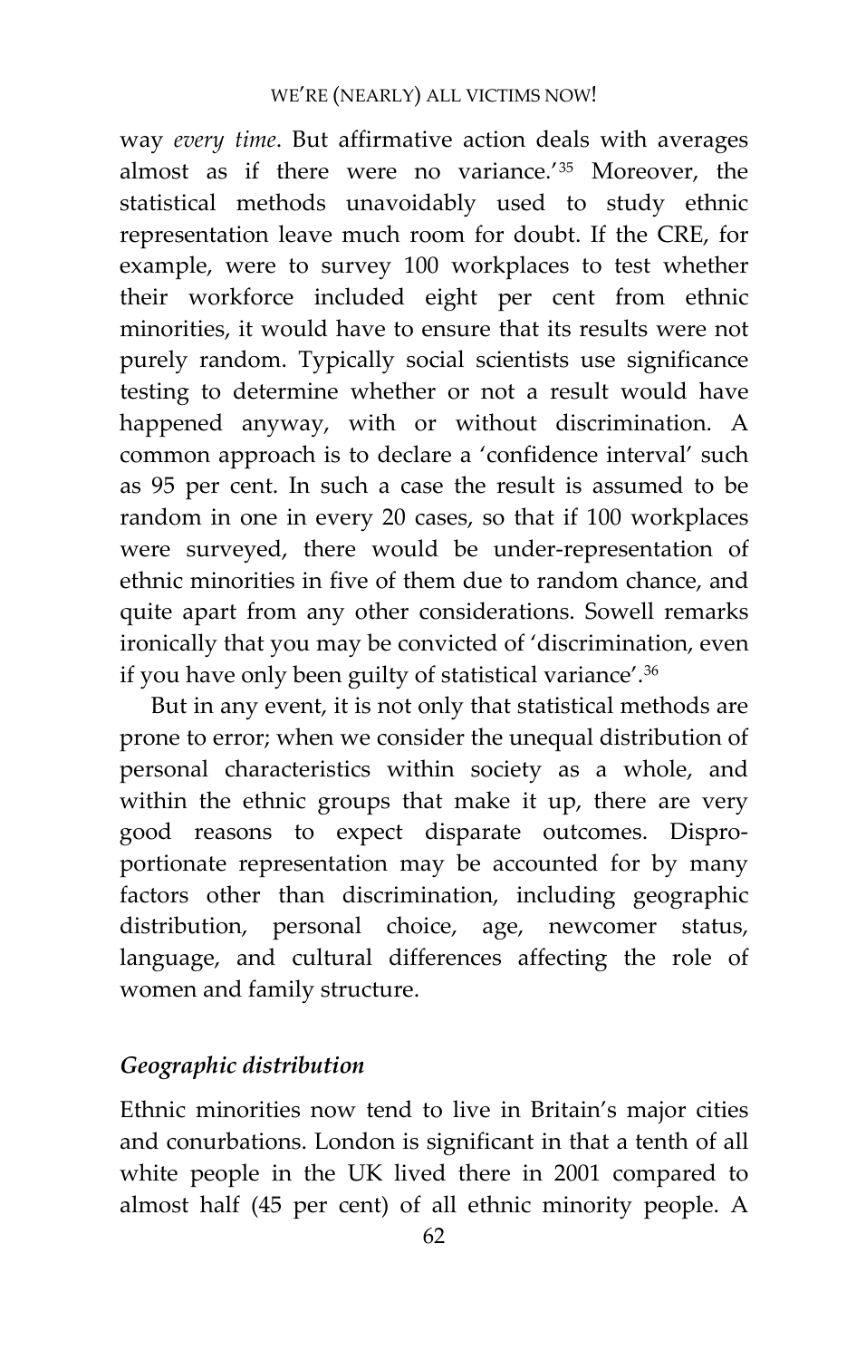way *every time*. But affirmative action deals with averages almost as if there were no variance.'[35] Moreover, the statistical methods unavoidably used to study ethnic representation leave much room for doubt. If the CRE, for example, were to survey 100 workplaces to test whether their workforce included eight per cent from ethnic minorities, it would have to ensure that its results were not purely random. Typically social scientists use significance testing to determine whether or not a result would have happened anyway, with or without discrimination. A common approach is to declare a 'confidence interval' such as 95 per cent. In such a case the result is assumed to be random in one in every 20 cases, so that if 100 workplaces were surveyed, there would be under-representation of ethnic minorities in five of them due to random chance, and quite apart from any other considerations. Sowell remarks ironically that you may be convicted of 'discrimination, even if you have only been guilty of statistical variance'.[36]

But in any event, it is not only that statistical methods are prone to error; when we consider the unequal distribution of personal characteristics within society as a whole, and within the ethnic groups that make it up, there are very good reasons to expect disparate outcomes. Disproportionate representation may be accounted for by many factors other than discrimination, including geographic distribution, personal choice, age, newcomer status, language, and cultural differences affecting the role of women and family structure.

### *Geographic distribution*

Ethnic minorities now tend to live in Britain's major cities and conurbations. London is significant in that a tenth of all white people in the UK lived there in 2001 compared to almost half (45 per cent) of all ethnic minority people. A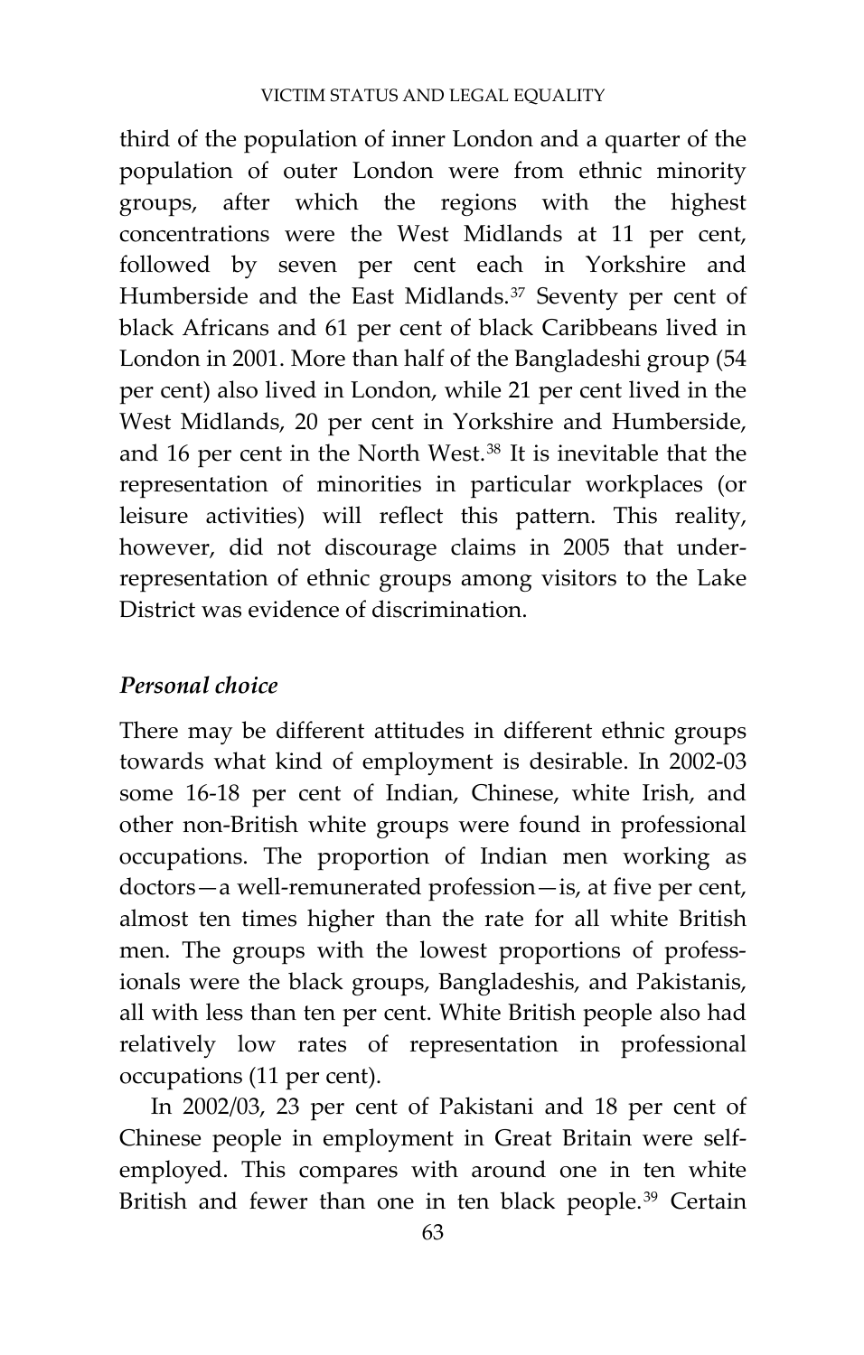third of the population of inner London and a quarter of the population of outer London were from ethnic minority groups, after which the regions with the highest concentrations were the West Midlands at 11 per cent, followed by seven per cent each in Yorkshire and Humberside and the East Midlands.[37] Seventy per cent of black Africans and 61 per cent of black Caribbeans lived in London in 2001. More than half of the Bangladeshi group (54 per cent) also lived in London, while 21 per cent lived in the West Midlands, 20 per cent in Yorkshire and Humberside, and 16 per cent in the North West.[38] It is inevitable that the representation of minorities in particular workplaces (or leisure activities) will reflect this pattern. This reality, however, did not discourage claims in 2005 that under-representation of ethnic groups among visitors to the Lake District was evidence of discrimination.

### *Personal choice*

There may be different attitudes in different ethnic groups towards what kind of employment is desirable. In 2002-03 some 16-18 per cent of Indian, Chinese, white Irish, and other non-British white groups were found in professional occupations. The proportion of Indian men working as doctors—a well-remunerated profession—is, at five per cent, almost ten times higher than the rate for all white British men. The groups with the lowest proportions of professionals were the black groups, Bangladeshis, and Pakistanis, all with less than ten per cent. White British people also had relatively low rates of representation in professional occupations (11 per cent).

In 2002/03, 23 per cent of Pakistani and 18 per cent of Chinese people in employment in Great Britain were self-employed. This compares with around one in ten white British and fewer than one in ten black people.[39] Certain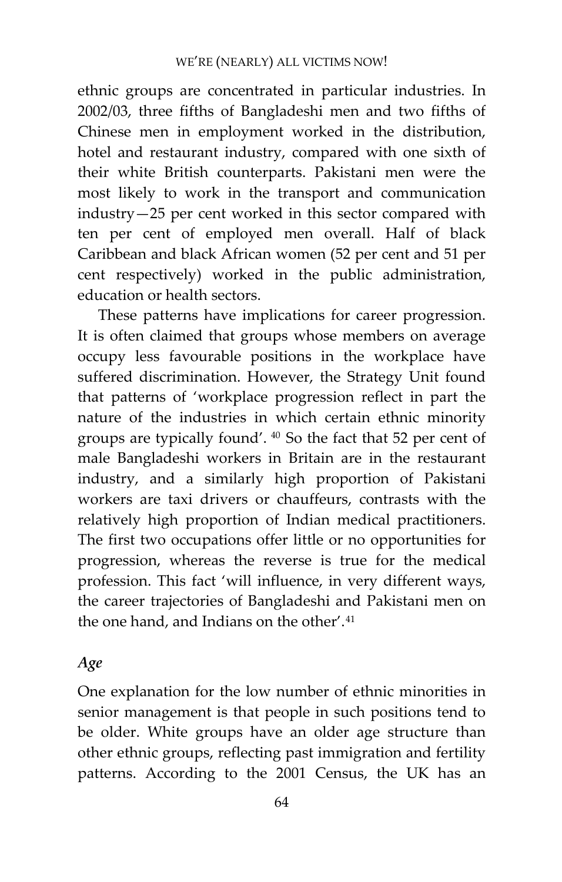ethnic groups are concentrated in particular industries. In 2002/03, three fifths of Bangladeshi men and two fifths of Chinese men in employment worked in the distribution, hotel and restaurant industry, compared with one sixth of their white British counterparts. Pakistani men were the most likely to work in the transport and communication industry—25 per cent worked in this sector compared with ten per cent of employed men overall. Half of black Caribbean and black African women (52 per cent and 51 per cent respectively) worked in the public administration, education or health sectors.

These patterns have implications for career progression. It is often claimed that groups whose members on average occupy less favourable positions in the workplace have suffered discrimination. However, the Strategy Unit found that patterns of 'workplace progression reflect in part the nature of the industries in which certain ethnic minority groups are typically found'. [40] So the fact that 52 per cent of male Bangladeshi workers in Britain are in the restaurant industry, and a similarly high proportion of Pakistani workers are taxi drivers or chauffeurs, contrasts with the relatively high proportion of Indian medical practitioners. The first two occupations offer little or no opportunities for progression, whereas the reverse is true for the medical profession. This fact 'will influence, in very different ways, the career trajectories of Bangladeshi and Pakistani men on the one hand, and Indians on the other'.[41]

### *Age*

One explanation for the low number of ethnic minorities in senior management is that people in such positions tend to be older. White groups have an older age structure than other ethnic groups, reflecting past immigration and fertility patterns. According to the 2001 Census, the UK has an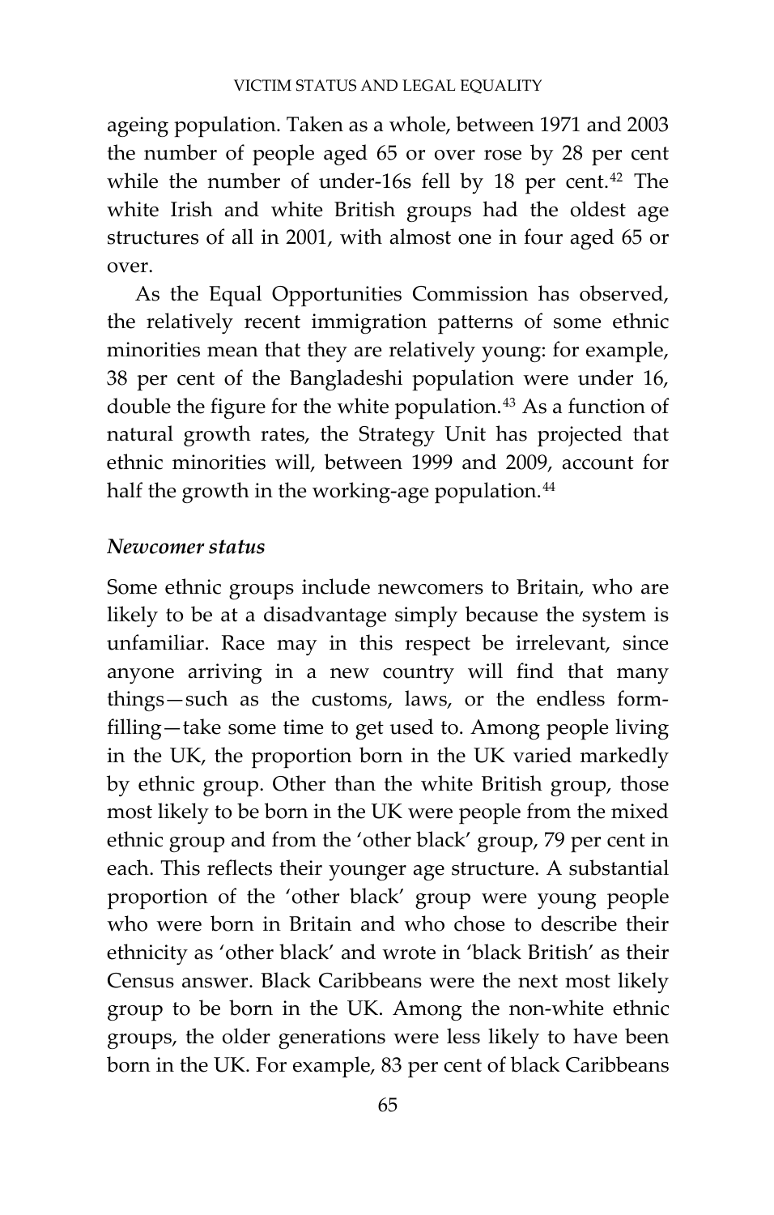ageing population. Taken as a whole, between 1971 and 2003 the number of people aged 65 or over rose by 28 per cent while the number of under-16s fell by 18 per cent.[42] The white Irish and white British groups had the oldest age structures of all in 2001, with almost one in four aged 65 or over.

As the Equal Opportunities Commission has observed, the relatively recent immigration patterns of some ethnic minorities mean that they are relatively young: for example, 38 per cent of the Bangladeshi population were under 16, double the figure for the white population.[43] As a function of natural growth rates, the Strategy Unit has projected that ethnic minorities will, between 1999 and 2009, account for half the growth in the working-age population.[44]

### *Newcomer status*

Some ethnic groups include newcomers to Britain, who are likely to be at a disadvantage simply because the system is unfamiliar. Race may in this respect be irrelevant, since anyone arriving in a new country will find that many things—such as the customs, laws, or the endless form-filling—take some time to get used to. Among people living in the UK, the proportion born in the UK varied markedly by ethnic group. Other than the white British group, those most likely to be born in the UK were people from the mixed ethnic group and from the 'other black' group, 79 per cent in each. This reflects their younger age structure. A substantial proportion of the 'other black' group were young people who were born in Britain and who chose to describe their ethnicity as 'other black' and wrote in 'black British' as their Census answer. Black Caribbeans were the next most likely group to be born in the UK. Among the non-white ethnic groups, the older generations were less likely to have been born in the UK. For example, 83 per cent of black Caribbeans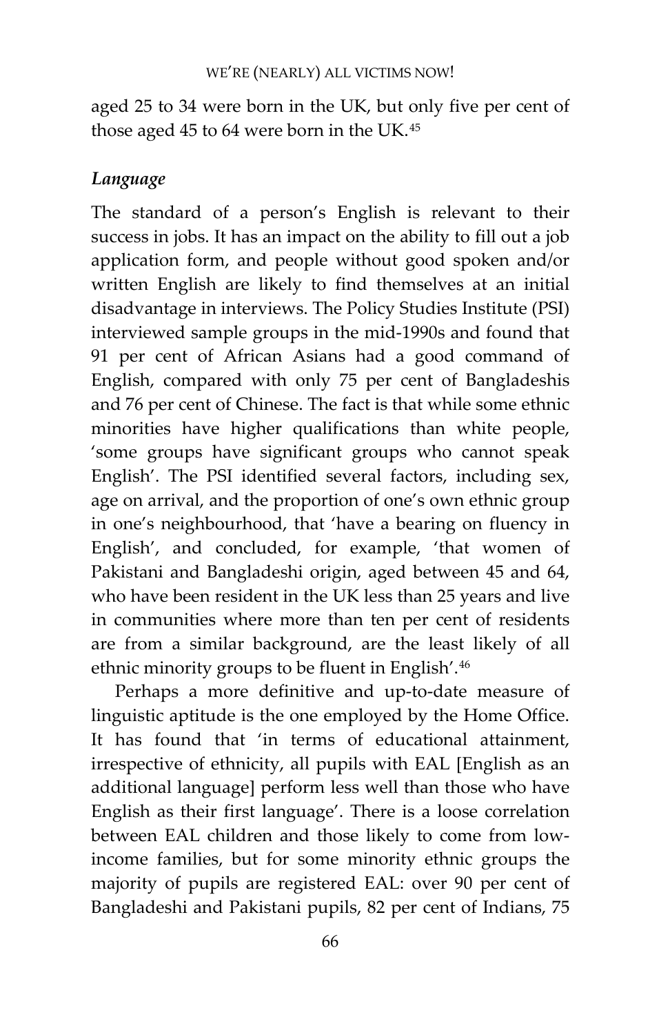aged 25 to 34 were born in the UK, but only five per cent of those aged 45 to 64 were born in the UK.[45]

### *Language*

The standard of a person's English is relevant to their success in jobs. It has an impact on the ability to fill out a job application form, and people without good spoken and/or written English are likely to find themselves at an initial disadvantage in interviews. The Policy Studies Institute (PSI) interviewed sample groups in the mid-1990s and found that 91 per cent of African Asians had a good command of English, compared with only 75 per cent of Bangladeshis and 76 per cent of Chinese. The fact is that while some ethnic minorities have higher qualifications than white people, 'some groups have significant groups who cannot speak English'. The PSI identified several factors, including sex, age on arrival, and the proportion of one's own ethnic group in one's neighbourhood, that 'have a bearing on fluency in English', and concluded, for example, 'that women of Pakistani and Bangladeshi origin, aged between 45 and 64, who have been resident in the UK less than 25 years and live in communities where more than ten per cent of residents are from a similar background, are the least likely of all ethnic minority groups to be fluent in English'.[46]

Perhaps a more definitive and up-to-date measure of linguistic aptitude is the one employed by the Home Office. It has found that 'in terms of educational attainment, irrespective of ethnicity, all pupils with EAL [English as an additional language] perform less well than those who have English as their first language'. There is a loose correlation between EAL children and those likely to come from low-income families, but for some minority ethnic groups the majority of pupils are registered EAL: over 90 per cent of Bangladeshi and Pakistani pupils, 82 per cent of Indians, 75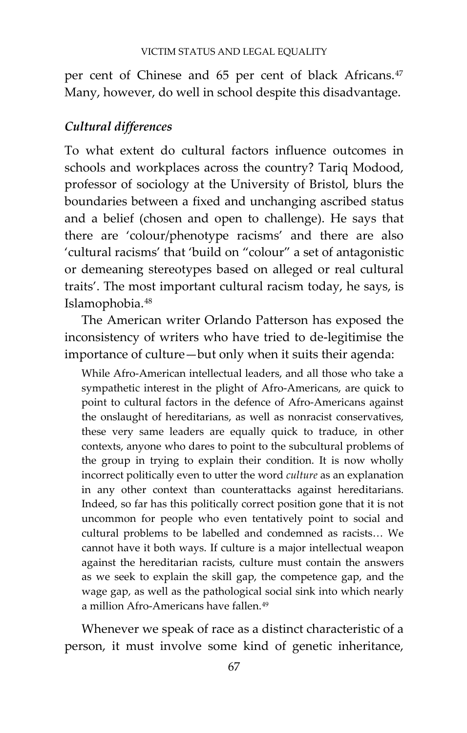per cent of Chinese and 65 per cent of black Africans.[47] Many, however, do well in school despite this disadvantage.

### *Cultural differences*

To what extent do cultural factors influence outcomes in schools and workplaces across the country? Tariq Modood, professor of sociology at the University of Bristol, blurs the boundaries between a fixed and unchanging ascribed status and a belief (chosen and open to challenge). He says that there are 'colour/phenotype racisms' and there are also 'cultural racisms' that 'build on "colour" a set of antagonistic or demeaning stereotypes based on alleged or real cultural traits'. The most important cultural racism today, he says, is Islamophobia.[48]

The American writer Orlando Patterson has exposed the inconsistency of writers who have tried to de-legitimise the importance of culture—but only when it suits their agenda:

> While Afro-American intellectual leaders, and all those who take a sympathetic interest in the plight of Afro-Americans, are quick to point to cultural factors in the defence of Afro-Americans against the onslaught of hereditarians, as well as nonracist conservatives, these very same leaders are equally quick to traduce, in other contexts, anyone who dares to point to the subcultural problems of the group in trying to explain their condition. It is now wholly incorrect politically even to utter the word *culture* as an explanation in any other context than counterattacks against hereditarians. Indeed, so far has this politically correct position gone that it is not uncommon for people who even tentatively point to social and cultural problems to be labelled and condemned as racists… We cannot have it both ways. If culture is a major intellectual weapon against the hereditarian racists, culture must contain the answers as we seek to explain the skill gap, the competence gap, and the wage gap, as well as the pathological social sink into which nearly a million Afro-Americans have fallen.[49]

Whenever we speak of race as a distinct characteristic of a person, it must involve some kind of genetic inheritance,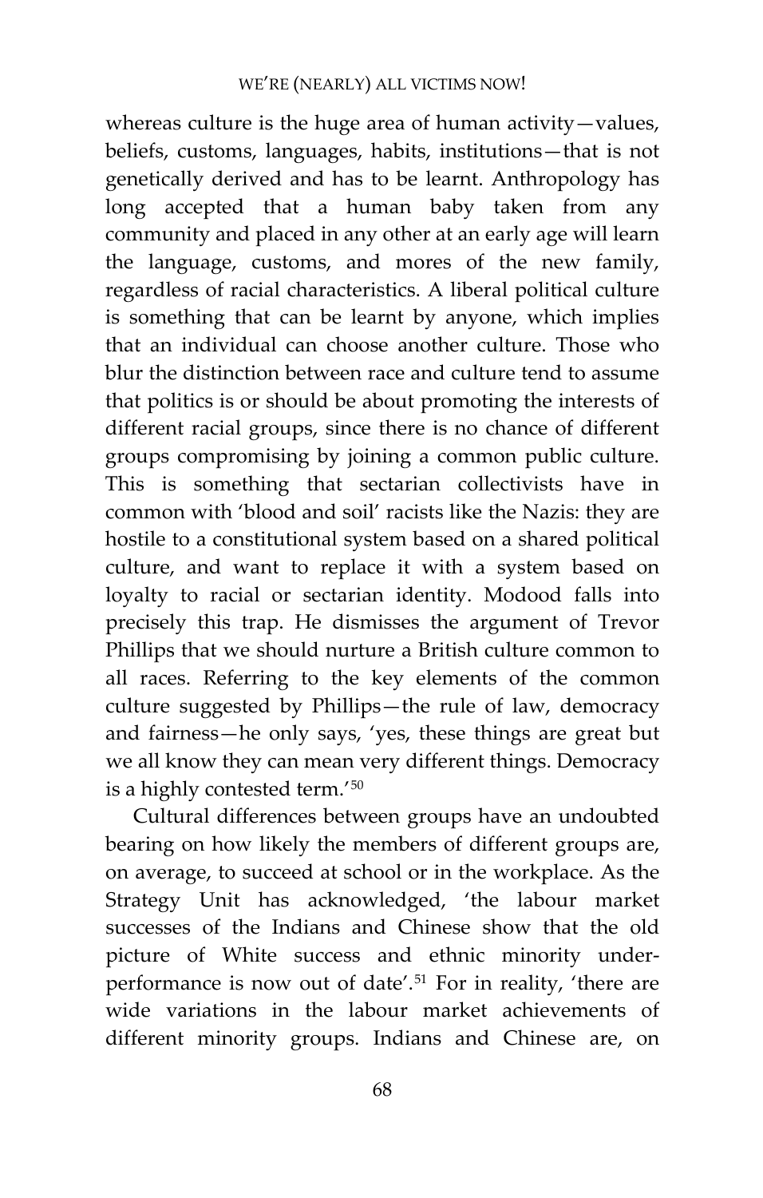whereas culture is the huge area of human activity—values, beliefs, customs, languages, habits, institutions—that is not genetically derived and has to be learnt. Anthropology has long accepted that a human baby taken from any community and placed in any other at an early age will learn the language, customs, and mores of the new family, regardless of racial characteristics. A liberal political culture is something that can be learnt by anyone, which implies that an individual can choose another culture. Those who blur the distinction between race and culture tend to assume that politics is or should be about promoting the interests of different racial groups, since there is no chance of different groups compromising by joining a common public culture. This is something that sectarian collectivists have in common with 'blood and soil' racists like the Nazis: they are hostile to a constitutional system based on a shared political culture, and want to replace it with a system based on loyalty to racial or sectarian identity. Modood falls into precisely this trap. He dismisses the argument of Trevor Phillips that we should nurture a British culture common to all races. Referring to the key elements of the common culture suggested by Phillips—the rule of law, democracy and fairness—he only says, 'yes, these things are great but we all know they can mean very different things. Democracy is a highly contested term.'[50]

Cultural differences between groups have an undoubted bearing on how likely the members of different groups are, on average, to succeed at school or in the workplace. As the Strategy Unit has acknowledged, 'the labour market successes of the Indians and Chinese show that the old picture of White success and ethnic minority under-performance is now out of date'.[51] For in reality, 'there are wide variations in the labour market achievements of different minority groups. Indians and Chinese are, on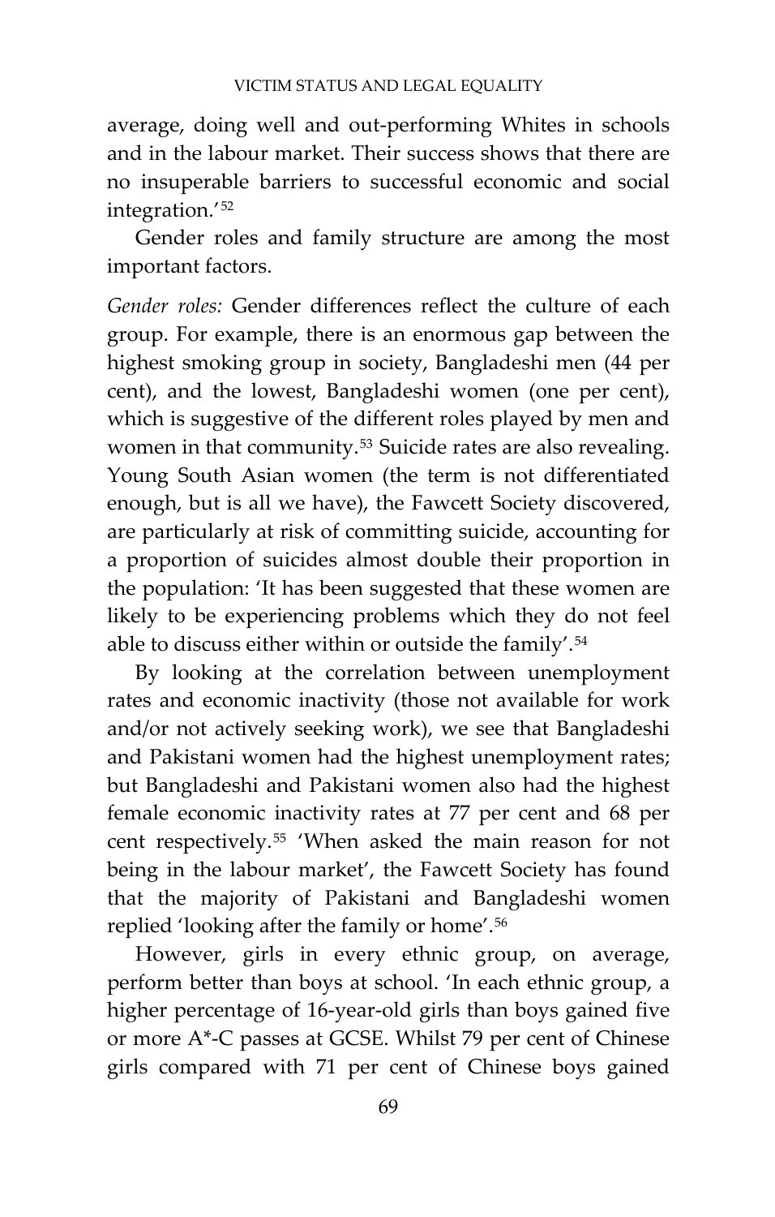average, doing well and out-performing Whites in schools and in the labour market. Their success shows that there are no insuperable barriers to successful economic and social integration.'[52]

Gender roles and family structure are among the most important factors.

*Gender roles:* Gender differences reflect the culture of each group. For example, there is an enormous gap between the highest smoking group in society, Bangladeshi men (44 per cent), and the lowest, Bangladeshi women (one per cent), which is suggestive of the different roles played by men and women in that community.[53] Suicide rates are also revealing. Young South Asian women (the term is not differentiated enough, but is all we have), the Fawcett Society discovered, are particularly at risk of committing suicide, accounting for a proportion of suicides almost double their proportion in the population: 'It has been suggested that these women are likely to be experiencing problems which they do not feel able to discuss either within or outside the family'.[54]

By looking at the correlation between unemployment rates and economic inactivity (those not available for work and/or not actively seeking work), we see that Bangladeshi and Pakistani women had the highest unemployment rates; but Bangladeshi and Pakistani women also had the highest female economic inactivity rates at 77 per cent and 68 per cent respectively.[55] 'When asked the main reason for not being in the labour market', the Fawcett Society has found that the majority of Pakistani and Bangladeshi women replied 'looking after the family or home'.[56]

However, girls in every ethnic group, on average, perform better than boys at school. 'In each ethnic group, a higher percentage of 16-year-old girls than boys gained five or more A*-C passes at GCSE. Whilst 79 per cent of Chinese girls compared with 71 per cent of Chinese boys gained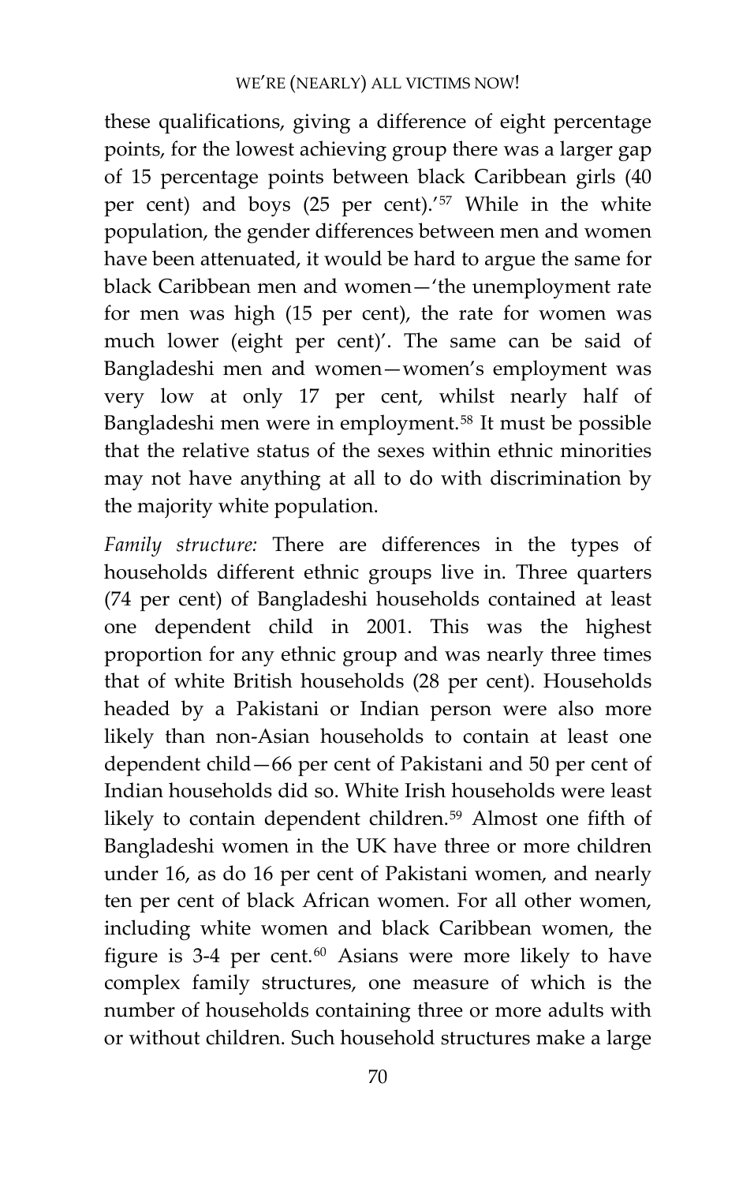these qualifications, giving a difference of eight percentage points, for the lowest achieving group there was a larger gap of 15 percentage points between black Caribbean girls (40 per cent) and boys (25 per cent).'[57] While in the white population, the gender differences between men and women have been attenuated, it would be hard to argue the same for black Caribbean men and women—'the unemployment rate for men was high (15 per cent), the rate for women was much lower (eight per cent)'. The same can be said of Bangladeshi men and women—women's employment was very low at only 17 per cent, whilst nearly half of Bangladeshi men were in employment.[58] It must be possible that the relative status of the sexes within ethnic minorities may not have anything at all to do with discrimination by the majority white population.

*Family structure:* There are differences in the types of households different ethnic groups live in. Three quarters (74 per cent) of Bangladeshi households contained at least one dependent child in 2001. This was the highest proportion for any ethnic group and was nearly three times that of white British households (28 per cent). Households headed by a Pakistani or Indian person were also more likely than non-Asian households to contain at least one dependent child—66 per cent of Pakistani and 50 per cent of Indian households did so. White Irish households were least likely to contain dependent children.[59] Almost one fifth of Bangladeshi women in the UK have three or more children under 16, as do 16 per cent of Pakistani women, and nearly ten per cent of black African women. For all other women, including white women and black Caribbean women, the figure is 3-4 per cent.[60] Asians were more likely to have complex family structures, one measure of which is the number of households containing three or more adults with or without children. Such household structures make a large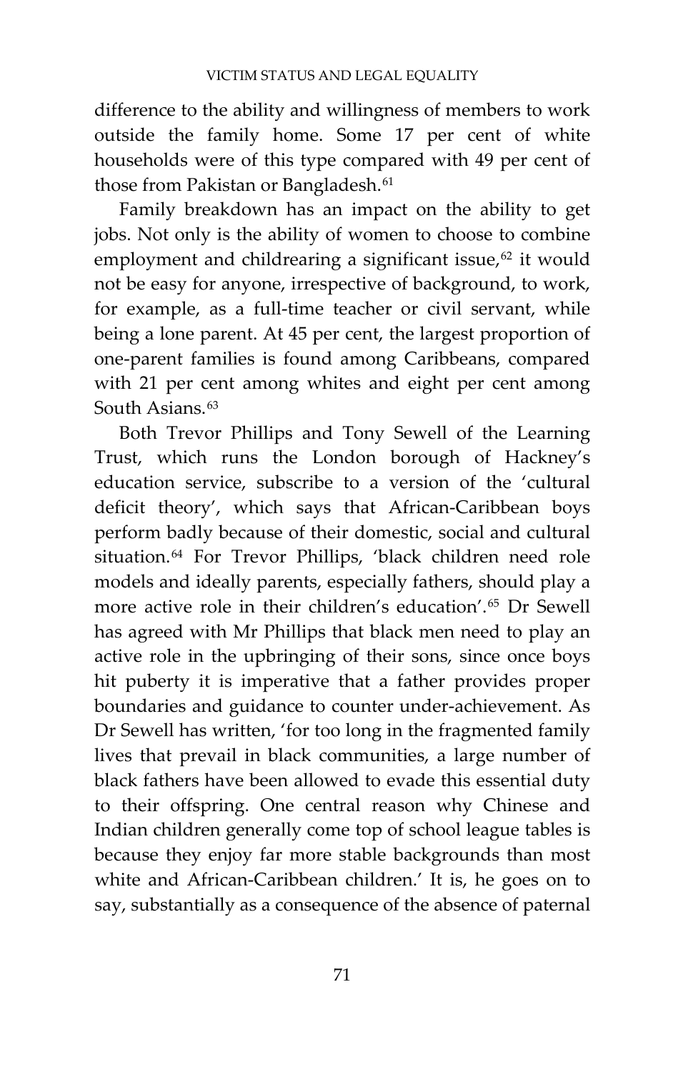difference to the ability and willingness of members to work outside the family home. Some 17 per cent of white households were of this type compared with 49 per cent of those from Pakistan or Bangladesh.[61]

Family breakdown has an impact on the ability to get jobs. Not only is the ability of women to choose to combine employment and childrearing a significant issue,[62] it would not be easy for anyone, irrespective of background, to work, for example, as a full-time teacher or civil servant, while being a lone parent. At 45 per cent, the largest proportion of one-parent families is found among Caribbeans, compared with 21 per cent among whites and eight per cent among South Asians.[63]

Both Trevor Phillips and Tony Sewell of the Learning Trust, which runs the London borough of Hackney's education service, subscribe to a version of the 'cultural deficit theory', which says that African-Caribbean boys perform badly because of their domestic, social and cultural situation.[64] For Trevor Phillips, 'black children need role models and ideally parents, especially fathers, should play a more active role in their children's education'.[65] Dr Sewell has agreed with Mr Phillips that black men need to play an active role in the upbringing of their sons, since once boys hit puberty it is imperative that a father provides proper boundaries and guidance to counter under-achievement. As Dr Sewell has written, 'for too long in the fragmented family lives that prevail in black communities, a large number of black fathers have been allowed to evade this essential duty to their offspring. One central reason why Chinese and Indian children generally come top of school league tables is because they enjoy far more stable backgrounds than most white and African-Caribbean children.' It is, he goes on to say, substantially as a consequence of the absence of paternal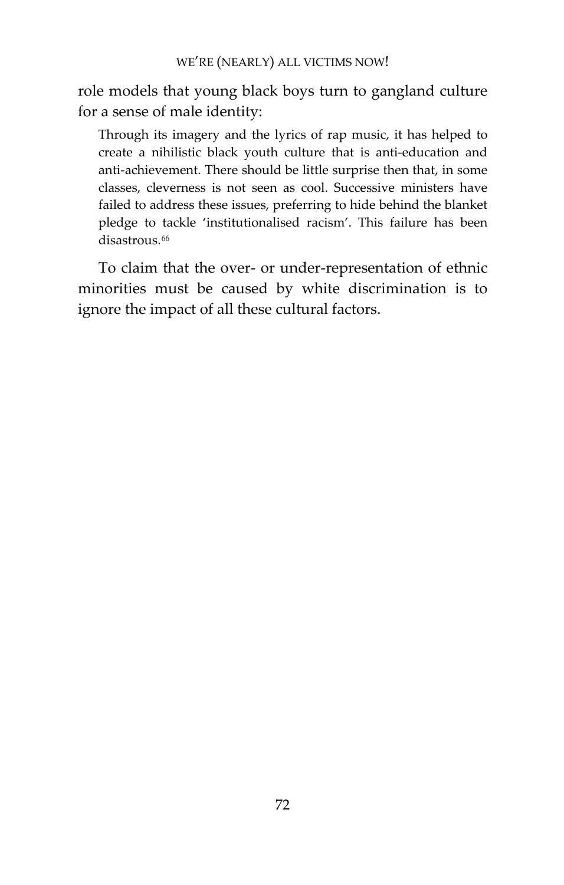role models that young black boys turn to gangland culture for a sense of male identity:

> Through its imagery and the lyrics of rap music, it has helped to create a nihilistic black youth culture that is anti-education and anti-achievement. There should be little surprise then that, in some classes, cleverness is not seen as cool. Successive ministers have failed to address these issues, preferring to hide behind the blanket pledge to tackle 'institutionalised racism'. This failure has been disastrous.[66]

To claim that the over- or under-representation of ethnic minorities must be caused by white discrimination is to ignore the impact of all these cultural factors.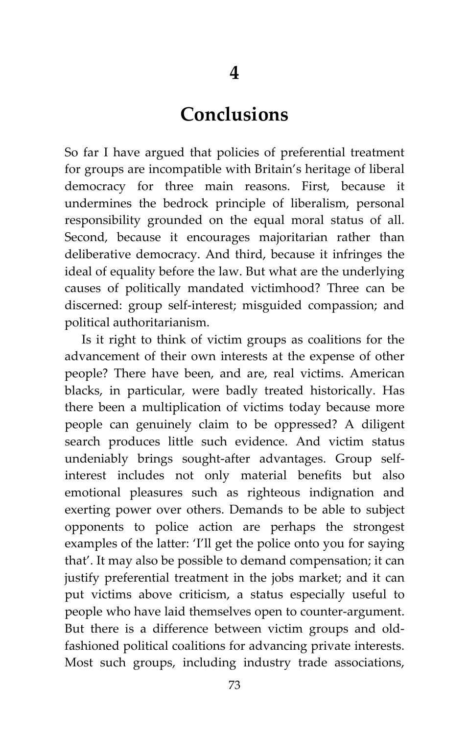# 4

# Conclusions

So far I have argued that policies of preferential treatment for groups are incompatible with Britain's heritage of liberal democracy for three main reasons. First, because it undermines the bedrock principle of liberalism, personal responsibility grounded on the equal moral status of all. Second, because it encourages majoritarian rather than deliberative democracy. And third, because it infringes the ideal of equality before the law. But what are the underlying causes of politically mandated victimhood? Three can be discerned: group self-interest; misguided compassion; and political authoritarianism.

Is it right to think of victim groups as coalitions for the advancement of their own interests at the expense of other people? There have been, and are, real victims. American blacks, in particular, were badly treated historically. Has there been a multiplication of victims today because more people can genuinely claim to be oppressed? A diligent search produces little such evidence. And victim status undeniably brings sought-after advantages. Group self-interest includes not only material benefits but also emotional pleasures such as righteous indignation and exerting power over others. Demands to be able to subject opponents to police action are perhaps the strongest examples of the latter: 'I'll get the police onto you for saying that'. It may also be possible to demand compensation; it can justify preferential treatment in the jobs market; and it can put victims above criticism, a status especially useful to people who have laid themselves open to counter-argument. But there is a difference between victim groups and old-fashioned political coalitions for advancing private interests. Most such groups, including industry trade associations,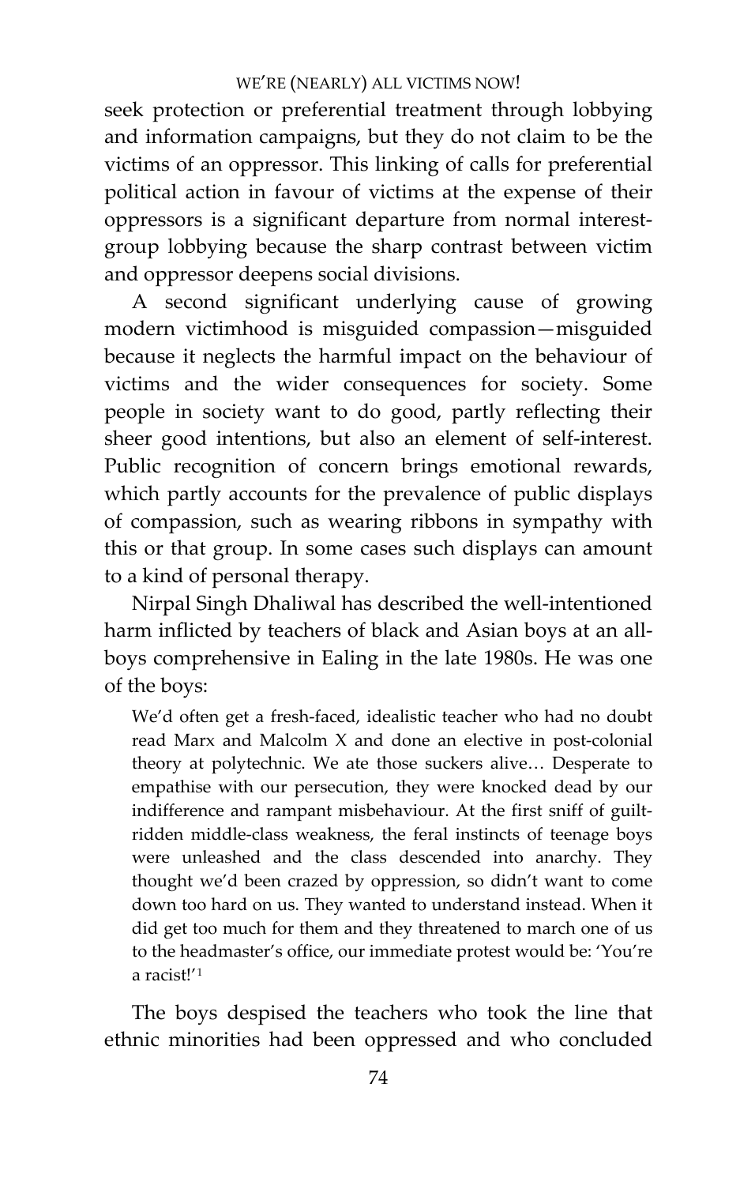seek protection or preferential treatment through lobbying and information campaigns, but they do not claim to be the victims of an oppressor. This linking of calls for preferential political action in favour of victims at the expense of their oppressors is a significant departure from normal interest-group lobbying because the sharp contrast between victim and oppressor deepens social divisions.

A second significant underlying cause of growing modern victimhood is misguided compassion—misguided because it neglects the harmful impact on the behaviour of victims and the wider consequences for society. Some people in society want to do good, partly reflecting their sheer good intentions, but also an element of self-interest. Public recognition of concern brings emotional rewards, which partly accounts for the prevalence of public displays of compassion, such as wearing ribbons in sympathy with this or that group. In some cases such displays can amount to a kind of personal therapy.

Nirpal Singh Dhaliwal has described the well-intentioned harm inflicted by teachers of black and Asian boys at an all-boys comprehensive in Ealing in the late 1980s. He was one of the boys:

> We'd often get a fresh-faced, idealistic teacher who had no doubt read Marx and Malcolm X and done an elective in post-colonial theory at polytechnic. We ate those suckers alive… Desperate to empathise with our persecution, they were knocked dead by our indifference and rampant misbehaviour. At the first sniff of guilt-ridden middle-class weakness, the feral instincts of teenage boys were unleashed and the class descended into anarchy. They thought we'd been crazed by oppression, so didn't want to come down too hard on us. They wanted to understand instead. When it did get too much for them and they threatened to march one of us to the headmaster's office, our immediate protest would be: 'You're a racist!'[1]

The boys despised the teachers who took the line that ethnic minorities had been oppressed and who concluded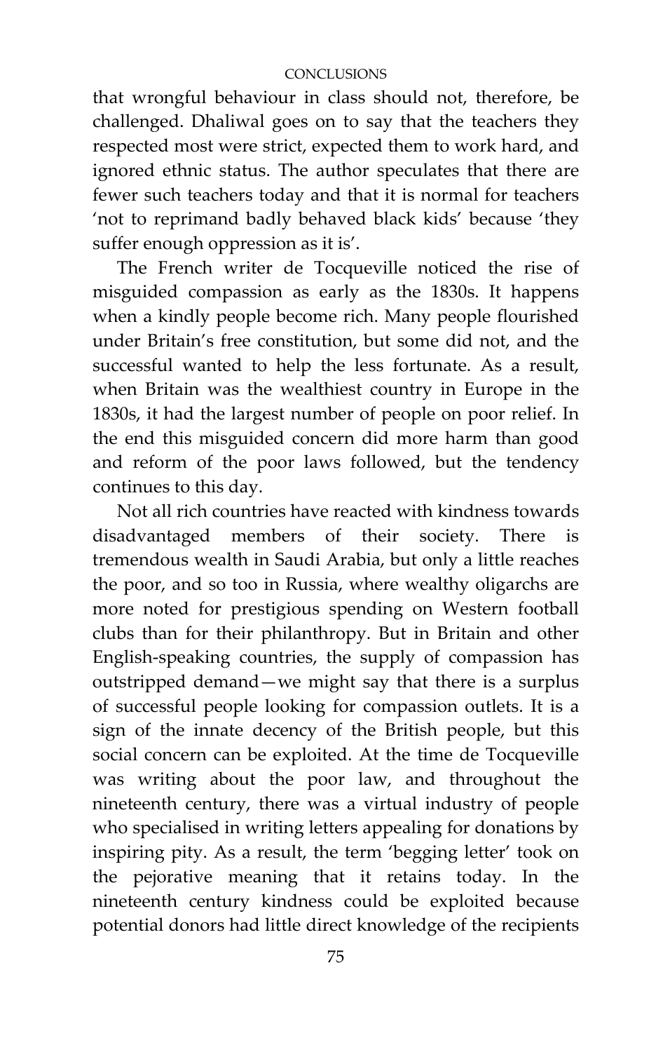that wrongful behaviour in class should not, therefore, be challenged. Dhaliwal goes on to say that the teachers they respected most were strict, expected them to work hard, and ignored ethnic status. The author speculates that there are fewer such teachers today and that it is normal for teachers 'not to reprimand badly behaved black kids' because 'they suffer enough oppression as it is'.

The French writer de Tocqueville noticed the rise of misguided compassion as early as the 1830s. It happens when a kindly people become rich. Many people flourished under Britain's free constitution, but some did not, and the successful wanted to help the less fortunate. As a result, when Britain was the wealthiest country in Europe in the 1830s, it had the largest number of people on poor relief. In the end this misguided concern did more harm than good and reform of the poor laws followed, but the tendency continues to this day.

Not all rich countries have reacted with kindness towards disadvantaged members of their society. There is tremendous wealth in Saudi Arabia, but only a little reaches the poor, and so too in Russia, where wealthy oligarchs are more noted for prestigious spending on Western football clubs than for their philanthropy. But in Britain and other English-speaking countries, the supply of compassion has outstripped demand—we might say that there is a surplus of successful people looking for compassion outlets. It is a sign of the innate decency of the British people, but this social concern can be exploited. At the time de Tocqueville was writing about the poor law, and throughout the nineteenth century, there was a virtual industry of people who specialised in writing letters appealing for donations by inspiring pity. As a result, the term 'begging letter' took on the pejorative meaning that it retains today. In the nineteenth century kindness could be exploited because potential donors had little direct knowledge of the recipients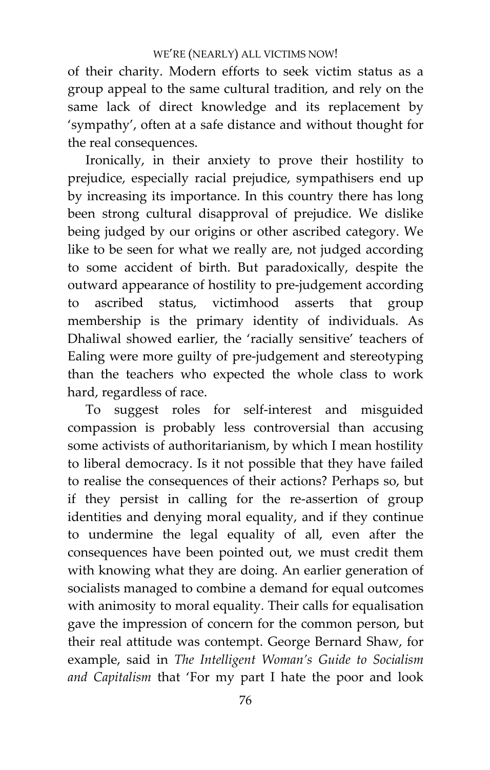of their charity. Modern efforts to seek victim status as a group appeal to the same cultural tradition, and rely on the same lack of direct knowledge and its replacement by 'sympathy', often at a safe distance and without thought for the real consequences.

Ironically, in their anxiety to prove their hostility to prejudice, especially racial prejudice, sympathisers end up by increasing its importance. In this country there has long been strong cultural disapproval of prejudice. We dislike being judged by our origins or other ascribed category. We like to be seen for what we really are, not judged according to some accident of birth. But paradoxically, despite the outward appearance of hostility to pre-judgement according to ascribed status, victimhood asserts that group membership is the primary identity of individuals. As Dhaliwal showed earlier, the 'racially sensitive' teachers of Ealing were more guilty of pre-judgement and stereotyping than the teachers who expected the whole class to work hard, regardless of race.

To suggest roles for self-interest and misguided compassion is probably less controversial than accusing some activists of authoritarianism, by which I mean hostility to liberal democracy. Is it not possible that they have failed to realise the consequences of their actions? Perhaps so, but if they persist in calling for the re-assertion of group identities and denying moral equality, and if they continue to undermine the legal equality of all, even after the consequences have been pointed out, we must credit them with knowing what they are doing. An earlier generation of socialists managed to combine a demand for equal outcomes with animosity to moral equality. Their calls for equalisation gave the impression of concern for the common person, but their real attitude was contempt. George Bernard Shaw, for example, said in *The Intelligent Woman's Guide to Socialism and Capitalism* that 'For my part I hate the poor and look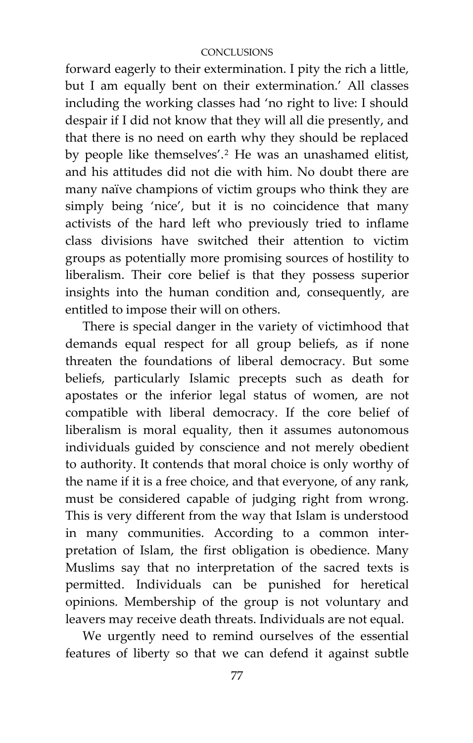forward eagerly to their extermination. I pity the rich a little, but I am equally bent on their extermination.' All classes including the working classes had 'no right to live: I should despair if I did not know that they will all die presently, and that there is no need on earth why they should be replaced by people like themselves'.[2] He was an unashamed elitist, and his attitudes did not die with him. No doubt there are many naïve champions of victim groups who think they are simply being 'nice', but it is no coincidence that many activists of the hard left who previously tried to inflame class divisions have switched their attention to victim groups as potentially more promising sources of hostility to liberalism. Their core belief is that they possess superior insights into the human condition and, consequently, are entitled to impose their will on others.

There is special danger in the variety of victimhood that demands equal respect for all group beliefs, as if none threaten the foundations of liberal democracy. But some beliefs, particularly Islamic precepts such as death for apostates or the inferior legal status of women, are not compatible with liberal democracy. If the core belief of liberalism is moral equality, then it assumes autonomous individuals guided by conscience and not merely obedient to authority. It contends that moral choice is only worthy of the name if it is a free choice, and that everyone, of any rank, must be considered capable of judging right from wrong. This is very different from the way that Islam is understood in many communities. According to a common interpretation of Islam, the first obligation is obedience. Many Muslims say that no interpretation of the sacred texts is permitted. Individuals can be punished for heretical opinions. Membership of the group is not voluntary and leavers may receive death threats. Individuals are not equal.

We urgently need to remind ourselves of the essential features of liberty so that we can defend it against subtle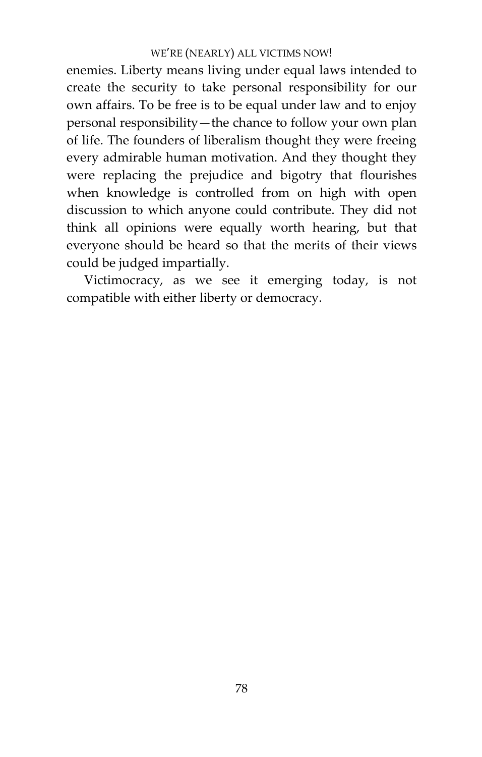enemies. Liberty means living under equal laws intended to create the security to take personal responsibility for our own affairs. To be free is to be equal under law and to enjoy personal responsibility—the chance to follow your own plan of life. The founders of liberalism thought they were freeing every admirable human motivation. And they thought they were replacing the prejudice and bigotry that flourishes when knowledge is controlled from on high with open discussion to which anyone could contribute. They did not think all opinions were equally worth hearing, but that everyone should be heard so that the merits of their views could be judged impartially.

Victimocracy, as we see it emerging today, is not compatible with either liberty or democracy.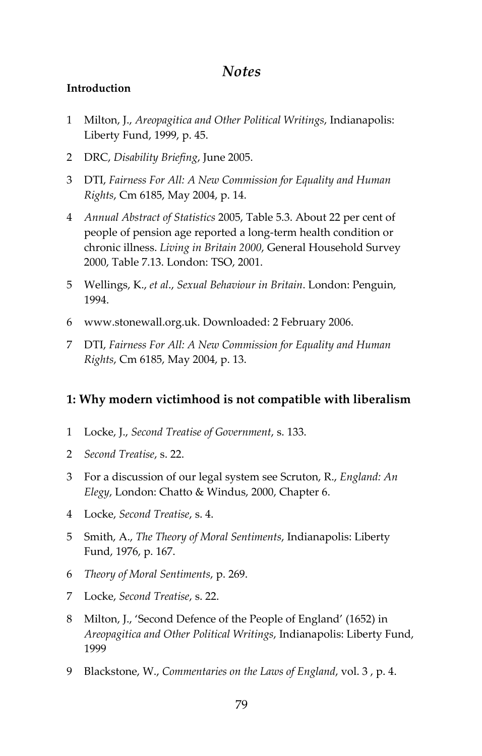# *Notes*

**Introduction**

1 Milton, J., *Areopagitica and Other Political Writings*, Indianapolis: Liberty Fund, 1999, p. 45.

2 DRC, *Disability Briefing*, June 2005.

3 DTI, *Fairness For All: A New Commission for Equality and Human Rights*, Cm 6185, May 2004, p. 14.

4 *Annual Abstract of Statistics* 2005, Table 5.3. About 22 per cent of people of pension age reported a long-term health condition or chronic illness. *Living in Britain 2000*, General Household Survey 2000, Table 7.13. London: TSO, 2001.

5 Wellings, K., *et al*., *Sexual Behaviour in Britain*. London: Penguin, 1994.

6 www.stonewall.org.uk. Downloaded: 2 February 2006.

7 DTI, *Fairness For All: A New Commission for Equality and Human Rights*, Cm 6185, May 2004, p. 13.

## 1: Why modern victimhood is not compatible with liberalism

1 Locke, J., *Second Treatise of Government*, s. 133.

2 *Second Treatise*, s. 22.

3 For a discussion of our legal system see Scruton, R., *England: An Elegy*, London: Chatto & Windus, 2000, Chapter 6.

4 Locke, *Second Treatise*, s. 4.

5 Smith, A., *The Theory of Moral Sentiments*, Indianapolis: Liberty Fund, 1976, p. 167.

6 *Theory of Moral Sentiments*, p. 269.

7 Locke, *Second Treatise*, s. 22.

8 Milton, J., 'Second Defence of the People of England' (1652) in *Areopagitica and Other Political Writings*, Indianapolis: Liberty Fund, 1999

9 Blackstone, W., *Commentaries on the Laws of England*, vol. 3 , p. 4.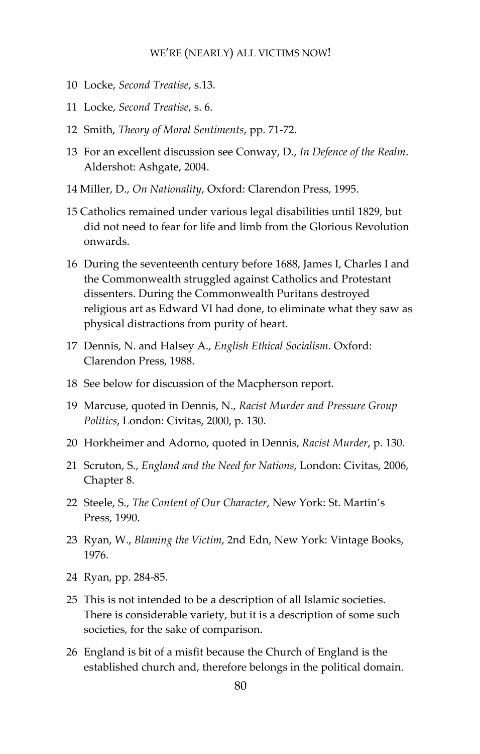10 Locke, *Second Treatise*, s.13.

11 Locke, *Second Treatise*, s. 6.

12 Smith, *Theory of Moral Sentiments*, pp. 71-72.

13 For an excellent discussion see Conway, D., *In Defence of the Realm*. Aldershot: Ashgate, 2004.

14 Miller, D., *On Nationality*, Oxford: Clarendon Press, 1995.

15 Catholics remained under various legal disabilities until 1829, but did not need to fear for life and limb from the Glorious Revolution onwards.

16 During the seventeenth century before 1688, James I, Charles I and the Commonwealth struggled against Catholics and Protestant dissenters. During the Commonwealth Puritans destroyed religious art as Edward VI had done, to eliminate what they saw as physical distractions from purity of heart.

17 Dennis, N. and Halsey A., *English Ethical Socialism*. Oxford: Clarendon Press, 1988.

18 See below for discussion of the Macpherson report.

19 Marcuse, quoted in Dennis, N., *Racist Murder and Pressure Group Politics*, London: Civitas, 2000, p. 130.

20 Horkheimer and Adorno, quoted in Dennis, *Racist Murder*, p. 130.

21 Scruton, S., *England and the Need for Nations*, London: Civitas, 2006, Chapter 8.

22 Steele, S., *The Content of Our Character*, New York: St. Martin's Press, 1990.

23 Ryan, W., *Blaming the Victim*, 2nd Edn, New York: Vintage Books, 1976.

24 Ryan, pp. 284-85.

25 This is not intended to be a description of all Islamic societies. There is considerable variety, but it is a description of some such societies, for the sake of comparison.

26 England is bit of a misfit because the Church of England is the established church and, therefore belongs in the political domain.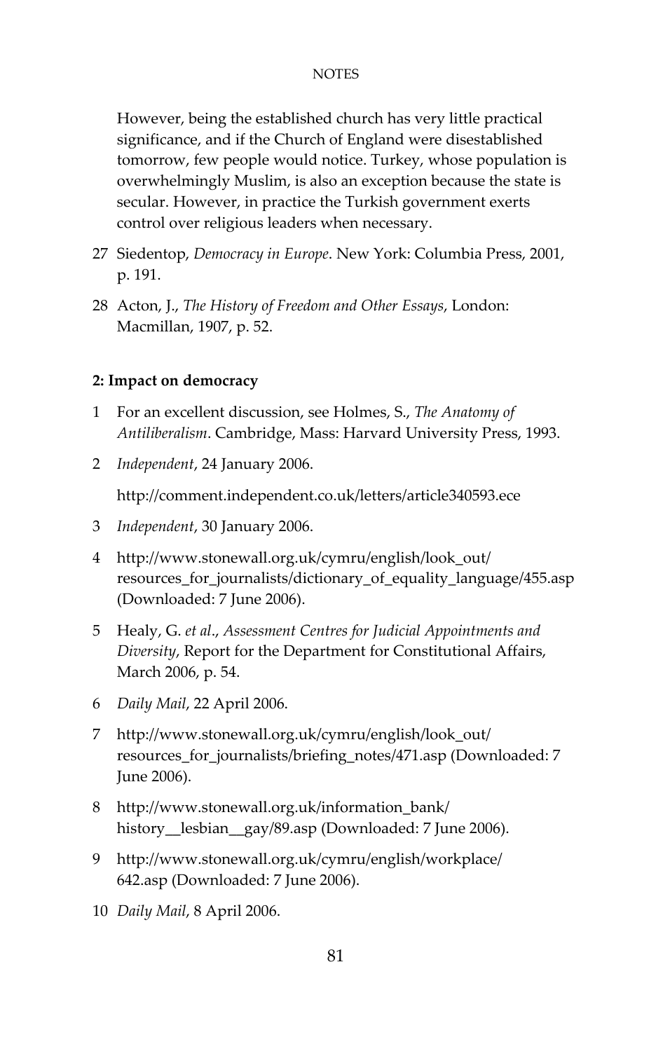However, being the established church has very little practical significance, and if the Church of England were disestablished tomorrow, few people would notice. Turkey, whose population is overwhelmingly Muslim, is also an exception because the state is secular. However, in practice the Turkish government exerts control over religious leaders when necessary.

27 Siedentop, *Democracy in Europe*. New York: Columbia Press, 2001, p. 191.

28 Acton, J., *The History of Freedom and Other Essays*, London: Macmillan, 1907, p. 52.

**2: Impact on democracy**

1 For an excellent discussion, see Holmes, S., *The Anatomy of Antiliberalism*. Cambridge, Mass: Harvard University Press, 1993.

2 *Independent*, 24 January 2006.

http://comment.independent.co.uk/letters/article340593.ece

3 *Independent*, 30 January 2006.

4 http://www.stonewall.org.uk/cymru/english/look_out/resources_for_journalists/dictionary_of_equality_language/455.asp (Downloaded: 7 June 2006).

5 Healy, G. *et al*., *Assessment Centres for Judicial Appointments and Diversity*, Report for the Department for Constitutional Affairs, March 2006, p. 54.

6 *Daily Mail*, 22 April 2006.

7 http://www.stonewall.org.uk/cymru/english/look_out/resources_for_journalists/briefing_notes/471.asp (Downloaded: 7 June 2006).

8 http://www.stonewall.org.uk/information_bank/history__lesbian__gay/89.asp (Downloaded: 7 June 2006).

9 http://www.stonewall.org.uk/cymru/english/workplace/642.asp (Downloaded: 7 June 2006).

10 *Daily Mail*, 8 April 2006.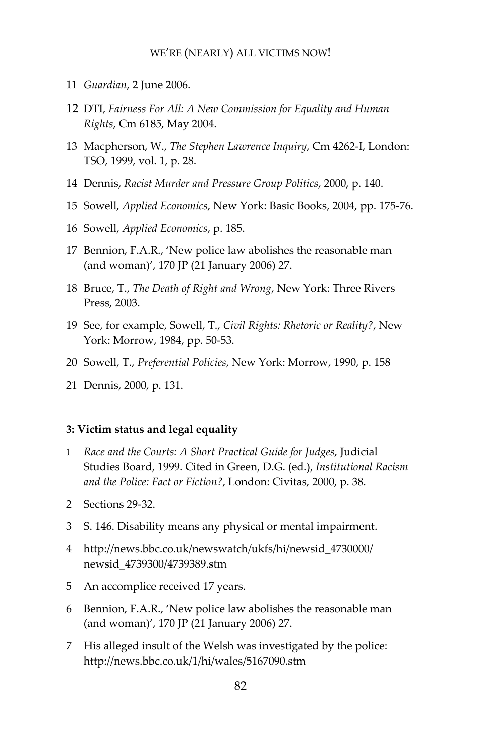11 *Guardian*, 2 June 2006.

12 DTI, *Fairness For All: A New Commission for Equality and Human Rights*, Cm 6185, May 2004.

13 Macpherson, W., *The Stephen Lawrence Inquiry*, Cm 4262-I, London: TSO, 1999, vol. 1, p. 28.

14 Dennis, *Racist Murder and Pressure Group Politics*, 2000, p. 140.

15 Sowell, *Applied Economics*, New York: Basic Books, 2004, pp. 175-76.

16 Sowell, *Applied Economics*, p. 185.

17 Bennion, F.A.R., 'New police law abolishes the reasonable man (and woman)', 170 JP (21 January 2006) 27.

18 Bruce, T., *The Death of Right and Wrong*, New York: Three Rivers Press, 2003.

19 See, for example, Sowell, T., *Civil Rights: Rhetoric or Reality?*, New York: Morrow, 1984, pp. 50-53.

20 Sowell, T., *Preferential Policies*, New York: Morrow, 1990, p. 158

21 Dennis, 2000, p. 131.

**3: Victim status and legal equality**

1 *Race and the Courts: A Short Practical Guide for Judges*, Judicial Studies Board, 1999. Cited in Green, D.G. (ed.), *Institutional Racism and the Police: Fact or Fiction?*, London: Civitas, 2000, p. 38.

2 Sections 29-32.

3 S. 146. Disability means any physical or mental impairment.

4 http://news.bbc.co.uk/newswatch/ukfs/hi/newsid_4730000/newsid_4739300/4739389.stm

5 An accomplice received 17 years.

6 Bennion, F.A.R., 'New police law abolishes the reasonable man (and woman)', 170 JP (21 January 2006) 27.

7 His alleged insult of the Welsh was investigated by the police: http://news.bbc.co.uk/1/hi/wales/5167090.stm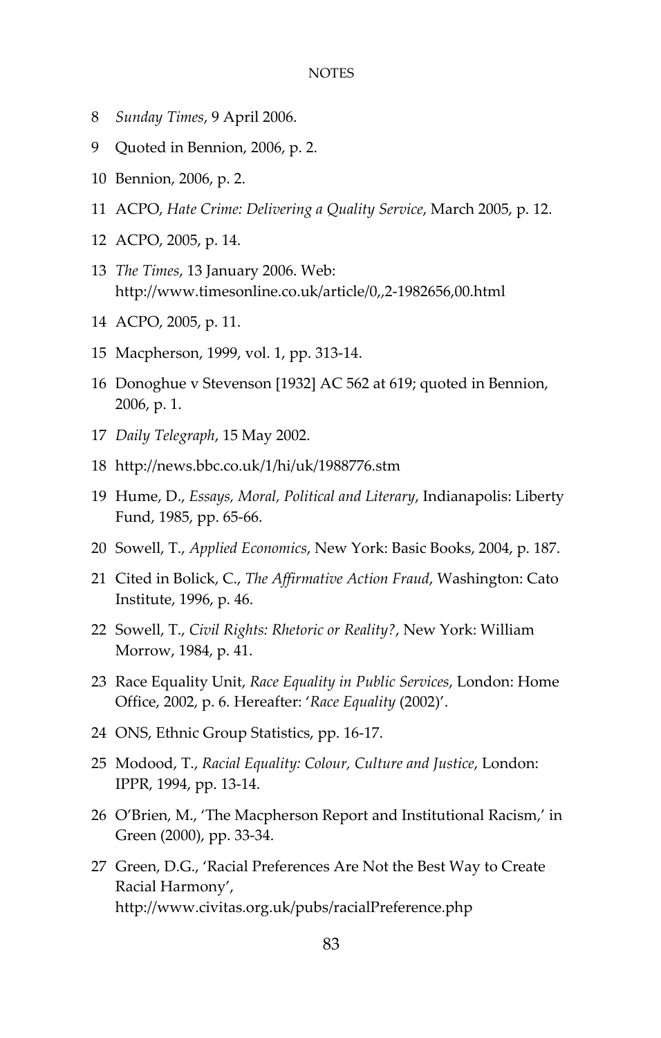8 *Sunday Times*, 9 April 2006.

9 Quoted in Bennion, 2006, p. 2.

10 Bennion, 2006, p. 2.

11 ACPO, *Hate Crime: Delivering a Quality Service*, March 2005, p. 12.

12 ACPO, 2005, p. 14.

13 *The Times*, 13 January 2006. Web: http://www.timesonline.co.uk/article/0,,2-1982656,00.html

14 ACPO, 2005, p. 11.

15 Macpherson, 1999, vol. 1, pp. 313-14.

16 Donoghue v Stevenson [1932] AC 562 at 619; quoted in Bennion, 2006, p. 1.

17 *Daily Telegraph*, 15 May 2002.

18 http://news.bbc.co.uk/1/hi/uk/1988776.stm

19 Hume, D., *Essays, Moral, Political and Literary*, Indianapolis: Liberty Fund, 1985, pp. 65-66.

20 Sowell, T., *Applied Economics*, New York: Basic Books, 2004, p. 187.

21 Cited in Bolick, C., *The Affirmative Action Fraud*, Washington: Cato Institute, 1996, p. 46.

22 Sowell, T., *Civil Rights: Rhetoric or Reality?*, New York: William Morrow, 1984, p. 41.

23 Race Equality Unit, *Race Equality in Public Services*, London: Home Office, 2002, p. 6. Hereafter: '*Race Equality* (2002)'.

24 ONS, Ethnic Group Statistics, pp. 16-17.

25 Modood, T., *Racial Equality: Colour, Culture and Justice*, London: IPPR, 1994, pp. 13-14.

26 O'Brien, M., 'The Macpherson Report and Institutional Racism,' in Green (2000), pp. 33-34.

27 Green, D.G., 'Racial Preferences Are Not the Best Way to Create Racial Harmony', http://www.civitas.org.uk/pubs/racialPreference.php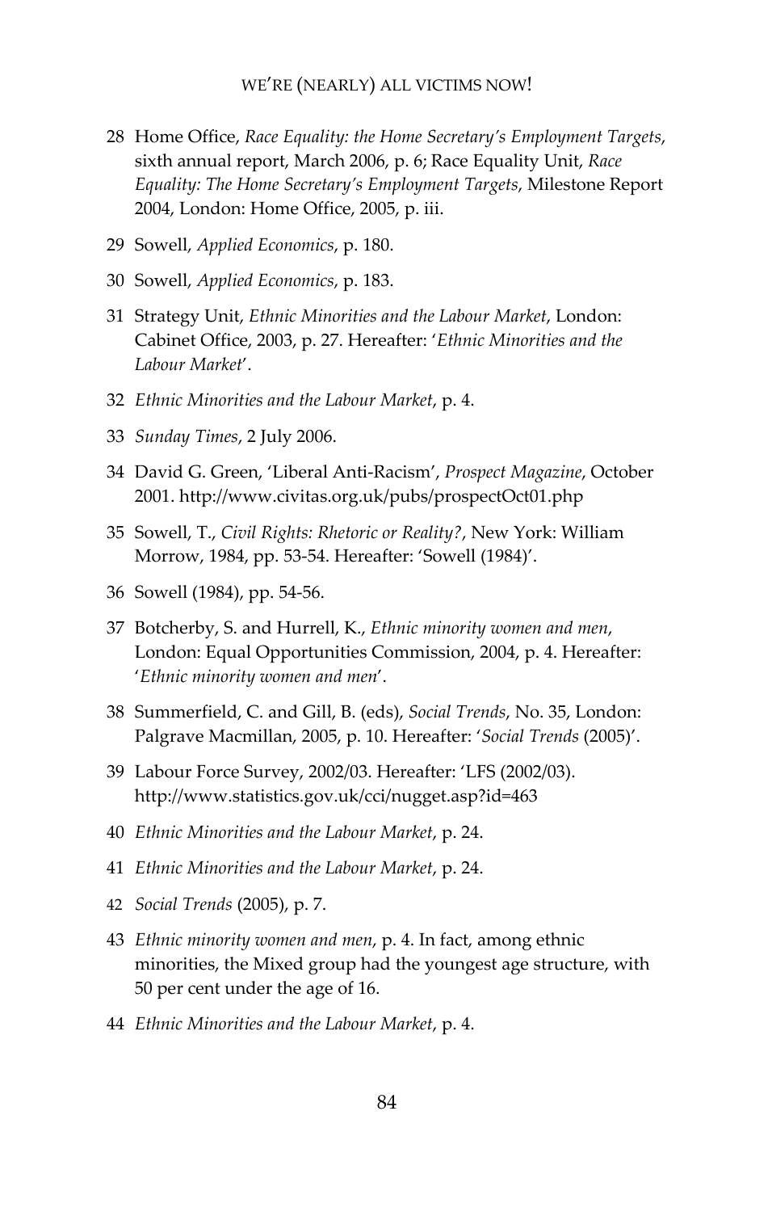28 Home Office, *Race Equality: the Home Secretary's Employment Targets*, sixth annual report, March 2006, p. 6; Race Equality Unit, *Race Equality: The Home Secretary's Employment Targets*, Milestone Report 2004, London: Home Office, 2005, p. iii.

29 Sowell, *Applied Economics*, p. 180.

30 Sowell, *Applied Economics*, p. 183.

31 Strategy Unit, *Ethnic Minorities and the Labour Market*, London: Cabinet Office, 2003, p. 27. Hereafter: '*Ethnic Minorities and the Labour Market*'.

32 *Ethnic Minorities and the Labour Market*, p. 4.

33 *Sunday Times*, 2 July 2006.

34 David G. Green, 'Liberal Anti-Racism', *Prospect Magazine*, October 2001. http://www.civitas.org.uk/pubs/prospectOct01.php

35 Sowell, T., *Civil Rights: Rhetoric or Reality?*, New York: William Morrow, 1984, pp. 53-54. Hereafter: 'Sowell (1984)'.

36 Sowell (1984), pp. 54-56.

37 Botcherby, S. and Hurrell, K., *Ethnic minority women and men*, London: Equal Opportunities Commission, 2004, p. 4. Hereafter: '*Ethnic minority women and men*'.

38 Summerfield, C. and Gill, B. (eds), *Social Trends*, No. 35, London: Palgrave Macmillan, 2005, p. 10. Hereafter: '*Social Trends* (2005)'.

39 Labour Force Survey, 2002/03. Hereafter: 'LFS (2002/03). http://www.statistics.gov.uk/cci/nugget.asp?id=463

40 *Ethnic Minorities and the Labour Market*, p. 24.

41 *Ethnic Minorities and the Labour Market*, p. 24.

42 *Social Trends* (2005), p. 7.

43 *Ethnic minority women and men*, p. 4. In fact, among ethnic minorities, the Mixed group had the youngest age structure, with 50 per cent under the age of 16.

44 *Ethnic Minorities and the Labour Market*, p. 4.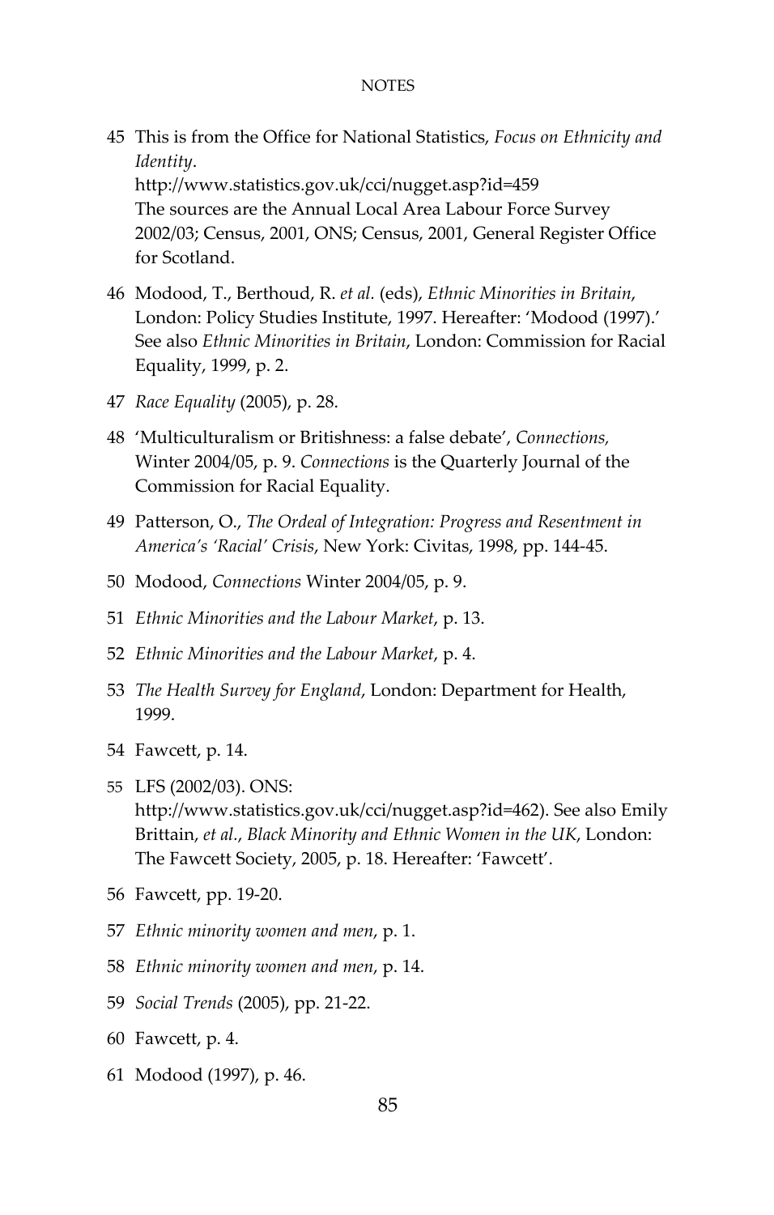45 This is from the Office for National Statistics, *Focus on Ethnicity and Identity*.
http://www.statistics.gov.uk/cci/nugget.asp?id=459
The sources are the Annual Local Area Labour Force Survey 2002/03; Census, 2001, ONS; Census, 2001, General Register Office for Scotland.

46 Modood, T., Berthoud, R. *et al.* (eds), *Ethnic Minorities in Britain*, London: Policy Studies Institute, 1997. Hereafter: 'Modood (1997).' See also *Ethnic Minorities in Britain*, London: Commission for Racial Equality, 1999, p. 2.

47 *Race Equality* (2005), p. 28.

48 'Multiculturalism or Britishness: a false debate', *Connections,* Winter 2004/05, p. 9. *Connections* is the Quarterly Journal of the Commission for Racial Equality.

49 Patterson, O., *The Ordeal of Integration: Progress and Resentment in America's 'Racial' Crisis*, New York: Civitas, 1998, pp. 144-45.

50 Modood, *Connections* Winter 2004/05, p. 9.

51 *Ethnic Minorities and the Labour Market*, p. 13.

52 *Ethnic Minorities and the Labour Market*, p. 4.

53 *The Health Survey for England*, London: Department for Health, 1999.

54 Fawcett, p. 14.

55 LFS (2002/03). ONS: http://www.statistics.gov.uk/cci/nugget.asp?id=462). See also Emily Brittain, *et al.*, *Black Minority and Ethnic Women in the UK*, London: The Fawcett Society, 2005, p. 18. Hereafter: 'Fawcett'.

56 Fawcett, pp. 19-20.

57 *Ethnic minority women and men*, p. 1.

58 *Ethnic minority women and men*, p. 14.

59 *Social Trends* (2005), pp. 21-22.

60 Fawcett, p. 4.

61 Modood (1997), p. 46.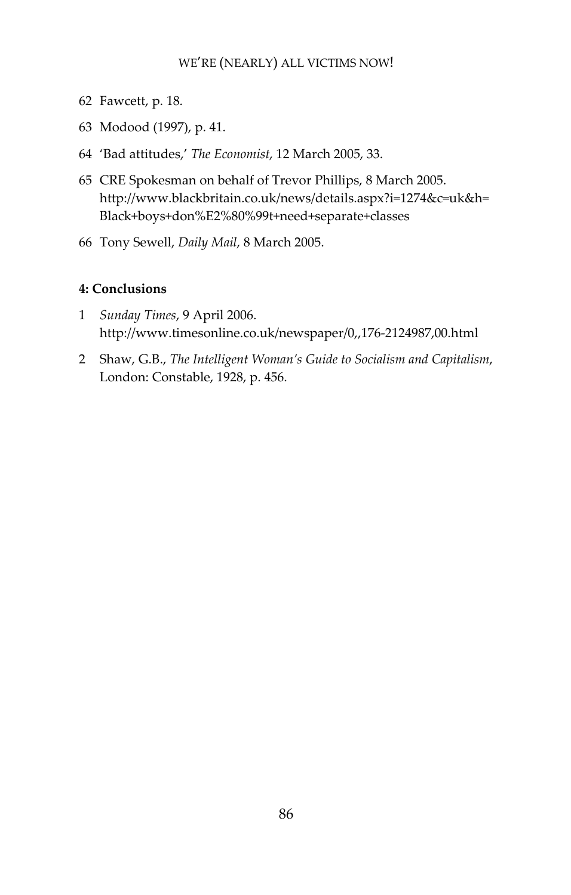62 Fawcett, p. 18.

63 Modood (1997), p. 41.

64 'Bad attitudes,' *The Economist*, 12 March 2005, 33.

65 CRE Spokesman on behalf of Trevor Phillips, 8 March 2005. http://www.blackbritain.co.uk/news/details.aspx?i=1274&c=uk&h=Black+boys+don%E2%80%99t+need+separate+classes

66 Tony Sewell, *Daily Mail*, 8 March 2005.

**4: Conclusions**

1 *Sunday Times*, 9 April 2006. http://www.timesonline.co.uk/newspaper/0,,176-2124987,00.html

2 Shaw, G.B., *The Intelligent Woman's Guide to Socialism and Capitalism*, London: Constable, 1928, p. 456.